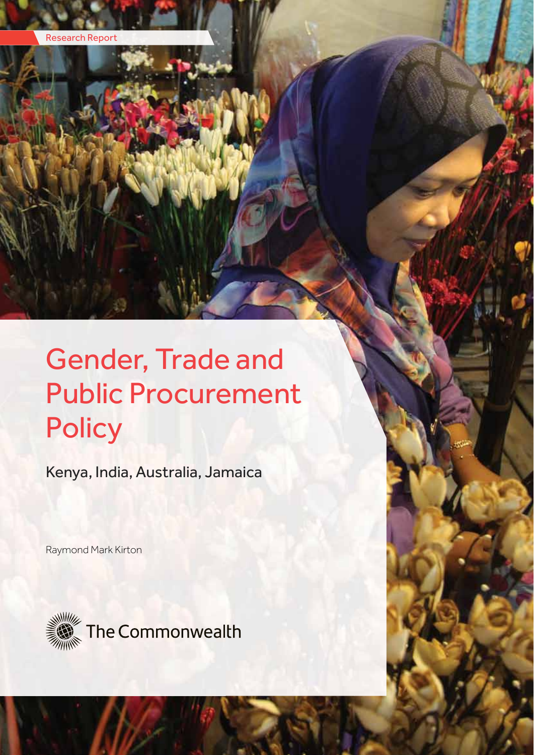Research Report

# Gender, Trade and Public Procurement Policy

Kenya, India, Australia, Jamaica

Raymond Mark Kirton

The Commonwealth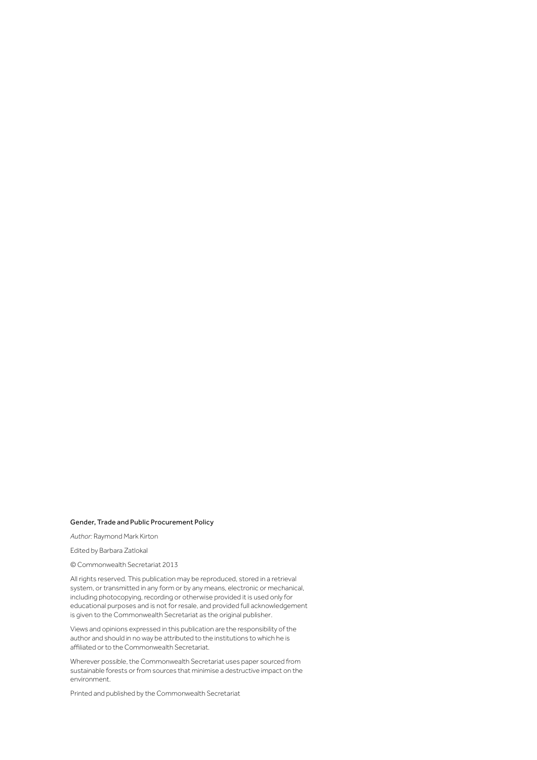**Gender, Trade and Public Procurement Policy**

*Author:* Raymond Mark Kirton

Edited by Barbara Zatlokal

© Commonwealth Secretariat 2013

All rights reserved. This publication may be reproduced, stored in a retrieval system, or transmitted in any form or by any means, electronic or mechanical, including photocopying, recording or otherwise provided it is used only for educational purposes and is not for resale, and provided full acknowledgement is given to the Commonwealth Secretariat as the original publisher.

Views and opinions expressed in this publication are the responsibility of the author and should in no way be attributed to the institutions to which he is affiliated or to the Commonwealth Secretariat.

Wherever possible, the Commonwealth Secretariat uses paper sourced from sustainable forests or from sources that minimise a destructive impact on the environment.

Printed and published by the Commonwealth Secretariat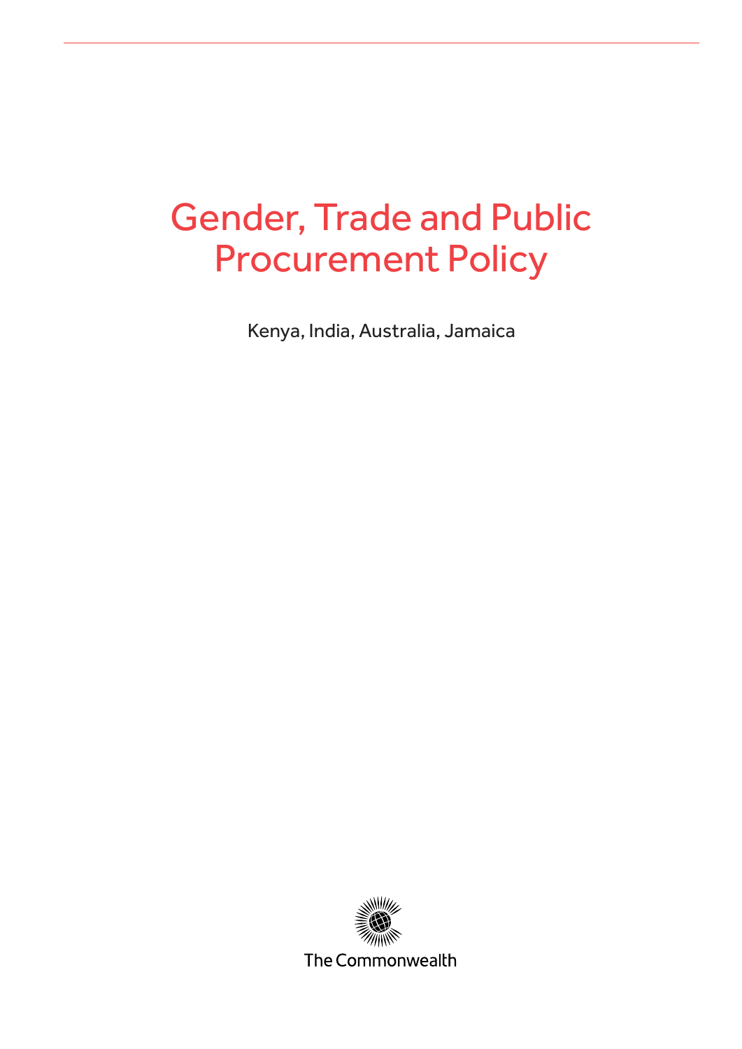# Gender, Trade and Public Procurement Policy

Kenya, India, Australia, Jamaica

The Commonwealth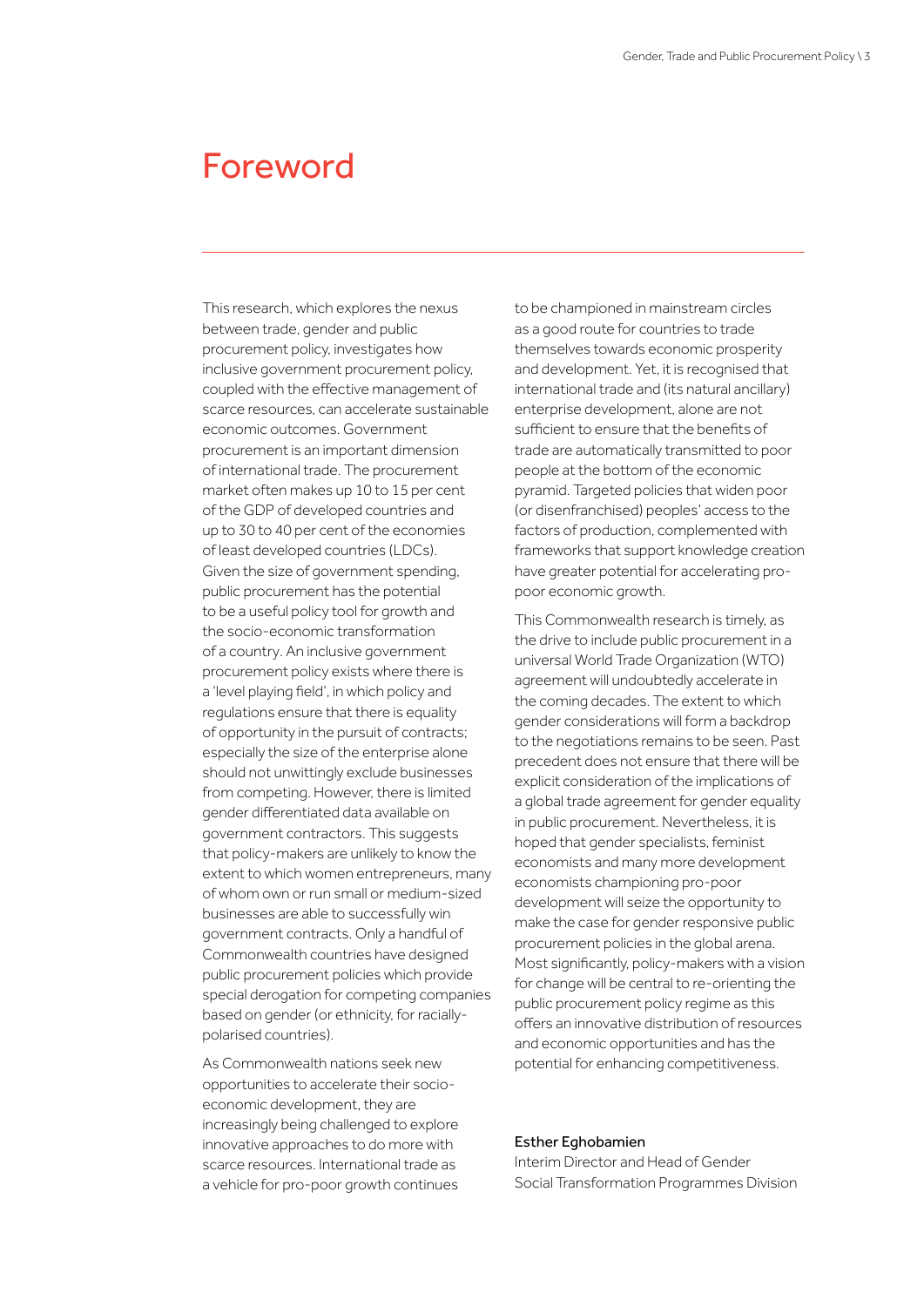# Foreword

This research, which explores the nexus between trade, gender and public procurement policy, investigates how inclusive government procurement policy, coupled with the effective management of scarce resources, can accelerate sustainable economic outcomes. Government procurement is an important dimension of international trade. The procurement market often makes up 10 to 15 per cent of the GDP of developed countries and up to 30 to 40 per cent of the economies of least developed countries (LDCs). Given the size of government spending, public procurement has the potential to be a useful policy tool for growth and the socio-economic transformation of a country. An inclusive government procurement policy exists where there is a 'level playing field', in which policy and regulations ensure that there is equality of opportunity in the pursuit of contracts; especially the size of the enterprise alone should not unwittingly exclude businesses from competing. However, there is limited gender differentiated data available on government contractors. This suggests that policy-makers are unlikely to know the extent to which women entrepreneurs, many of whom own or run small or medium-sized businesses are able to successfully win government contracts. Only a handful of Commonwealth countries have designed public procurement policies which provide special derogation for competing companies based on gender (or ethnicity, for racially-polarised countries).

As Commonwealth nations seek new opportunities to accelerate their socio-economic development, they are increasingly being challenged to explore innovative approaches to do more with scarce resources. International trade as a vehicle for pro-poor growth continues to be championed in mainstream circles as a good route for countries to trade themselves towards economic prosperity and development. Yet, it is recognised that international trade and (its natural ancillary) enterprise development, alone are not sufficient to ensure that the benefits of trade are automatically transmitted to poor people at the bottom of the economic pyramid. Targeted policies that widen poor (or disenfranchised) peoples' access to the factors of production, complemented with frameworks that support knowledge creation have greater potential for accelerating pro-poor economic growth.

This Commonwealth research is timely, as the drive to include public procurement in a universal World Trade Organization (WTO) agreement will undoubtedly accelerate in the coming decades. The extent to which gender considerations will form a backdrop to the negotiations remains to be seen. Past precedent does not ensure that there will be explicit consideration of the implications of a global trade agreement for gender equality in public procurement. Nevertheless, it is hoped that gender specialists, feminist economists and many more development economists championing pro-poor development will seize the opportunity to make the case for gender responsive public procurement policies in the global arena. Most significantly, policy-makers with a vision for change will be central to re-orienting the public procurement policy regime as this offers an innovative distribution of resources and economic opportunities and has the potential for enhancing competitiveness.

**Esther Eghobamien**
Interim Director and Head of Gender
Social Transformation Programmes Division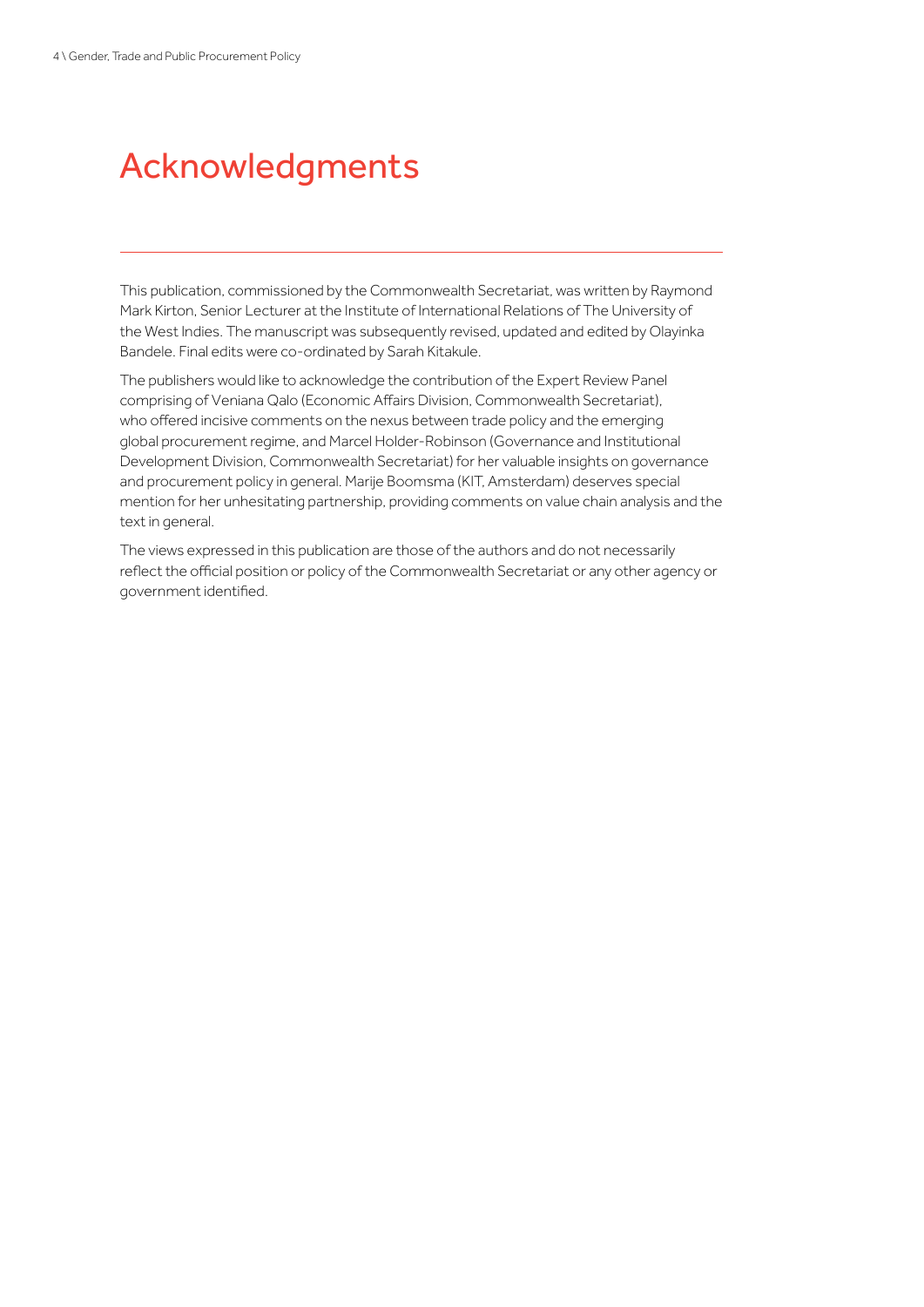# Acknowledgments

This publication, commissioned by the Commonwealth Secretariat, was written by Raymond Mark Kirton, Senior Lecturer at the Institute of International Relations of The University of the West Indies. The manuscript was subsequently revised, updated and edited by Olayinka Bandele. Final edits were co-ordinated by Sarah Kitakule.

The publishers would like to acknowledge the contribution of the Expert Review Panel comprising of Veniana Qalo (Economic Affairs Division, Commonwealth Secretariat), who offered incisive comments on the nexus between trade policy and the emerging global procurement regime, and Marcel Holder-Robinson (Governance and Institutional Development Division, Commonwealth Secretariat) for her valuable insights on governance and procurement policy in general. Marije Boomsma (KIT, Amsterdam) deserves special mention for her unhesitating partnership, providing comments on value chain analysis and the text in general.

The views expressed in this publication are those of the authors and do not necessarily reflect the official position or policy of the Commonwealth Secretariat or any other agency or government identified.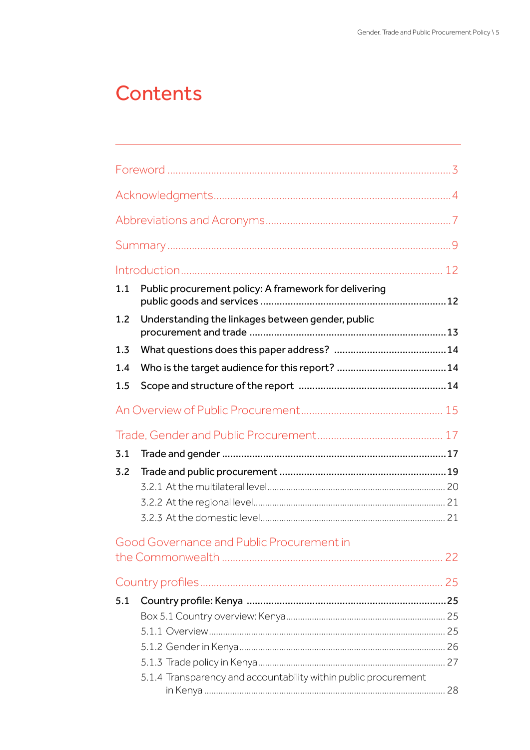# Contents

Foreword ..... 3

Acknowledgments ..... 4

Abbreviations and Acronyms ..... 7

Summary ..... 9

Introduction ..... 12

1.1 Public procurement policy: A framework for delivering public goods and services ..... 12

1.2 Understanding the linkages between gender, public procurement and trade ..... 13

1.3 What questions does this paper address? ..... 14

1.4 Who is the target audience for this report? ..... 14

1.5 Scope and structure of the report ..... 14

An Overview of Public Procurement ..... 15

Trade, Gender and Public Procurement ..... 17

3.1 Trade and gender ..... 17

3.2 Trade and public procurement ..... 19

3.2.1 At the multilateral level ..... 20

3.2.2 At the regional level ..... 21

3.2.3 At the domestic level ..... 21

Good Governance and Public Procurement in the Commonwealth ..... 22

Country profiles ..... 25

5.1 Country profile: Kenya ..... 25

Box 5.1 Country overview: Kenya ..... 25

5.1.1 Overview ..... 25

5.1.2 Gender in Kenya ..... 26

5.1.3 Trade policy in Kenya ..... 27

5.1.4 Transparency and accountability within public procurement in Kenya ..... 28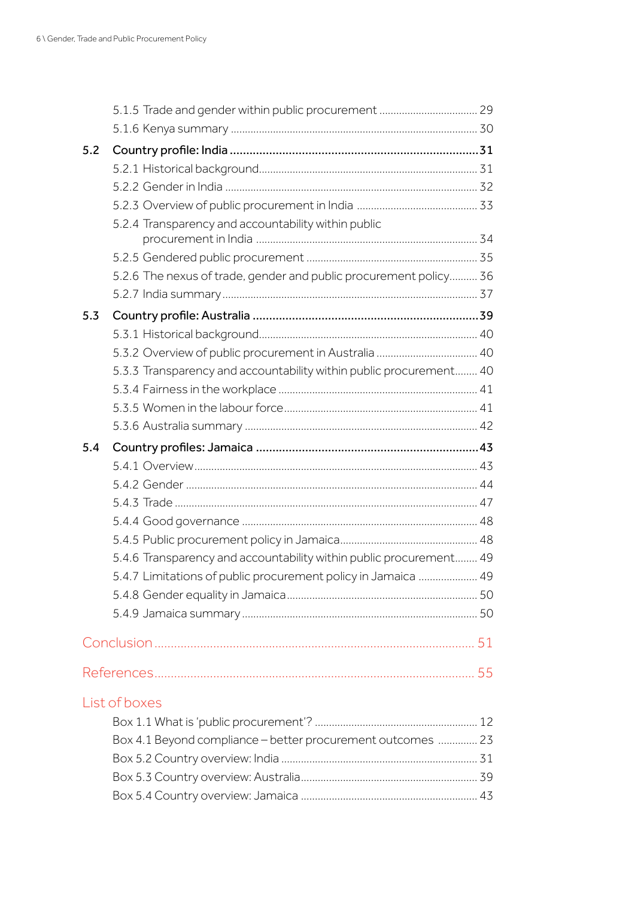5.1.5 Trade and gender within public procurement .................................. 29

5.1.6 Kenya summary ..................................................................................... 30

**5.2 Country profile: India .......................................................................... 31**

5.2.1 Historical background........................................................................... 31

5.2.2 Gender in India ...................................................................................... 32

5.2.3 Overview of public procurement in India ........................................... 33

5.2.4 Transparency and accountability within public procurement in India ............................................................................. 34

5.2.5 Gendered public procurement ............................................................ 35

5.2.6 The nexus of trade, gender and public procurement policy.......... 36

5.2.7 India summary........................................................................................ 37

**5.3 Country profile: Australia .................................................................... 39**

5.3.1 Historical background........................................................................... 40

5.3.2 Overview of public procurement in Australia ................................... 40

5.3.3 Transparency and accountability within public procurement........ 40

5.3.4 Fairness in the workplace ..................................................................... 41

5.3.5 Women in the labour force.................................................................... 41

5.3.6 Australia summary ................................................................................. 42

**5.4 Country profiles: Jamaica .................................................................. 43**

5.4.1 Overview.................................................................................................. 43

5.4.2 Gender ..................................................................................................... 44

5.4.3 Trade ........................................................................................................ 47

5.4.4 Good governance ................................................................................. 48

5.4.5 Public procurement policy in Jamaica............................................... 48

5.4.6 Transparency and accountability within public procurement........ 49

5.4.7 Limitations of public procurement policy in Jamaica ..................... 49

5.4.8 Gender equality in Jamaica.................................................................. 50

5.4.9 Jamaica summary .................................................................................. 50

## Conclusion ................................................................................................ 51

## References................................................................................................ 55

## List of boxes

Box 1.1 What is 'public procurement'? ........................................................ 12

Box 4.1 Beyond compliance – better procurement outcomes ............. 23

Box 5.2 Country overview: India .................................................................... 31

Box 5.3 Country overview: Australia............................................................. 39

Box 5.4 Country overview: Jamaica ............................................................. 43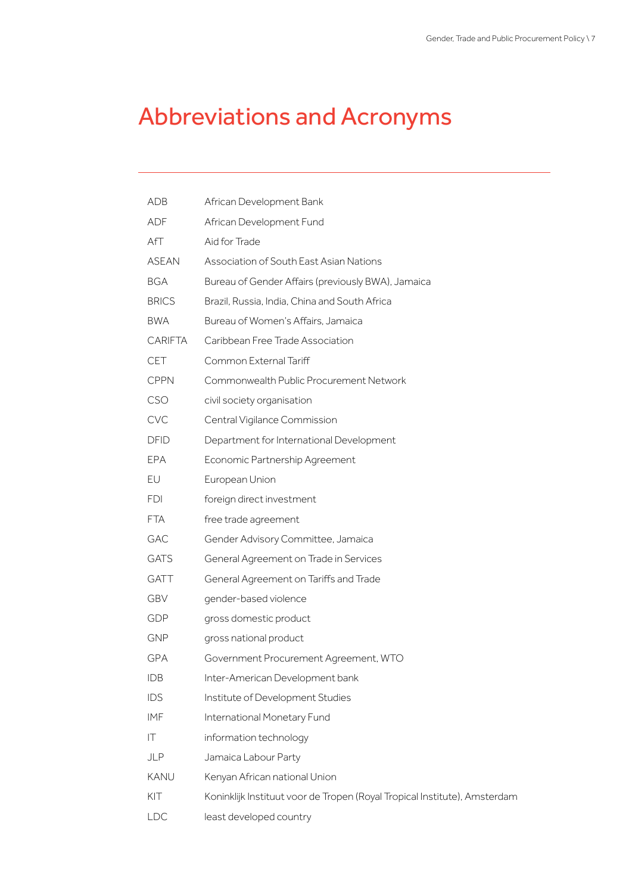# Abbreviations and Acronyms

| | |
|---|---|
| ADB | African Development Bank |
| ADF | African Development Fund |
| AfT | Aid for Trade |
| ASEAN | Association of South East Asian Nations |
| BGA | Bureau of Gender Affairs (previously BWA), Jamaica |
| BRICS | Brazil, Russia, India, China and South Africa |
| BWA | Bureau of Women's Affairs, Jamaica |
| CARIFTA | Caribbean Free Trade Association |
| CET | Common External Tariff |
| CPPN | Commonwealth Public Procurement Network |
| CSO | civil society organisation |
| CVC | Central Vigilance Commission |
| DFID | Department for International Development |
| EPA | Economic Partnership Agreement |
| EU | European Union |
| FDI | foreign direct investment |
| FTA | free trade agreement |
| GAC | Gender Advisory Committee, Jamaica |
| GATS | General Agreement on Trade in Services |
| GATT | General Agreement on Tariffs and Trade |
| GBV | gender-based violence |
| GDP | gross domestic product |
| GNP | gross national product |
| GPA | Government Procurement Agreement, WTO |
| IDB | Inter-American Development bank |
| IDS | Institute of Development Studies |
| IMF | International Monetary Fund |
| IT | information technology |
| JLP | Jamaica Labour Party |
| KANU | Kenyan African national Union |
| KIT | Koninklijk Instituut voor de Tropen (Royal Tropical Institute), Amsterdam |
| LDC | least developed country |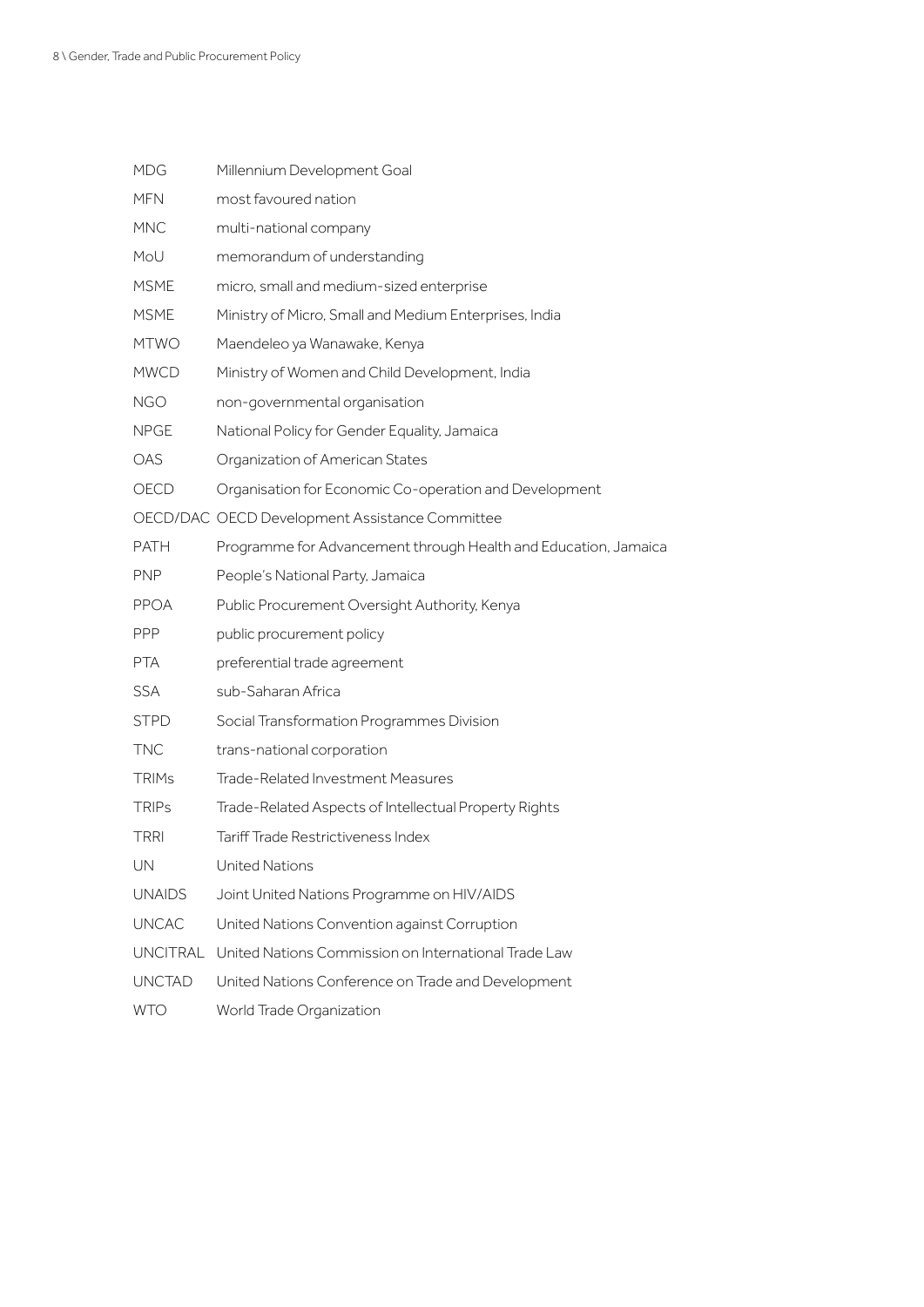| | |
|---|---|
| MDG | Millennium Development Goal |
| MFN | most favoured nation |
| MNC | multi-national company |
| MoU | memorandum of understanding |
| MSME | micro, small and medium-sized enterprise |
| MSME | Ministry of Micro, Small and Medium Enterprises, India |
| MTWO | Maendeleo ya Wanawake, Kenya |
| MWCD | Ministry of Women and Child Development, India |
| NGO | non-governmental organisation |
| NPGE | National Policy for Gender Equality, Jamaica |
| OAS | Organization of American States |
| OECD | Organisation for Economic Co-operation and Development |
| OECD/DAC | OECD Development Assistance Committee |
| PATH | Programme for Advancement through Health and Education, Jamaica |
| PNP | People's National Party, Jamaica |
| PPOA | Public Procurement Oversight Authority, Kenya |
| PPP | public procurement policy |
| PTA | preferential trade agreement |
| SSA | sub-Saharan Africa |
| STPD | Social Transformation Programmes Division |
| TNC | trans-national corporation |
| TRIMs | Trade-Related Investment Measures |
| TRIPs | Trade-Related Aspects of Intellectual Property Rights |
| TRRI | Tariff Trade Restrictiveness Index |
| UN | United Nations |
| UNAIDS | Joint United Nations Programme on HIV/AIDS |
| UNCAC | United Nations Convention against Corruption |
| UNCITRAL | United Nations Commission on International Trade Law |
| UNCTAD | United Nations Conference on Trade and Development |
| WTO | World Trade Organization |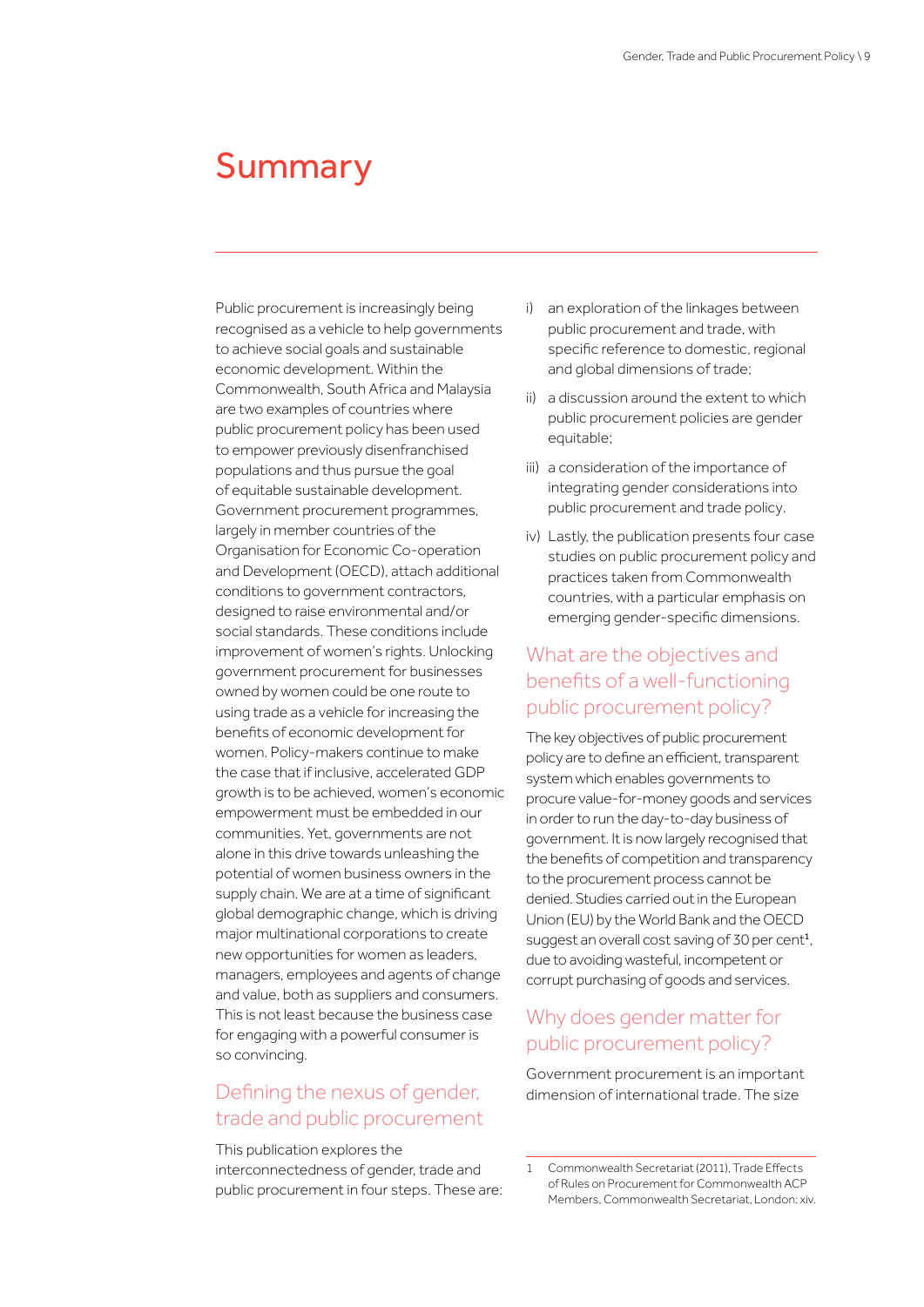# Summary

Public procurement is increasingly being recognised as a vehicle to help governments to achieve social goals and sustainable economic development. Within the Commonwealth, South Africa and Malaysia are two examples of countries where public procurement policy has been used to empower previously disenfranchised populations and thus pursue the goal of equitable sustainable development. Government procurement programmes, largely in member countries of the Organisation for Economic Co-operation and Development (OECD), attach additional conditions to government contractors, designed to raise environmental and/or social standards. These conditions include improvement of women's rights. Unlocking government procurement for businesses owned by women could be one route to using trade as a vehicle for increasing the benefits of economic development for women. Policy-makers continue to make the case that if inclusive, accelerated GDP growth is to be achieved, women's economic empowerment must be embedded in our communities. Yet, governments are not alone in this drive towards unleashing the potential of women business owners in the supply chain. We are at a time of significant global demographic change, which is driving major multinational corporations to create new opportunities for women as leaders, managers, employees and agents of change and value, both as suppliers and consumers. This is not least because the business case for engaging with a powerful consumer is so convincing.

## Defining the nexus of gender, trade and public procurement

This publication explores the interconnectedness of gender, trade and public procurement in four steps. These are:

i) an exploration of the linkages between public procurement and trade, with specific reference to domestic, regional and global dimensions of trade;

ii) a discussion around the extent to which public procurement policies are gender equitable;

iii) a consideration of the importance of integrating gender considerations into public procurement and trade policy.

iv) Lastly, the publication presents four case studies on public procurement policy and practices taken from Commonwealth countries, with a particular emphasis on emerging gender-specific dimensions.

## What are the objectives and benefits of a well-functioning public procurement policy?

The key objectives of public procurement policy are to define an efficient, transparent system which enables governments to procure value-for-money goods and services in order to run the day-to-day business of government. It is now largely recognised that the benefits of competition and transparency to the procurement process cannot be denied. Studies carried out in the European Union (EU) by the World Bank and the OECD suggest an overall cost saving of 30 per cent[1], due to avoiding wasteful, incompetent or corrupt purchasing of goods and services.

## Why does gender matter for public procurement policy?

Government procurement is an important dimension of international trade. The size

---

1 Commonwealth Secretariat (2011), Trade Effects of Rules on Procurement for Commonwealth ACP Members, Commonwealth Secretariat, London: xiv.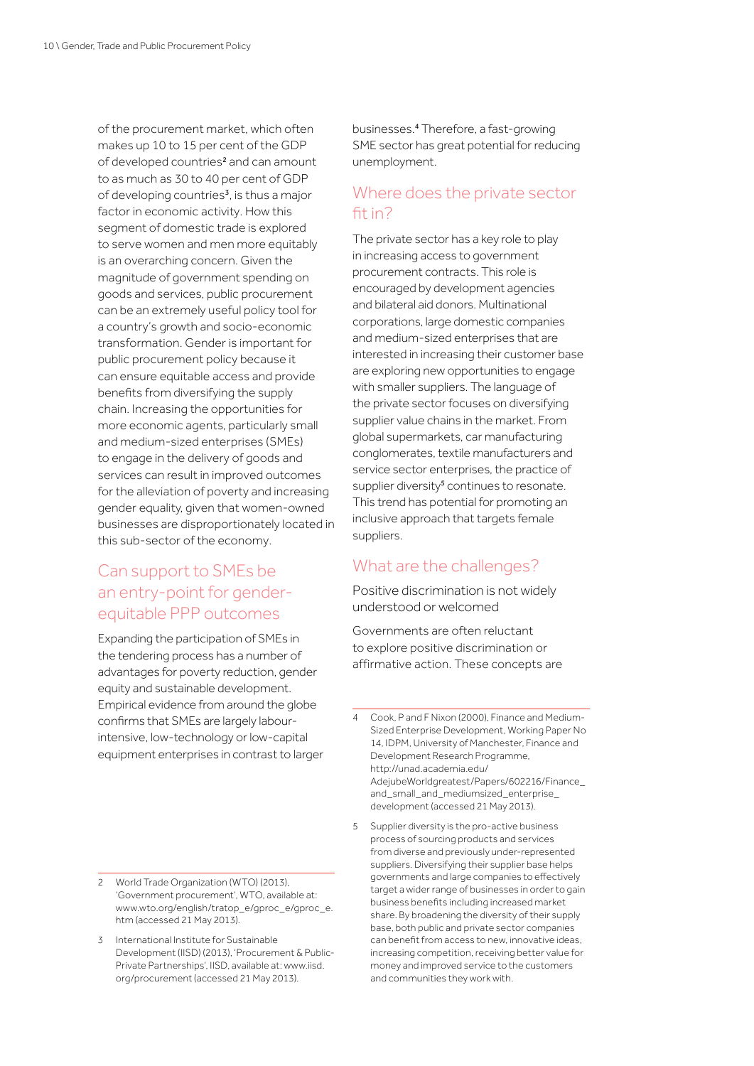of the procurement market, which often makes up 10 to 15 per cent of the GDP of developed countries[2] and can amount to as much as 30 to 40 per cent of GDP of developing countries[3], is thus a major factor in economic activity. How this segment of domestic trade is explored to serve women and men more equitably is an overarching concern. Given the magnitude of government spending on goods and services, public procurement can be an extremely useful policy tool for a country's growth and socio-economic transformation. Gender is important for public procurement policy because it can ensure equitable access and provide benefits from diversifying the supply chain. Increasing the opportunities for more economic agents, particularly small and medium-sized enterprises (SMEs) to engage in the delivery of goods and services can result in improved outcomes for the alleviation of poverty and increasing gender equality, given that women-owned businesses are disproportionately located in this sub-sector of the economy.

## Can support to SMEs be an entry-point for gender-equitable PPP outcomes

Expanding the participation of SMEs in the tendering process has a number of advantages for poverty reduction, gender equity and sustainable development. Empirical evidence from around the globe confirms that SMEs are largely labour-intensive, low-technology or low-capital equipment enterprises in contrast to larger businesses.[4] Therefore, a fast-growing SME sector has great potential for reducing unemployment.

## Where does the private sector fit in?

The private sector has a key role to play in increasing access to government procurement contracts. This role is encouraged by development agencies and bilateral aid donors. Multinational corporations, large domestic companies and medium-sized enterprises that are interested in increasing their customer base are exploring new opportunities to engage with smaller suppliers. The language of the private sector focuses on diversifying supplier value chains in the market. From global supermarkets, car manufacturing conglomerates, textile manufacturers and service sector enterprises, the practice of supplier diversity[5] continues to resonate. This trend has potential for promoting an inclusive approach that targets female suppliers.

## What are the challenges?

### Positive discrimination is not widely understood or welcomed

Governments are often reluctant to explore positive discrimination or affirmative action. These concepts are

---

2 World Trade Organization (WTO) (2013), 'Government procurement', WTO, available at: www.wto.org/english/tratop_e/gproc_e/gproc_e.htm (accessed 21 May 2013).

3 International Institute for Sustainable Development (IISD) (2013), 'Procurement & Public-Private Partnerships', IISD, available at: www.iisd.org/procurement (accessed 21 May 2013).

4 Cook, P and F Nixon (2000), Finance and Medium-Sized Enterprise Development, Working Paper No 14, IDPM, University of Manchester, Finance and Development Research Programme, http://unad.academia.edu/AdejubeWorldgreatest/Papers/602216/Finance_and_small_and_mediumsized_enterprise_development (accessed 21 May 2013).

5 Supplier diversity is the pro-active business process of sourcing products and services from diverse and previously under-represented suppliers. Diversifying their supplier base helps governments and large companies to effectively target a wider range of businesses in order to gain business benefits including increased market share. By broadening the diversity of their supply base, both public and private sector companies can benefit from access to new, innovative ideas, increasing competition, receiving better value for money and improved service to the customers and communities they work with.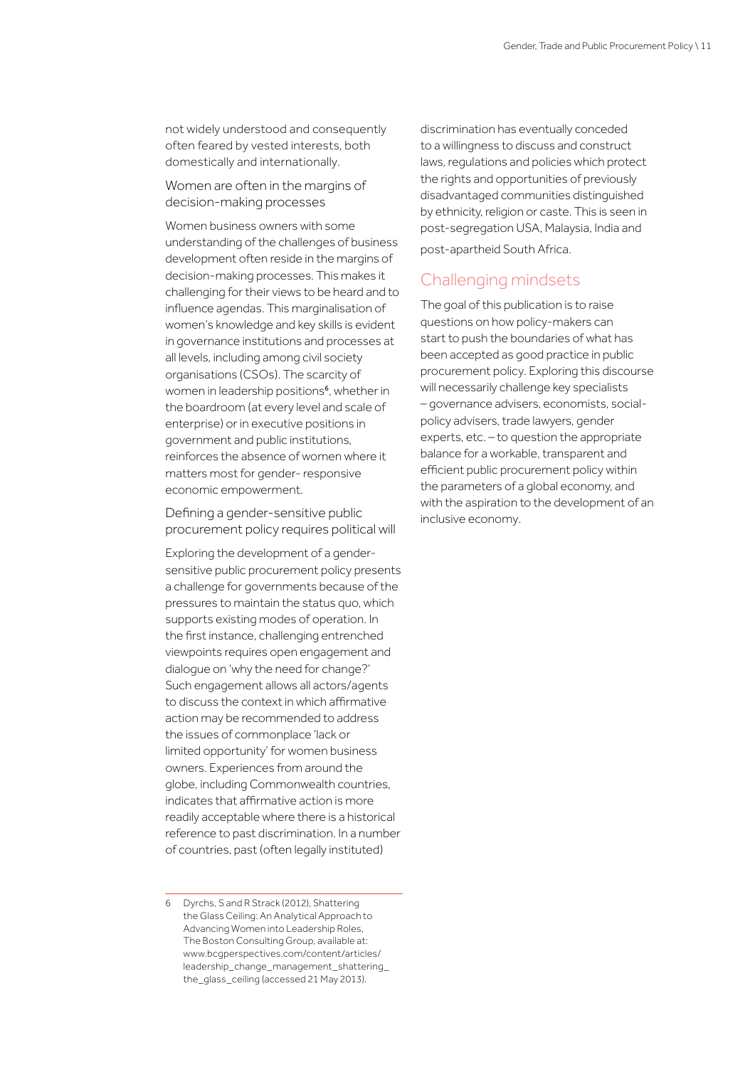not widely understood and consequently often feared by vested interests, both domestically and internationally.

### Women are often in the margins of decision-making processes

Women business owners with some understanding of the challenges of business development often reside in the margins of decision-making processes. This makes it challenging for their views to be heard and to influence agendas. This marginalisation of women's knowledge and key skills is evident in governance institutions and processes at all levels, including among civil society organisations (CSOs). The scarcity of women in leadership positions[6], whether in the boardroom (at every level and scale of enterprise) or in executive positions in government and public institutions, reinforces the absence of women where it matters most for gender- responsive economic empowerment.

### Defining a gender-sensitive public procurement policy requires political will

Exploring the development of a gender-sensitive public procurement policy presents a challenge for governments because of the pressures to maintain the status quo, which supports existing modes of operation. In the first instance, challenging entrenched viewpoints requires open engagement and dialogue on 'why the need for change?' Such engagement allows all actors/agents to discuss the context in which affirmative action may be recommended to address the issues of commonplace 'lack or limited opportunity' for women business owners. Experiences from around the globe, including Commonwealth countries, indicates that affirmative action is more readily acceptable where there is a historical reference to past discrimination. In a number of countries, past (often legally instituted) discrimination has eventually conceded to a willingness to discuss and construct laws, regulations and policies which protect the rights and opportunities of previously disadvantaged communities distinguished by ethnicity, religion or caste. This is seen in post-segregation USA, Malaysia, India and post-apartheid South Africa.

## Challenging mindsets

The goal of this publication is to raise questions on how policy-makers can start to push the boundaries of what has been accepted as good practice in public procurement policy. Exploring this discourse will necessarily challenge key specialists – governance advisers, economists, social-policy advisers, trade lawyers, gender experts, etc. – to question the appropriate balance for a workable, transparent and efficient public procurement policy within the parameters of a global economy, and with the aspiration to the development of an inclusive economy.

---

6 Dyrchs, S and R Strack (2012), Shattering the Glass Ceiling: An Analytical Approach to Advancing Women into Leadership Roles, The Boston Consulting Group, available at: www.bcgperspectives.com/content/articles/leadership_change_management_shattering_the_glass_ceiling (accessed 21 May 2013).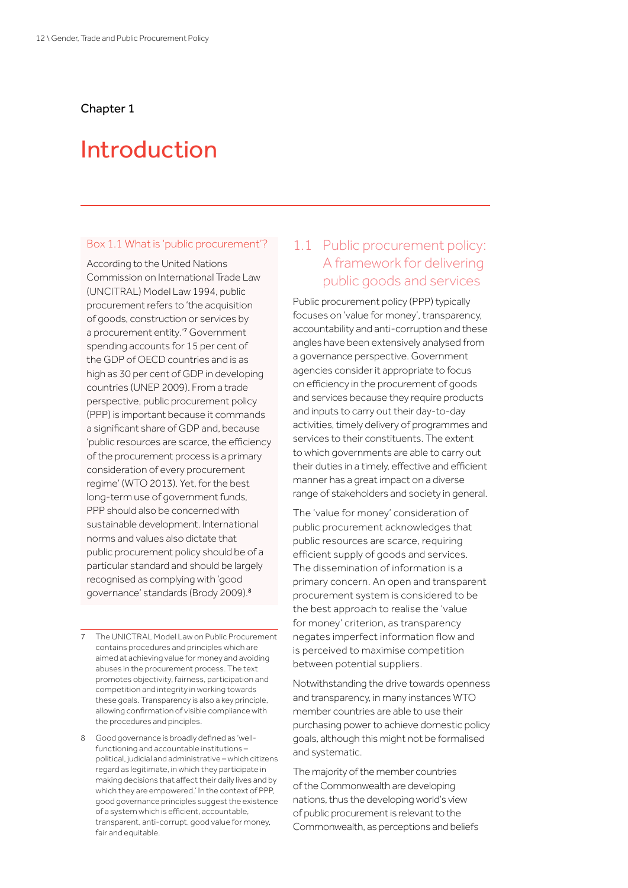Chapter 1

# Introduction

**Box 1.1 What is 'public procurement'?**

According to the United Nations Commission on International Trade Law (UNCITRAL) Model Law 1994, public procurement refers to 'the acquisition of goods, construction or services by a procurement entity.'[7] Government spending accounts for 15 per cent of the GDP of OECD countries and is as high as 30 per cent of GDP in developing countries (UNEP 2009). From a trade perspective, public procurement policy (PPP) is important because it commands a significant share of GDP and, because 'public resources are scarce, the efficiency of the procurement process is a primary consideration of every procurement regime' (WTO 2013). Yet, for the best long-term use of government funds, PPP should also be concerned with sustainable development. International norms and values also dictate that public procurement policy should be of a particular standard and should be largely recognised as complying with 'good governance' standards (Brody 2009).[8]

## 1.1 Public procurement policy: A framework for delivering public goods and services

Public procurement policy (PPP) typically focuses on 'value for money', transparency, accountability and anti-corruption and these angles have been extensively analysed from a governance perspective. Government agencies consider it appropriate to focus on efficiency in the procurement of goods and services because they require products and inputs to carry out their day-to-day activities, timely delivery of programmes and services to their constituents. The extent to which governments are able to carry out their duties in a timely, effective and efficient manner has a great impact on a diverse range of stakeholders and society in general.

The 'value for money' consideration of public procurement acknowledges that public resources are scarce, requiring efficient supply of goods and services. The dissemination of information is a primary concern. An open and transparent procurement system is considered to be the best approach to realise the 'value for money' criterion, as transparency negates imperfect information flow and is perceived to maximise competition between potential suppliers.

Notwithstanding the drive towards openness and transparency, in many instances WTO member countries are able to use their purchasing power to achieve domestic policy goals, although this might not be formalised and systematic.

The majority of the member countries of the Commonwealth are developing nations, thus the developing world's view of public procurement is relevant to the Commonwealth, as perceptions and beliefs

---

7 The UNICTRAL Model Law on Public Procurement contains procedures and principles which are aimed at achieving value for money and avoiding abuses in the procurement process. The text promotes objectivity, fairness, participation and competition and integrity in working towards these goals. Transparency is also a key principle, allowing confirmation of visible compliance with the procedures and principles.

8 Good governance is broadly defined as 'well-functioning and accountable institutions – political, judicial and administrative – which citizens regard as legitimate, in which they participate in making decisions that affect their daily lives and by which they are empowered.' In the context of PPP, good governance principles suggest the existence of a system which is efficient, accountable, transparent, anti-corrupt, good value for money, fair and equitable.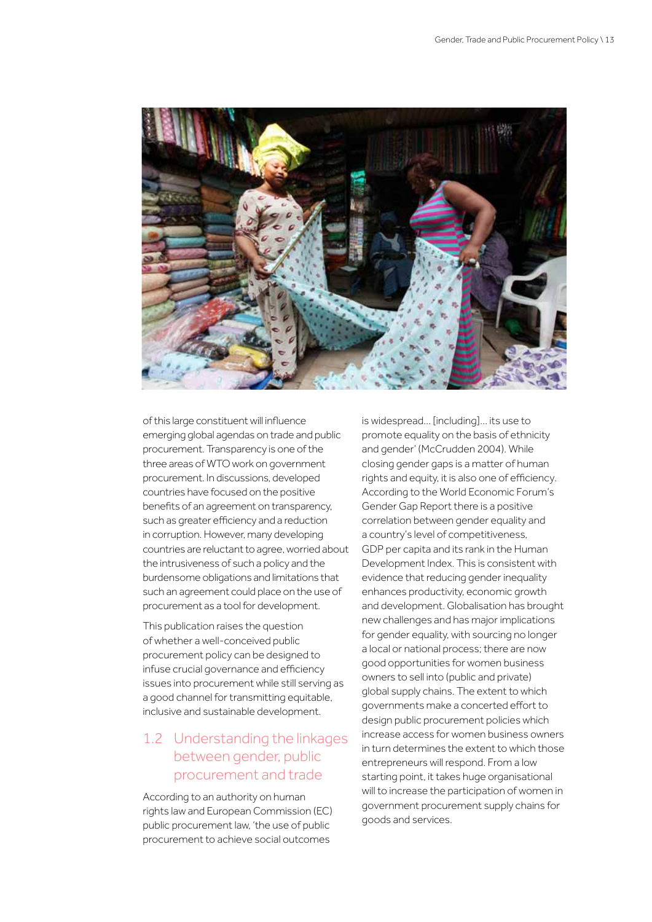of this large constituent will influence emerging global agendas on trade and public procurement. Transparency is one of the three areas of WTO work on government procurement. In discussions, developed countries have focused on the positive benefits of an agreement on transparency, such as greater efficiency and a reduction in corruption. However, many developing countries are reluctant to agree, worried about the intrusiveness of such a policy and the burdensome obligations and limitations that such an agreement could place on the use of procurement as a tool for development.

This publication raises the question of whether a well-conceived public procurement policy can be designed to infuse crucial governance and efficiency issues into procurement while still serving as a good channel for transmitting equitable, inclusive and sustainable development.

## 1.2 Understanding the linkages between gender, public procurement and trade

According to an authority on human rights law and European Commission (EC) public procurement law, 'the use of public procurement to achieve social outcomes is widespread… [including]… its use to promote equality on the basis of ethnicity and gender' (McCrudden 2004). While closing gender gaps is a matter of human rights and equity, it is also one of efficiency. According to the World Economic Forum's Gender Gap Report there is a positive correlation between gender equality and a country's level of competitiveness, GDP per capita and its rank in the Human Development Index. This is consistent with evidence that reducing gender inequality enhances productivity, economic growth and development. Globalisation has brought new challenges and has major implications for gender equality, with sourcing no longer a local or national process; there are now good opportunities for women business owners to sell into (public and private) global supply chains. The extent to which governments make a concerted effort to design public procurement policies which increase access for women business owners in turn determines the extent to which those entrepreneurs will respond. From a low starting point, it takes huge organisational will to increase the participation of women in government procurement supply chains for goods and services.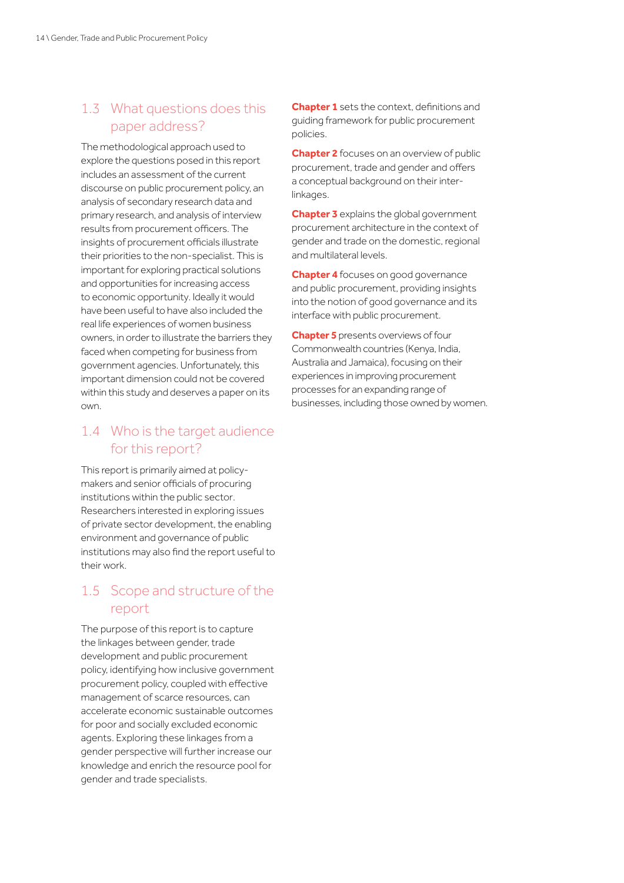## 1.3 What questions does this paper address?

The methodological approach used to explore the questions posed in this report includes an assessment of the current discourse on public procurement policy, an analysis of secondary research data and primary research, and analysis of interview results from procurement officers. The insights of procurement officials illustrate their priorities to the non-specialist. This is important for exploring practical solutions and opportunities for increasing access to economic opportunity. Ideally it would have been useful to have also included the real life experiences of women business owners, in order to illustrate the barriers they faced when competing for business from government agencies. Unfortunately, this important dimension could not be covered within this study and deserves a paper on its own.

## 1.4 Who is the target audience for this report?

This report is primarily aimed at policy-makers and senior officials of procuring institutions within the public sector. Researchers interested in exploring issues of private sector development, the enabling environment and governance of public institutions may also find the report useful to their work.

## 1.5 Scope and structure of the report

The purpose of this report is to capture the linkages between gender, trade development and public procurement policy, identifying how inclusive government procurement policy, coupled with effective management of scarce resources, can accelerate economic sustainable outcomes for poor and socially excluded economic agents. Exploring these linkages from a gender perspective will further increase our knowledge and enrich the resource pool for gender and trade specialists.

**Chapter 1** sets the context, definitions and guiding framework for public procurement policies.

**Chapter 2** focuses on an overview of public procurement, trade and gender and offers a conceptual background on their inter-linkages.

**Chapter 3** explains the global government procurement architecture in the context of gender and trade on the domestic, regional and multilateral levels.

**Chapter 4** focuses on good governance and public procurement, providing insights into the notion of good governance and its interface with public procurement.

**Chapter 5** presents overviews of four Commonwealth countries (Kenya, India, Australia and Jamaica), focusing on their experiences in improving procurement processes for an expanding range of businesses, including those owned by women.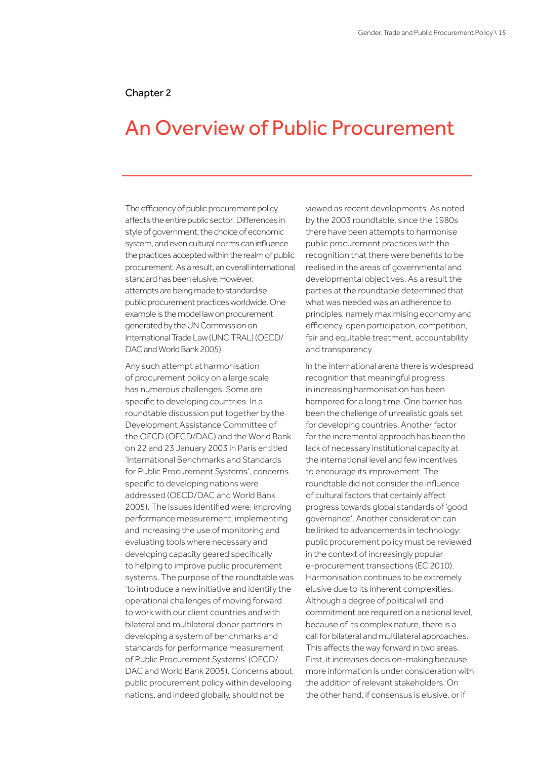Chapter 2

# An Overview of Public Procurement

The efficiency of public procurement policy affects the entire public sector. Differences in style of government, the choice of economic system, and even cultural norms can influence the practices accepted within the realm of public procurement. As a result, an overall international standard has been elusive. However, attempts are being made to standardise public procurement practices worldwide. One example is the model law on procurement generated by the UN Commission on International Trade Law (UNCITRAL) (OECD/DAC and World Bank 2005).

Any such attempt at harmonisation of procurement policy on a large scale has numerous challenges. Some are specific to developing countries. In a roundtable discussion put together by the Development Assistance Committee of the OECD (OECD/DAC) and the World Bank on 22 and 23 January 2003 in Paris entitled 'International Benchmarks and Standards for Public Procurement Systems', concerns specific to developing nations were addressed (OECD/DAC and World Bank 2005). The issues identified were: improving performance measurement, implementing and increasing the use of monitoring and evaluating tools where necessary and developing capacity geared specifically to helping to improve public procurement systems. The purpose of the roundtable was 'to introduce a new initiative and identify the operational challenges of moving forward to work with our client countries and with bilateral and multilateral donor partners in developing a system of benchmarks and standards for performance measurement of Public Procurement Systems' (OECD/DAC and World Bank 2005). Concerns about public procurement policy within developing nations, and indeed globally, should not be viewed as recent developments. As noted by the 2003 roundtable, since the 1980s there have been attempts to harmonise public procurement practices with the recognition that there were benefits to be realised in the areas of governmental and developmental objectives. As a result the parties at the roundtable determined that what was needed was an adherence to principles, namely maximising economy and efficiency, open participation, competition, fair and equitable treatment, accountability and transparency.

In the international arena there is widespread recognition that meaningful progress in increasing harmonisation has been hampered for a long time. One barrier has been the challenge of unrealistic goals set for developing countries. Another factor for the incremental approach has been the lack of necessary institutional capacity at the international level and few incentives to encourage its improvement. The roundtable did not consider the influence of cultural factors that certainly affect progress towards global standards of 'good governance'. Another consideration can be linked to advancements in technology: public procurement policy must be reviewed in the context of increasingly popular e-procurement transactions (EC 2010). Harmonisation continues to be extremely elusive due to its inherent complexities. Although a degree of political will and commitment are required on a national level, because of its complex nature, there is a call for bilateral and multilateral approaches. This affects the way forward in two areas. First, it increases decision-making because more information is under consideration with the addition of relevant stakeholders. On the other hand, if consensus is elusive, or if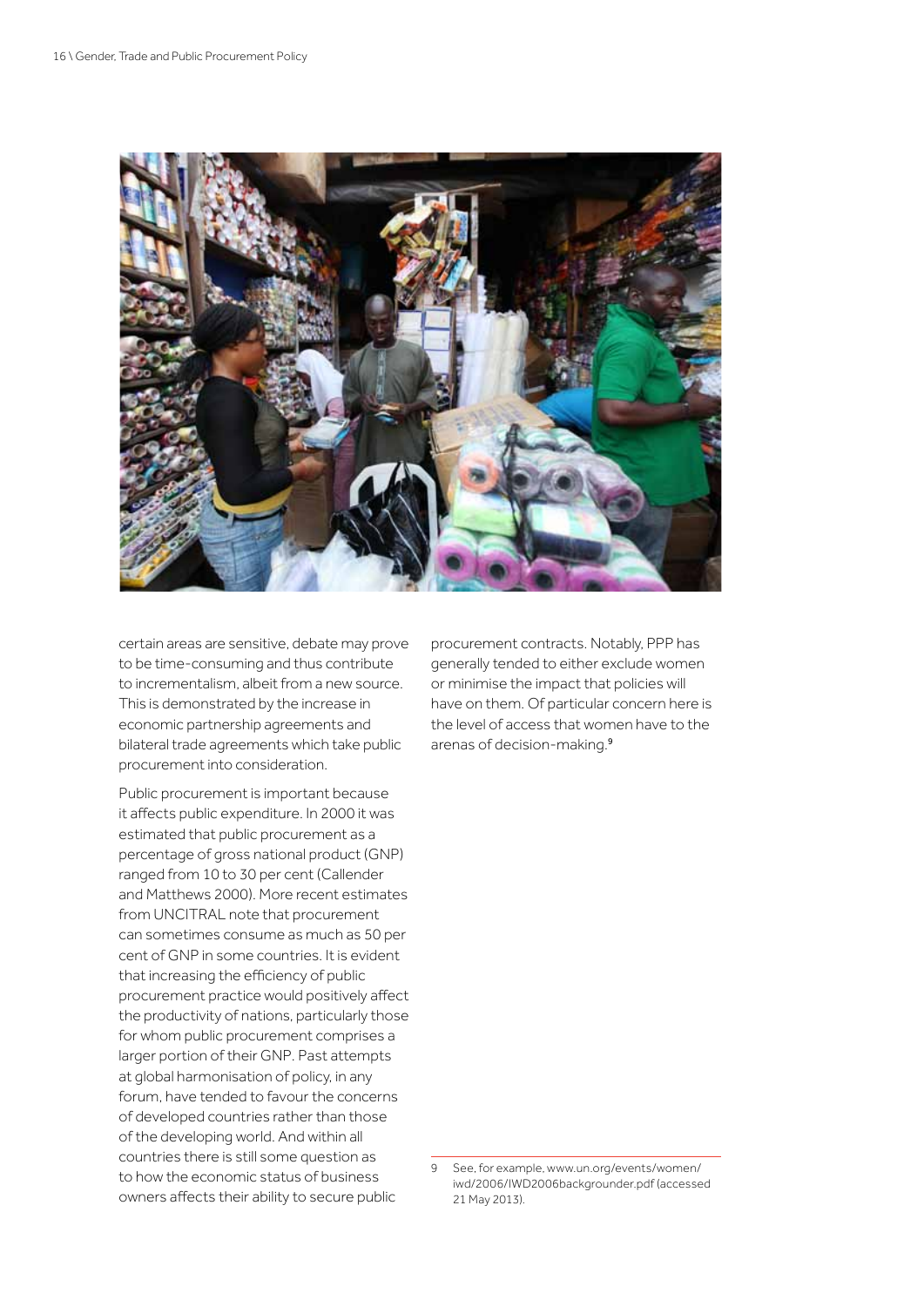certain areas are sensitive, debate may prove to be time-consuming and thus contribute to incrementalism, albeit from a new source. This is demonstrated by the increase in economic partnership agreements and bilateral trade agreements which take public procurement into consideration.

Public procurement is important because it affects public expenditure. In 2000 it was estimated that public procurement as a percentage of gross national product (GNP) ranged from 10 to 30 per cent (Callender and Matthews 2000). More recent estimates from UNCITRAL note that procurement can sometimes consume as much as 50 per cent of GNP in some countries. It is evident that increasing the efficiency of public procurement practice would positively affect the productivity of nations, particularly those for whom public procurement comprises a larger portion of their GNP. Past attempts at global harmonisation of policy, in any forum, have tended to favour the concerns of developed countries rather than those of the developing world. And within all countries there is still some question as to how the economic status of business owners affects their ability to secure public procurement contracts. Notably, PPP has generally tended to either exclude women or minimise the impact that policies will have on them. Of particular concern here is the level of access that women have to the arenas of decision-making.[9]

9 See, for example, www.un.org/events/women/iwd/2006/IWD2006backgrounder.pdf (accessed 21 May 2013).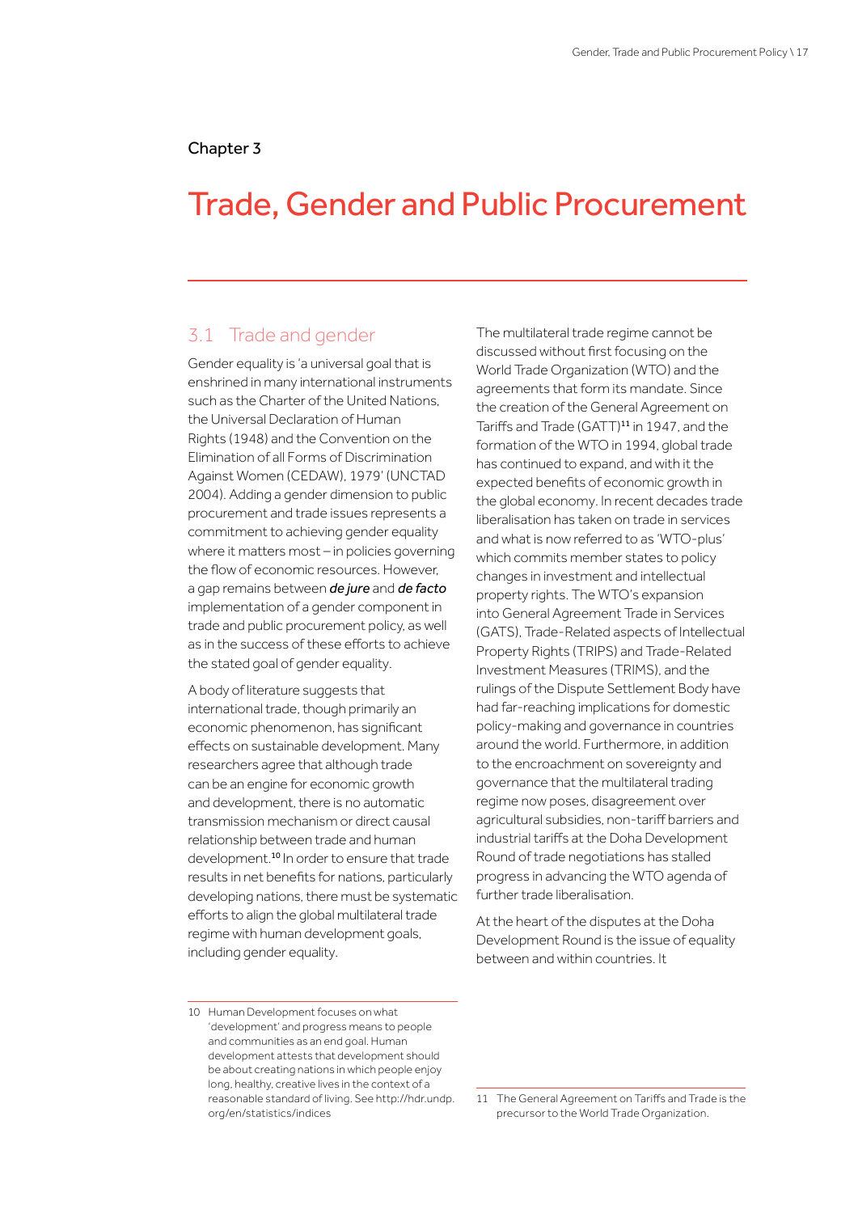Chapter 3

# Trade, Gender and Public Procurement

## 3.1 Trade and gender

Gender equality is 'a universal goal that is enshrined in many international instruments such as the Charter of the United Nations, the Universal Declaration of Human Rights (1948) and the Convention on the Elimination of all Forms of Discrimination Against Women (CEDAW), 1979' (UNCTAD 2004). Adding a gender dimension to public procurement and trade issues represents a commitment to achieving gender equality where it matters most – in policies governing the flow of economic resources. However, a gap remains between ***de jure*** and ***de facto*** implementation of a gender component in trade and public procurement policy, as well as in the success of these efforts to achieve the stated goal of gender equality.

A body of literature suggests that international trade, though primarily an economic phenomenon, has significant effects on sustainable development. Many researchers agree that although trade can be an engine for economic growth and development, there is no automatic transmission mechanism or direct causal relationship between trade and human development.[10] In order to ensure that trade results in net benefits for nations, particularly developing nations, there must be systematic efforts to align the global multilateral trade regime with human development goals, including gender equality.

The multilateral trade regime cannot be discussed without first focusing on the World Trade Organization (WTO) and the agreements that form its mandate. Since the creation of the General Agreement on Tariffs and Trade (GATT)[11] in 1947, and the formation of the WTO in 1994, global trade has continued to expand, and with it the expected benefits of economic growth in the global economy. In recent decades trade liberalisation has taken on trade in services and what is now referred to as 'WTO-plus' which commits member states to policy changes in investment and intellectual property rights. The WTO's expansion into General Agreement Trade in Services (GATS), Trade-Related aspects of Intellectual Property Rights (TRIPS) and Trade-Related Investment Measures (TRIMS), and the rulings of the Dispute Settlement Body have had far-reaching implications for domestic policy-making and governance in countries around the world. Furthermore, in addition to the encroachment on sovereignty and governance that the multilateral trading regime now poses, disagreement over agricultural subsidies, non-tariff barriers and industrial tariffs at the Doha Development Round of trade negotiations has stalled progress in advancing the WTO agenda of further trade liberalisation.

At the heart of the disputes at the Doha Development Round is the issue of equality between and within countries. It

---

10 Human Development focuses on what 'development' and progress means to people and communities as an end goal. Human development attests that development should be about creating nations in which people enjoy long, healthy, creative lives in the context of a reasonable standard of living. See http://hdr.undp.org/en/statistics/indices

11 The General Agreement on Tariffs and Trade is the precursor to the World Trade Organization.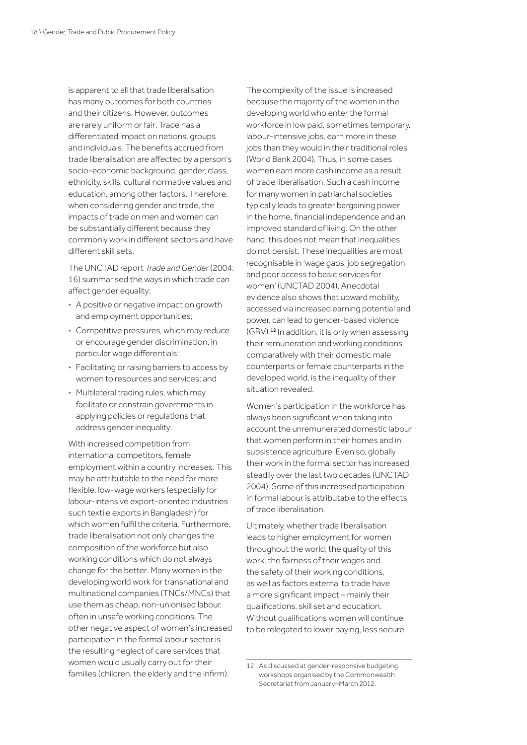is apparent to all that trade liberalisation has many outcomes for both countries and their citizens. However, outcomes are rarely uniform or fair. Trade has a differentiated impact on nations, groups and individuals. The benefits accrued from trade liberalisation are affected by a person's socio-economic background, gender, class, ethnicity, skills, cultural normative values and education, among other factors. Therefore, when considering gender and trade, the impacts of trade on men and women can be substantially different because they commonly work in different sectors and have different skill sets.

The UNCTAD report *Trade and Gender* (2004: 16) summarised the ways in which trade can affect gender equality:

- A positive or negative impact on growth and employment opportunities;
- Competitive pressures, which may reduce or encourage gender discrimination, in particular wage differentials;
- Facilitating or raising barriers to access by women to resources and services; and
- Multilateral trading rules, which may facilitate or constrain governments in applying policies or regulations that address gender inequality.

With increased competition from international competitors, female employment within a country increases. This may be attributable to the need for more flexible, low-wage workers (especially for labour-intensive export-oriented industries such textile exports in Bangladesh) for which women fulfil the criteria. Furthermore, trade liberalisation not only changes the composition of the workforce but also working conditions which do not always change for the better. Many women in the developing world work for transnational and multinational companies (TNCs/MNCs) that use them as cheap, non-unionised labour, often in unsafe working conditions. The other negative aspect of women's increased participation in the formal labour sector is the resulting neglect of care services that women would usually carry out for their families (children, the elderly and the infirm).

The complexity of the issue is increased because the majority of the women in the developing world who enter the formal workforce in low paid, sometimes temporary, labour-intensive jobs, earn more in these jobs than they would in their traditional roles (World Bank 2004). Thus, in some cases women earn more cash income as a result of trade liberalisation. Such a cash income for many women in patriarchal societies typically leads to greater bargaining power in the home, financial independence and an improved standard of living. On the other hand, this does not mean that inequalities do not persist. These inequalities are most recognisable in 'wage gaps, job segregation and poor access to basic services for women' (UNCTAD 2004). Anecdotal evidence also shows that upward mobility, accessed via increased earning potential and power, can lead to gender-based violence (GBV).[12] In addition, it is only when assessing their remuneration and working conditions comparatively with their domestic male counterparts or female counterparts in the developed world, is the inequality of their situation revealed.

Women's participation in the workforce has always been significant when taking into account the unremunerated domestic labour that women perform in their homes and in subsistence agriculture. Even so, globally their work in the formal sector has increased steadily over the last two decades (UNCTAD 2004). Some of this increased participation in formal labour is attributable to the effects of trade liberalisation.

Ultimately, whether trade liberalisation leads to higher employment for women throughout the world, the quality of this work, the fairness of their wages and the safety of their working conditions, as well as factors external to trade have a more significant impact – mainly their qualifications, skill set and education. Without qualifications women will continue to be relegated to lower paying, less secure

12 As discussed at gender-responsive budgeting workshops organised by the Commonwealth Secretariat from January–March 2012.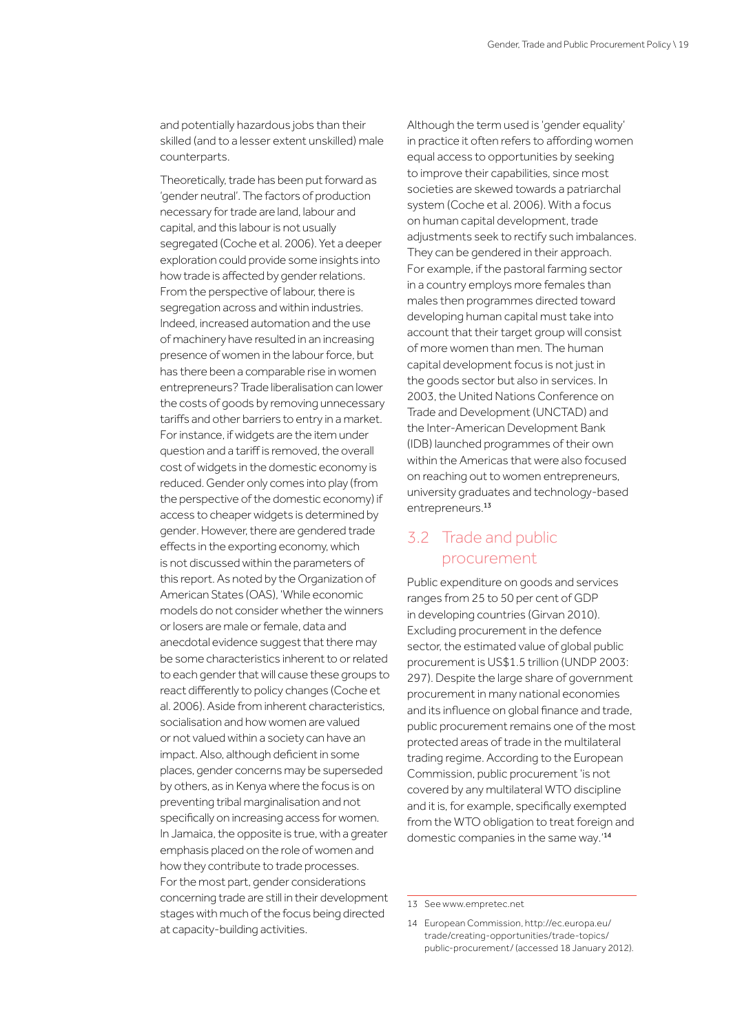and potentially hazardous jobs than their skilled (and to a lesser extent unskilled) male counterparts.

Theoretically, trade has been put forward as 'gender neutral'. The factors of production necessary for trade are land, labour and capital, and this labour is not usually segregated (Coche et al. 2006). Yet a deeper exploration could provide some insights into how trade is affected by gender relations. From the perspective of labour, there is segregation across and within industries. Indeed, increased automation and the use of machinery have resulted in an increasing presence of women in the labour force, but has there been a comparable rise in women entrepreneurs? Trade liberalisation can lower the costs of goods by removing unnecessary tariffs and other barriers to entry in a market. For instance, if widgets are the item under question and a tariff is removed, the overall cost of widgets in the domestic economy is reduced. Gender only comes into play (from the perspective of the domestic economy) if access to cheaper widgets is determined by gender. However, there are gendered trade effects in the exporting economy, which is not discussed within the parameters of this report. As noted by the Organization of American States (OAS), 'While economic models do not consider whether the winners or losers are male or female, data and anecdotal evidence suggest that there may be some characteristics inherent to or related to each gender that will cause these groups to react differently to policy changes (Coche et al. 2006). Aside from inherent characteristics, socialisation and how women are valued or not valued within a society can have an impact. Also, although deficient in some places, gender concerns may be superseded by others, as in Kenya where the focus is on preventing tribal marginalisation and not specifically on increasing access for women. In Jamaica, the opposite is true, with a greater emphasis placed on the role of women and how they contribute to trade processes. For the most part, gender considerations concerning trade are still in their development stages with much of the focus being directed at capacity-building activities.

Although the term used is 'gender equality' in practice it often refers to affording women equal access to opportunities by seeking to improve their capabilities, since most societies are skewed towards a patriarchal system (Coche et al. 2006). With a focus on human capital development, trade adjustments seek to rectify such imbalances. They can be gendered in their approach. For example, if the pastoral farming sector in a country employs more females than males then programmes directed toward developing human capital must take into account that their target group will consist of more women than men. The human capital development focus is not just in the goods sector but also in services. In 2003, the United Nations Conference on Trade and Development (UNCTAD) and the Inter-American Development Bank (IDB) launched programmes of their own within the Americas that were also focused on reaching out to women entrepreneurs, university graduates and technology-based entrepreneurs.[13]

## 3.2 Trade and public procurement

Public expenditure on goods and services ranges from 25 to 50 per cent of GDP in developing countries (Girvan 2010). Excluding procurement in the defence sector, the estimated value of global public procurement is US$1.5 trillion (UNDP 2003: 297). Despite the large share of government procurement in many national economies and its influence on global finance and trade, public procurement remains one of the most protected areas of trade in the multilateral trading regime. According to the European Commission, public procurement 'is not covered by any multilateral WTO discipline and it is, for example, specifically exempted from the WTO obligation to treat foreign and domestic companies in the same way.'[14]

---

13 See www.empretec.net

14 European Commission, http://ec.europa.eu/trade/creating-opportunities/trade-topics/public-procurement/ (accessed 18 January 2012).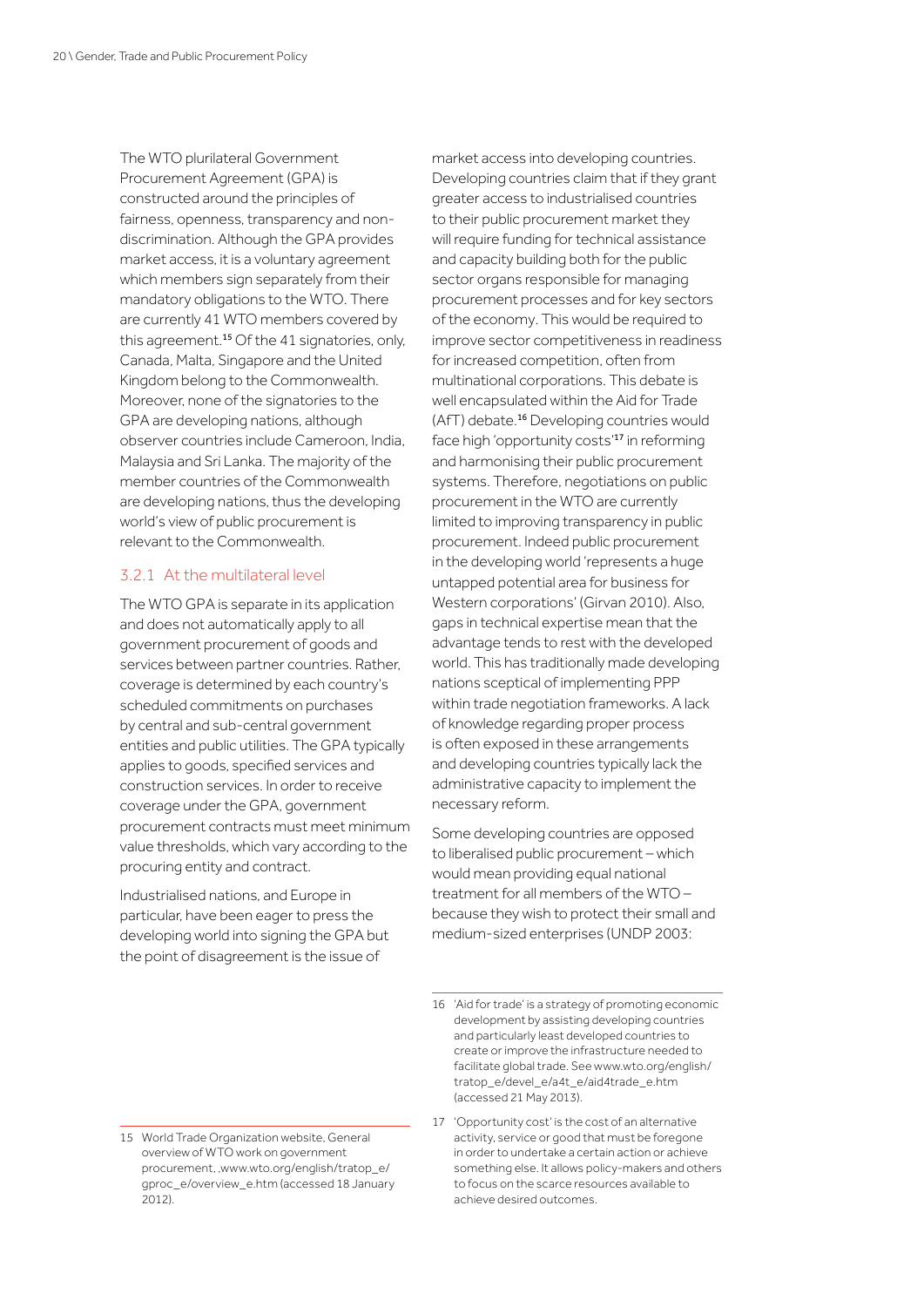The WTO plurilateral Government Procurement Agreement (GPA) is constructed around the principles of fairness, openness, transparency and non-discrimination. Although the GPA provides market access, it is a voluntary agreement which members sign separately from their mandatory obligations to the WTO. There are currently 41 WTO members covered by this agreement.[15] Of the 41 signatories, only, Canada, Malta, Singapore and the United Kingdom belong to the Commonwealth. Moreover, none of the signatories to the GPA are developing nations, although observer countries include Cameroon, India, Malaysia and Sri Lanka. The majority of the member countries of the Commonwealth are developing nations, thus the developing world's view of public procurement is relevant to the Commonwealth.

### 3.2.1 At the multilateral level

The WTO GPA is separate in its application and does not automatically apply to all government procurement of goods and services between partner countries. Rather, coverage is determined by each country's scheduled commitments on purchases by central and sub-central government entities and public utilities. The GPA typically applies to goods, specified services and construction services. In order to receive coverage under the GPA, government procurement contracts must meet minimum value thresholds, which vary according to the procuring entity and contract.

Industrialised nations, and Europe in particular, have been eager to press the developing world into signing the GPA but the point of disagreement is the issue of market access into developing countries. Developing countries claim that if they grant greater access to industrialised countries to their public procurement market they will require funding for technical assistance and capacity building both for the public sector organs responsible for managing procurement processes and for key sectors of the economy. This would be required to improve sector competitiveness in readiness for increased competition, often from multinational corporations. This debate is well encapsulated within the Aid for Trade (AfT) debate.[16] Developing countries would face high 'opportunity costs'[17] in reforming and harmonising their public procurement systems. Therefore, negotiations on public procurement in the WTO are currently limited to improving transparency in public procurement. Indeed public procurement in the developing world 'represents a huge untapped potential area for business for Western corporations' (Girvan 2010). Also, gaps in technical expertise mean that the advantage tends to rest with the developed world. This has traditionally made developing nations sceptical of implementing PPP within trade negotiation frameworks. A lack of knowledge regarding proper process is often exposed in these arrangements and developing countries typically lack the administrative capacity to implement the necessary reform.

Some developing countries are opposed to liberalised public procurement – which would mean providing equal national treatment for all members of the WTO – because they wish to protect their small and medium-sized enterprises (UNDP 2003:

---

15 World Trade Organization website, General overview of WTO work on government procurement, ,www.wto.org/english/tratop_e/gproc_e/overview_e.htm (accessed 18 January 2012).

16 'Aid for trade' is a strategy of promoting economic development by assisting developing countries and particularly least developed countries to create or improve the infrastructure needed to facilitate global trade. See www.wto.org/english/tratop_e/devel_e/a4t_e/aid4trade_e.htm (accessed 21 May 2013).

17 'Opportunity cost' is the cost of an alternative activity, service or good that must be foregone in order to undertake a certain action or achieve something else. It allows policy-makers and others to focus on the scarce resources available to achieve desired outcomes.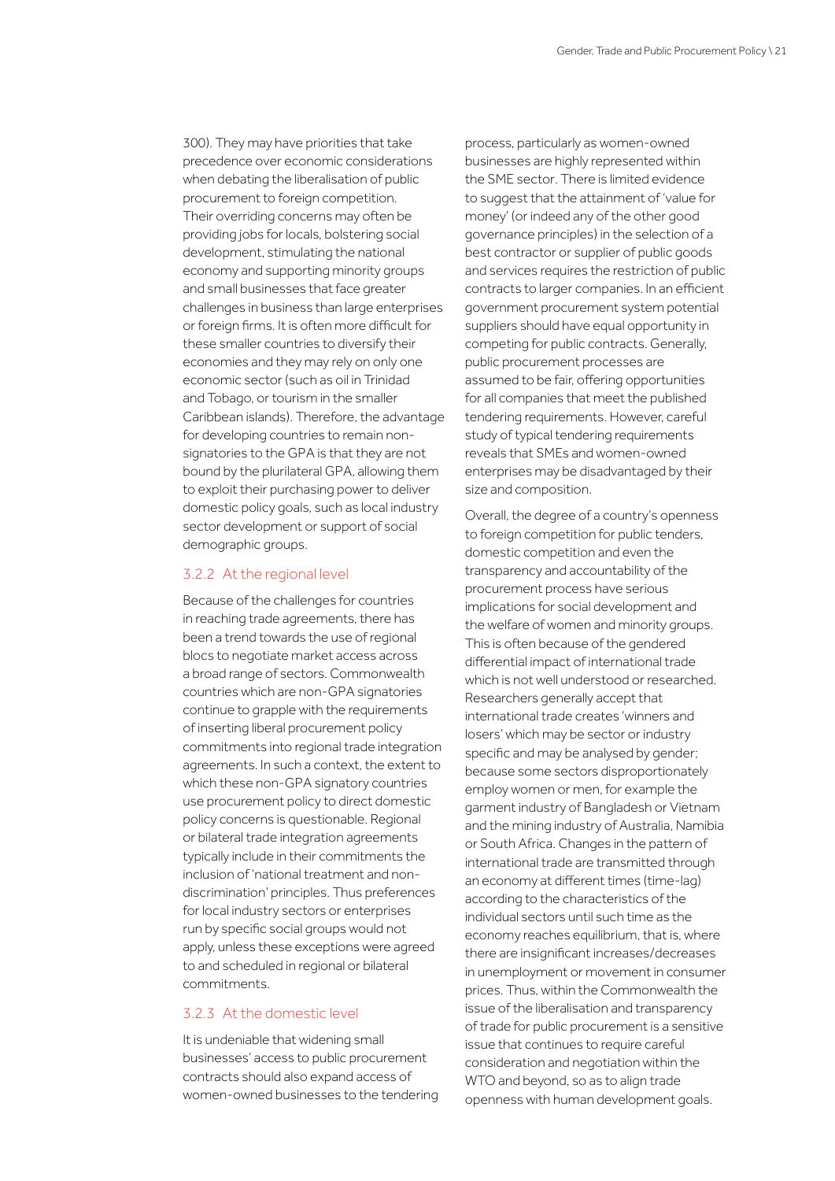300). They may have priorities that take precedence over economic considerations when debating the liberalisation of public procurement to foreign competition. Their overriding concerns may often be providing jobs for locals, bolstering social development, stimulating the national economy and supporting minority groups and small businesses that face greater challenges in business than large enterprises or foreign firms. It is often more difficult for these smaller countries to diversify their economies and they may rely on only one economic sector (such as oil in Trinidad and Tobago, or tourism in the smaller Caribbean islands). Therefore, the advantage for developing countries to remain non-signatories to the GPA is that they are not bound by the plurilateral GPA, allowing them to exploit their purchasing power to deliver domestic policy goals, such as local industry sector development or support of social demographic groups.

### 3.2.2 At the regional level

Because of the challenges for countries in reaching trade agreements, there has been a trend towards the use of regional blocs to negotiate market access across a broad range of sectors. Commonwealth countries which are non-GPA signatories continue to grapple with the requirements of inserting liberal procurement policy commitments into regional trade integration agreements. In such a context, the extent to which these non-GPA signatory countries use procurement policy to direct domestic policy concerns is questionable. Regional or bilateral trade integration agreements typically include in their commitments the inclusion of 'national treatment and non-discrimination' principles. Thus preferences for local industry sectors or enterprises run by specific social groups would not apply, unless these exceptions were agreed to and scheduled in regional or bilateral commitments.

### 3.2.3 At the domestic level

It is undeniable that widening small businesses' access to public procurement contracts should also expand access of women-owned businesses to the tendering process, particularly as women-owned businesses are highly represented within the SME sector. There is limited evidence to suggest that the attainment of 'value for money' (or indeed any of the other good governance principles) in the selection of a best contractor or supplier of public goods and services requires the restriction of public contracts to larger companies. In an efficient government procurement system potential suppliers should have equal opportunity in competing for public contracts. Generally, public procurement processes are assumed to be fair, offering opportunities for all companies that meet the published tendering requirements. However, careful study of typical tendering requirements reveals that SMEs and women-owned enterprises may be disadvantaged by their size and composition.

Overall, the degree of a country's openness to foreign competition for public tenders, domestic competition and even the transparency and accountability of the procurement process have serious implications for social development and the welfare of women and minority groups. This is often because of the gendered differential impact of international trade which is not well understood or researched. Researchers generally accept that international trade creates 'winners and losers' which may be sector or industry specific and may be analysed by gender; because some sectors disproportionately employ women or men, for example the garment industry of Bangladesh or Vietnam and the mining industry of Australia, Namibia or South Africa. Changes in the pattern of international trade are transmitted through an economy at different times (time-lag) according to the characteristics of the individual sectors until such time as the economy reaches equilibrium, that is, where there are insignificant increases/decreases in unemployment or movement in consumer prices. Thus, within the Commonwealth the issue of the liberalisation and transparency of trade for public procurement is a sensitive issue that continues to require careful consideration and negotiation within the WTO and beyond, so as to align trade openness with human development goals.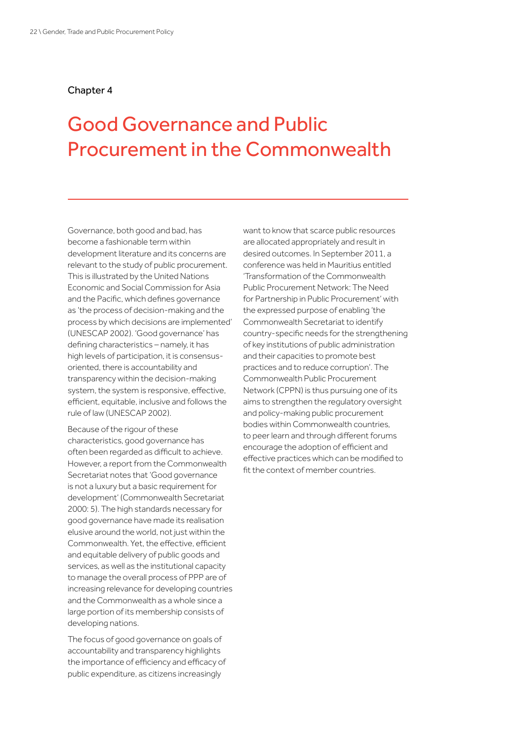Chapter 4

# Good Governance and Public Procurement in the Commonwealth

Governance, both good and bad, has become a fashionable term within development literature and its concerns are relevant to the study of public procurement. This is illustrated by the United Nations Economic and Social Commission for Asia and the Pacific, which defines governance as 'the process of decision-making and the process by which decisions are implemented' (UNESCAP 2002). 'Good governance' has defining characteristics – namely, it has high levels of participation, it is consensus-oriented, there is accountability and transparency within the decision-making system, the system is responsive, effective, efficient, equitable, inclusive and follows the rule of law (UNESCAP 2002).

Because of the rigour of these characteristics, good governance has often been regarded as difficult to achieve. However, a report from the Commonwealth Secretariat notes that 'Good governance is not a luxury but a basic requirement for development' (Commonwealth Secretariat 2000: 5). The high standards necessary for good governance have made its realisation elusive around the world, not just within the Commonwealth. Yet, the effective, efficient and equitable delivery of public goods and services, as well as the institutional capacity to manage the overall process of PPP are of increasing relevance for developing countries and the Commonwealth as a whole since a large portion of its membership consists of developing nations.

The focus of good governance on goals of accountability and transparency highlights the importance of efficiency and efficacy of public expenditure, as citizens increasingly want to know that scarce public resources are allocated appropriately and result in desired outcomes. In September 2011, a conference was held in Mauritius entitled 'Transformation of the Commonwealth Public Procurement Network: The Need for Partnership in Public Procurement' with the expressed purpose of enabling 'the Commonwealth Secretariat to identify country-specific needs for the strengthening of key institutions of public administration and their capacities to promote best practices and to reduce corruption'. The Commonwealth Public Procurement Network (CPPN) is thus pursuing one of its aims to strengthen the regulatory oversight and policy-making public procurement bodies within Commonwealth countries, to peer learn and through different forums encourage the adoption of efficient and effective practices which can be modified to fit the context of member countries.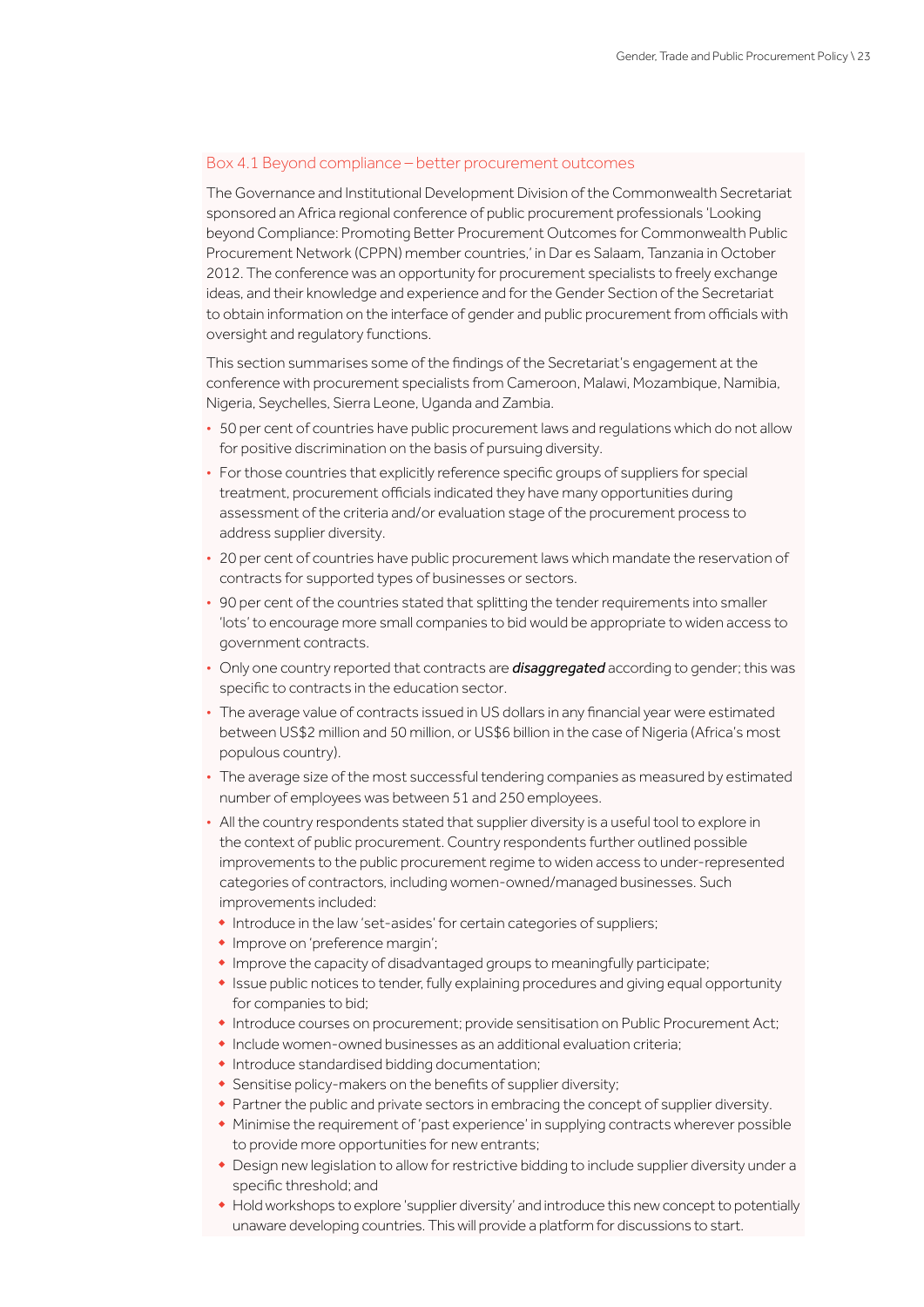### Box 4.1 Beyond compliance – better procurement outcomes

The Governance and Institutional Development Division of the Commonwealth Secretariat sponsored an Africa regional conference of public procurement professionals 'Looking beyond Compliance: Promoting Better Procurement Outcomes for Commonwealth Public Procurement Network (CPPN) member countries,' in Dar es Salaam, Tanzania in October 2012. The conference was an opportunity for procurement specialists to freely exchange ideas, and their knowledge and experience and for the Gender Section of the Secretariat to obtain information on the interface of gender and public procurement from officials with oversight and regulatory functions.

This section summarises some of the findings of the Secretariat's engagement at the conference with procurement specialists from Cameroon, Malawi, Mozambique, Namibia, Nigeria, Seychelles, Sierra Leone, Uganda and Zambia.

- 50 per cent of countries have public procurement laws and regulations which do not allow for positive discrimination on the basis of pursuing diversity.
- For those countries that explicitly reference specific groups of suppliers for special treatment, procurement officials indicated they have many opportunities during assessment of the criteria and/or evaluation stage of the procurement process to address supplier diversity.
- 20 per cent of countries have public procurement laws which mandate the reservation of contracts for supported types of businesses or sectors.
- 90 per cent of the countries stated that splitting the tender requirements into smaller 'lots' to encourage more small companies to bid would be appropriate to widen access to government contracts.
- Only one country reported that contracts are ***disaggregated*** according to gender; this was specific to contracts in the education sector.
- The average value of contracts issued in US dollars in any financial year were estimated between US$2 million and 50 million, or US$6 billion in the case of Nigeria (Africa's most populous country).
- The average size of the most successful tendering companies as measured by estimated number of employees was between 51 and 250 employees.
- All the country respondents stated that supplier diversity is a useful tool to explore in the context of public procurement. Country respondents further outlined possible improvements to the public procurement regime to widen access to under-represented categories of contractors, including women-owned/managed businesses. Such improvements included:
  - Introduce in the law 'set-asides' for certain categories of suppliers;
  - Improve on 'preference margin';
  - Improve the capacity of disadvantaged groups to meaningfully participate;
  - Issue public notices to tender, fully explaining procedures and giving equal opportunity for companies to bid;
  - Introduce courses on procurement; provide sensitisation on Public Procurement Act;
  - Include women-owned businesses as an additional evaluation criteria;
  - Introduce standardised bidding documentation;
  - Sensitise policy-makers on the benefits of supplier diversity;
  - Partner the public and private sectors in embracing the concept of supplier diversity.
  - Minimise the requirement of 'past experience' in supplying contracts wherever possible to provide more opportunities for new entrants;
  - Design new legislation to allow for restrictive bidding to include supplier diversity under a specific threshold; and
  - Hold workshops to explore 'supplier diversity' and introduce this new concept to potentially unaware developing countries. This will provide a platform for discussions to start.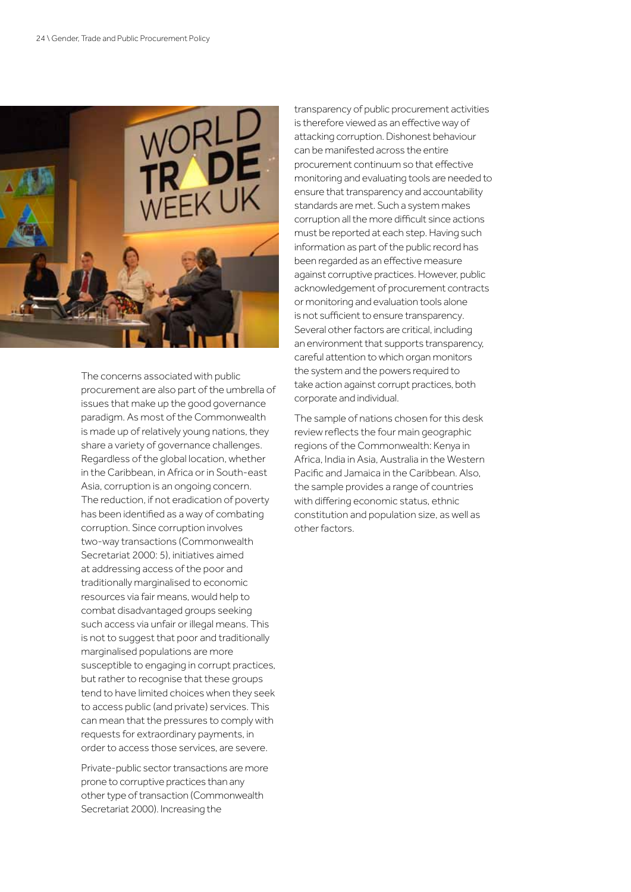The concerns associated with public procurement are also part of the umbrella of issues that make up the good governance paradigm. As most of the Commonwealth is made up of relatively young nations, they share a variety of governance challenges. Regardless of the global location, whether in the Caribbean, in Africa or in South-east Asia, corruption is an ongoing concern. The reduction, if not eradication of poverty has been identified as a way of combating corruption. Since corruption involves two-way transactions (Commonwealth Secretariat 2000: 5), initiatives aimed at addressing access of the poor and traditionally marginalised to economic resources via fair means, would help to combat disadvantaged groups seeking such access via unfair or illegal means. This is not to suggest that poor and traditionally marginalised populations are more susceptible to engaging in corrupt practices, but rather to recognise that these groups tend to have limited choices when they seek to access public (and private) services. This can mean that the pressures to comply with requests for extraordinary payments, in order to access those services, are severe.

Private-public sector transactions are more prone to corruptive practices than any other type of transaction (Commonwealth Secretariat 2000). Increasing the transparency of public procurement activities is therefore viewed as an effective way of attacking corruption. Dishonest behaviour can be manifested across the entire procurement continuum so that effective monitoring and evaluating tools are needed to ensure that transparency and accountability standards are met. Such a system makes corruption all the more difficult since actions must be reported at each step. Having such information as part of the public record has been regarded as an effective measure against corruptive practices. However, public acknowledgement of procurement contracts or monitoring and evaluation tools alone is not sufficient to ensure transparency. Several other factors are critical, including an environment that supports transparency, careful attention to which organ monitors the system and the powers required to take action against corrupt practices, both corporate and individual.

The sample of nations chosen for this desk review reflects the four main geographic regions of the Commonwealth: Kenya in Africa, India in Asia, Australia in the Western Pacific and Jamaica in the Caribbean. Also, the sample provides a range of countries with differing economic status, ethnic constitution and population size, as well as other factors.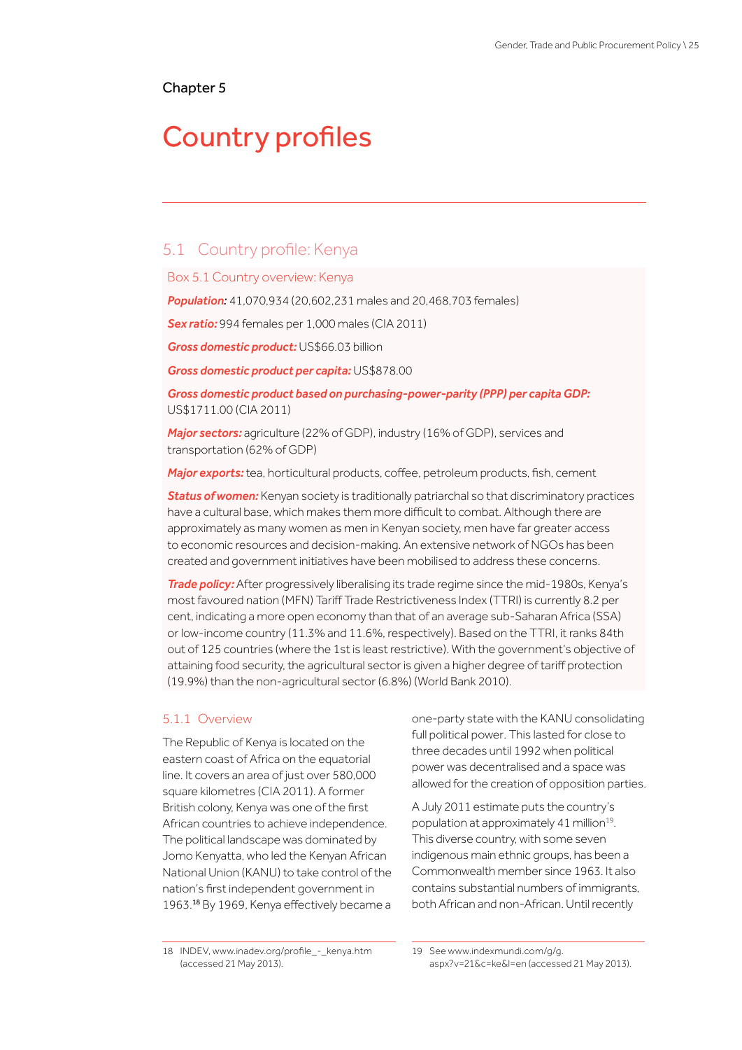Chapter 5

# Country profiles

## 5.1 Country profile: Kenya

### Box 5.1 Country overview: Kenya

***Population:*** 41,070,934 (20,602,231 males and 20,468,703 females)

***Sex ratio:*** 994 females per 1,000 males (CIA 2011)

***Gross domestic product:*** US$66.03 billion

***Gross domestic product per capita:*** US$878.00

***Gross domestic product based on purchasing-power-parity (PPP) per capita GDP:*** US$1711.00 (CIA 2011)

***Major sectors:*** agriculture (22% of GDP), industry (16% of GDP), services and transportation (62% of GDP)

***Major exports:*** tea, horticultural products, coffee, petroleum products, fish, cement

***Status of women:*** Kenyan society is traditionally patriarchal so that discriminatory practices have a cultural base, which makes them more difficult to combat. Although there are approximately as many women as men in Kenyan society, men have far greater access to economic resources and decision-making. An extensive network of NGOs has been created and government initiatives have been mobilised to address these concerns.

***Trade policy:*** After progressively liberalising its trade regime since the mid-1980s, Kenya's most favoured nation (MFN) Tariff Trade Restrictiveness Index (TTRI) is currently 8.2 per cent, indicating a more open economy than that of an average sub-Saharan Africa (SSA) or low-income country (11.3% and 11.6%, respectively). Based on the TTRI, it ranks 84th out of 125 countries (where the 1st is least restrictive). With the government's objective of attaining food security, the agricultural sector is given a higher degree of tariff protection (19.9%) than the non-agricultural sector (6.8%) (World Bank 2010).

### 5.1.1 Overview

The Republic of Kenya is located on the eastern coast of Africa on the equatorial line. It covers an area of just over 580,000 square kilometres (CIA 2011). A former British colony, Kenya was one of the first African countries to achieve independence. The political landscape was dominated by Jomo Kenyatta, who led the Kenyan African National Union (KANU) to take control of the nation's first independent government in 1963.[18] By 1969, Kenya effectively became a one-party state with the KANU consolidating full political power. This lasted for close to three decades until 1992 when political power was decentralised and a space was allowed for the creation of opposition parties.

A July 2011 estimate puts the country's population at approximately 41 million[19]. This diverse country, with some seven indigenous main ethnic groups, has been a Commonwealth member since 1963. It also contains substantial numbers of immigrants, both African and non-African. Until recently

18 INDEV, www.inadev.org/profile_-_kenya.htm (accessed 21 May 2013).

19 See www.indexmundi.com/g/g.aspx?v=21&c=ke&l=en (accessed 21 May 2013).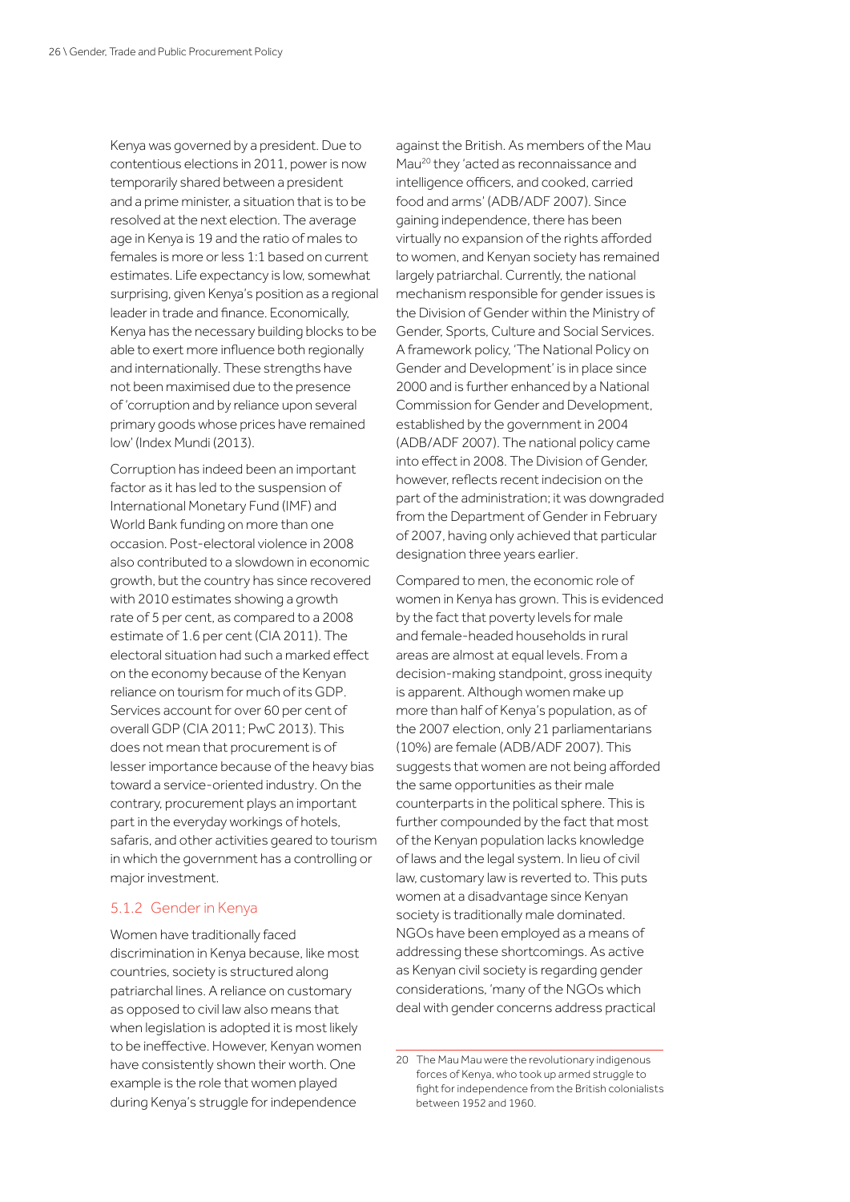Kenya was governed by a president. Due to contentious elections in 2011, power is now temporarily shared between a president and a prime minister, a situation that is to be resolved at the next election. The average age in Kenya is 19 and the ratio of males to females is more or less 1:1 based on current estimates. Life expectancy is low, somewhat surprising, given Kenya's position as a regional leader in trade and finance. Economically, Kenya has the necessary building blocks to be able to exert more influence both regionally and internationally. These strengths have not been maximised due to the presence of 'corruption and by reliance upon several primary goods whose prices have remained low' (Index Mundi (2013).

Corruption has indeed been an important factor as it has led to the suspension of International Monetary Fund (IMF) and World Bank funding on more than one occasion. Post-electoral violence in 2008 also contributed to a slowdown in economic growth, but the country has since recovered with 2010 estimates showing a growth rate of 5 per cent, as compared to a 2008 estimate of 1.6 per cent (CIA 2011). The electoral situation had such a marked effect on the economy because of the Kenyan reliance on tourism for much of its GDP. Services account for over 60 per cent of overall GDP (CIA 2011; PwC 2013). This does not mean that procurement is of lesser importance because of the heavy bias toward a service-oriented industry. On the contrary, procurement plays an important part in the everyday workings of hotels, safaris, and other activities geared to tourism in which the government has a controlling or major investment.

### 5.1.2 Gender in Kenya

Women have traditionally faced discrimination in Kenya because, like most countries, society is structured along patriarchal lines. A reliance on customary as opposed to civil law also means that when legislation is adopted it is most likely to be ineffective. However, Kenyan women have consistently shown their worth. One example is the role that women played during Kenya's struggle for independence against the British. As members of the Mau Mau[20] they 'acted as reconnaissance and intelligence officers, and cooked, carried food and arms' (ADB/ADF 2007). Since gaining independence, there has been virtually no expansion of the rights afforded to women, and Kenyan society has remained largely patriarchal. Currently, the national mechanism responsible for gender issues is the Division of Gender within the Ministry of Gender, Sports, Culture and Social Services. A framework policy, 'The National Policy on Gender and Development' is in place since 2000 and is further enhanced by a National Commission for Gender and Development, established by the government in 2004 (ADB/ADF 2007). The national policy came into effect in 2008. The Division of Gender, however, reflects recent indecision on the part of the administration; it was downgraded from the Department of Gender in February of 2007, having only achieved that particular designation three years earlier.

Compared to men, the economic role of women in Kenya has grown. This is evidenced by the fact that poverty levels for male and female-headed households in rural areas are almost at equal levels. From a decision-making standpoint, gross inequity is apparent. Although women make up more than half of Kenya's population, as of the 2007 election, only 21 parliamentarians (10%) are female (ADB/ADF 2007). This suggests that women are not being afforded the same opportunities as their male counterparts in the political sphere. This is further compounded by the fact that most of the Kenyan population lacks knowledge of laws and the legal system. In lieu of civil law, customary law is reverted to. This puts women at a disadvantage since Kenyan society is traditionally male dominated. NGOs have been employed as a means of addressing these shortcomings. As active as Kenyan civil society is regarding gender considerations, 'many of the NGOs which deal with gender concerns address practical

---

20 The Mau Mau were the revolutionary indigenous forces of Kenya, who took up armed struggle to fight for independence from the British colonialists between 1952 and 1960.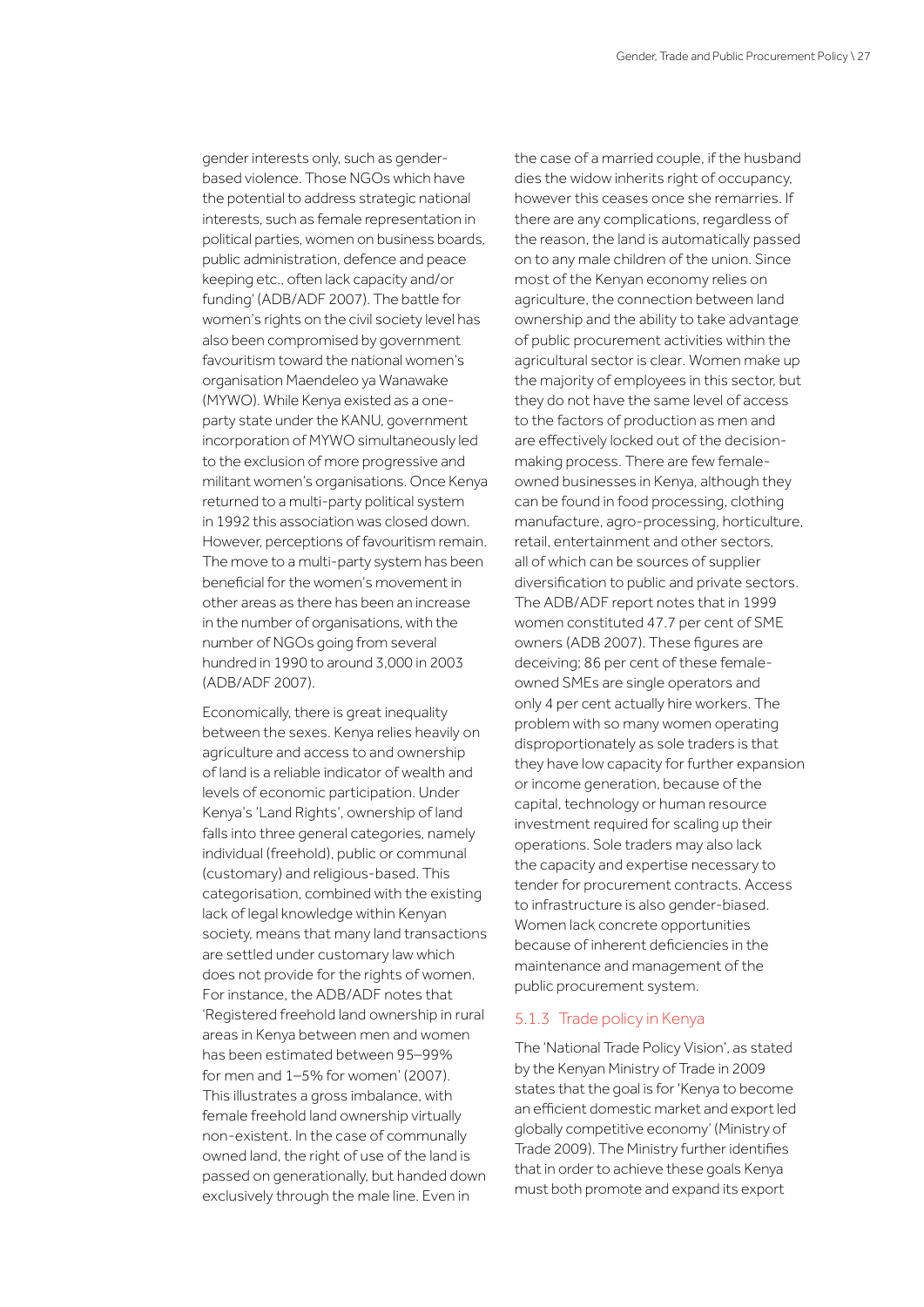gender interests only, such as gender-based violence. Those NGOs which have the potential to address strategic national interests, such as female representation in political parties, women on business boards, public administration, defence and peace keeping etc., often lack capacity and/or funding' (ADB/ADF 2007). The battle for women's rights on the civil society level has also been compromised by government favouritism toward the national women's organisation Maendeleo ya Wanawake (MYWO). While Kenya existed as a one-party state under the KANU, government incorporation of MYWO simultaneously led to the exclusion of more progressive and militant women's organisations. Once Kenya returned to a multi-party political system in 1992 this association was closed down. However, perceptions of favouritism remain. The move to a multi-party system has been beneficial for the women's movement in other areas as there has been an increase in the number of organisations, with the number of NGOs going from several hundred in 1990 to around 3,000 in 2003 (ADB/ADF 2007).

Economically, there is great inequality between the sexes. Kenya relies heavily on agriculture and access to and ownership of land is a reliable indicator of wealth and levels of economic participation. Under Kenya's 'Land Rights', ownership of land falls into three general categories, namely individual (freehold), public or communal (customary) and religious-based. This categorisation, combined with the existing lack of legal knowledge within Kenyan society, means that many land transactions are settled under customary law which does not provide for the rights of women. For instance, the ADB/ADF notes that 'Registered freehold land ownership in rural areas in Kenya between men and women has been estimated between 95–99% for men and 1–5% for women' (2007). This illustrates a gross imbalance, with female freehold land ownership virtually non-existent. In the case of communally owned land, the right of use of the land is passed on generationally, but handed down exclusively through the male line. Even in the case of a married couple, if the husband dies the widow inherits right of occupancy, however this ceases once she remarries. If there are any complications, regardless of the reason, the land is automatically passed on to any male children of the union. Since most of the Kenyan economy relies on agriculture, the connection between land ownership and the ability to take advantage of public procurement activities within the agricultural sector is clear. Women make up the majority of employees in this sector, but they do not have the same level of access to the factors of production as men and are effectively locked out of the decision-making process. There are few female-owned businesses in Kenya, although they can be found in food processing, clothing manufacture, agro-processing, horticulture, retail, entertainment and other sectors, all of which can be sources of supplier diversification to public and private sectors. The ADB/ADF report notes that in 1999 women constituted 47.7 per cent of SME owners (ADB 2007). These figures are deceiving; 86 per cent of these female-owned SMEs are single operators and only 4 per cent actually hire workers. The problem with so many women operating disproportionately as sole traders is that they have low capacity for further expansion or income generation, because of the capital, technology or human resource investment required for scaling up their operations. Sole traders may also lack the capacity and expertise necessary to tender for procurement contracts. Access to infrastructure is also gender-biased. Women lack concrete opportunities because of inherent deficiencies in the maintenance and management of the public procurement system.

### 5.1.3 Trade policy in Kenya

The 'National Trade Policy Vision', as stated by the Kenyan Ministry of Trade in 2009 states that the goal is for 'Kenya to become an efficient domestic market and export led globally competitive economy' (Ministry of Trade 2009). The Ministry further identifies that in order to achieve these goals Kenya must both promote and expand its export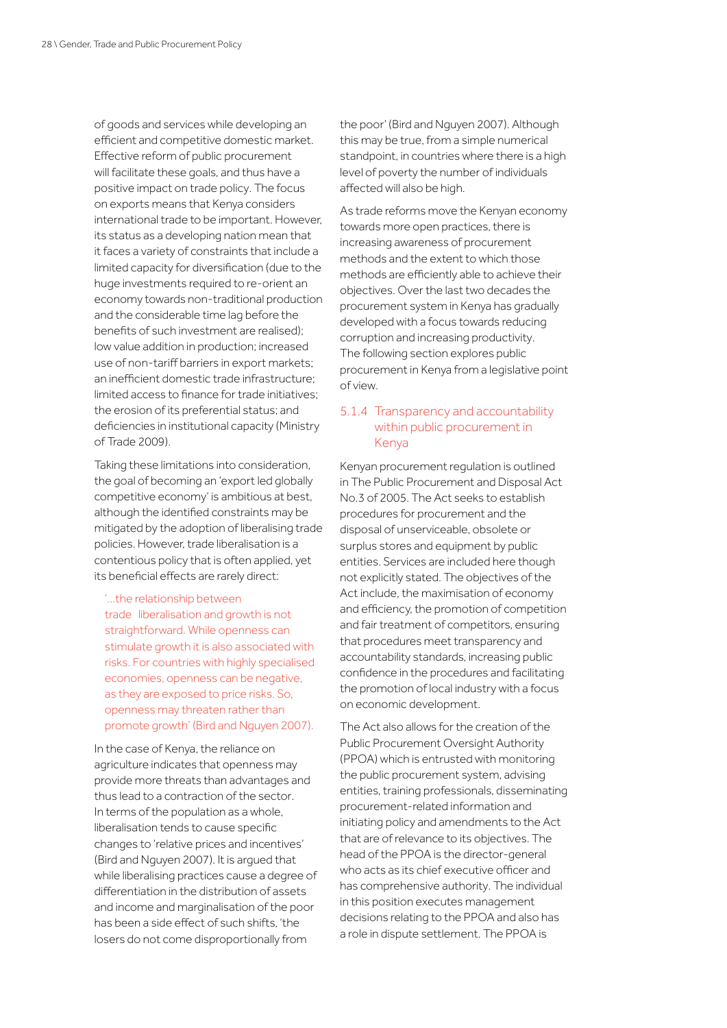of goods and services while developing an efficient and competitive domestic market. Effective reform of public procurement will facilitate these goals, and thus have a positive impact on trade policy. The focus on exports means that Kenya considers international trade to be important. However, its status as a developing nation mean that it faces a variety of constraints that include a limited capacity for diversification (due to the huge investments required to re-orient an economy towards non-traditional production and the considerable time lag before the benefits of such investment are realised); low value addition in production; increased use of non-tariff barriers in export markets; an inefficient domestic trade infrastructure; limited access to finance for trade initiatives; the erosion of its preferential status; and deficiencies in institutional capacity (Ministry of Trade 2009).

Taking these limitations into consideration, the goal of becoming an 'export led globally competitive economy' is ambitious at best, although the identified constraints may be mitigated by the adoption of liberalising trade policies. However, trade liberalisation is a contentious policy that is often applied, yet its beneficial effects are rarely direct:

> '...the relationship between trade liberalisation and growth is not straightforward. While openness can stimulate growth it is also associated with risks. For countries with highly specialised economies, openness can be negative, as they are exposed to price risks. So, openness may threaten rather than promote growth' (Bird and Nguyen 2007).

In the case of Kenya, the reliance on agriculture indicates that openness may provide more threats than advantages and thus lead to a contraction of the sector. In terms of the population as a whole, liberalisation tends to cause specific changes to 'relative prices and incentives' (Bird and Nguyen 2007). It is argued that while liberalising practices cause a degree of differentiation in the distribution of assets and income and marginalisation of the poor has been a side effect of such shifts, 'the losers do not come disproportionally from the poor' (Bird and Nguyen 2007). Although this may be true, from a simple numerical standpoint, in countries where there is a high level of poverty the number of individuals affected will also be high.

As trade reforms move the Kenyan economy towards more open practices, there is increasing awareness of procurement methods and the extent to which those methods are efficiently able to achieve their objectives. Over the last two decades the procurement system in Kenya has gradually developed with a focus towards reducing corruption and increasing productivity. The following section explores public procurement in Kenya from a legislative point of view.

### 5.1.4 Transparency and accountability within public procurement in Kenya

Kenyan procurement regulation is outlined in The Public Procurement and Disposal Act No.3 of 2005. The Act seeks to establish procedures for procurement and the disposal of unserviceable, obsolete or surplus stores and equipment by public entities. Services are included here though not explicitly stated. The objectives of the Act include, the maximisation of economy and efficiency, the promotion of competition and fair treatment of competitors, ensuring that procedures meet transparency and accountability standards, increasing public confidence in the procedures and facilitating the promotion of local industry with a focus on economic development.

The Act also allows for the creation of the Public Procurement Oversight Authority (PPOA) which is entrusted with monitoring the public procurement system, advising entities, training professionals, disseminating procurement-related information and initiating policy and amendments to the Act that are of relevance to its objectives. The head of the PPOA is the director-general who acts as its chief executive officer and has comprehensive authority. The individual in this position executes management decisions relating to the PPOA and also has a role in dispute settlement. The PPOA is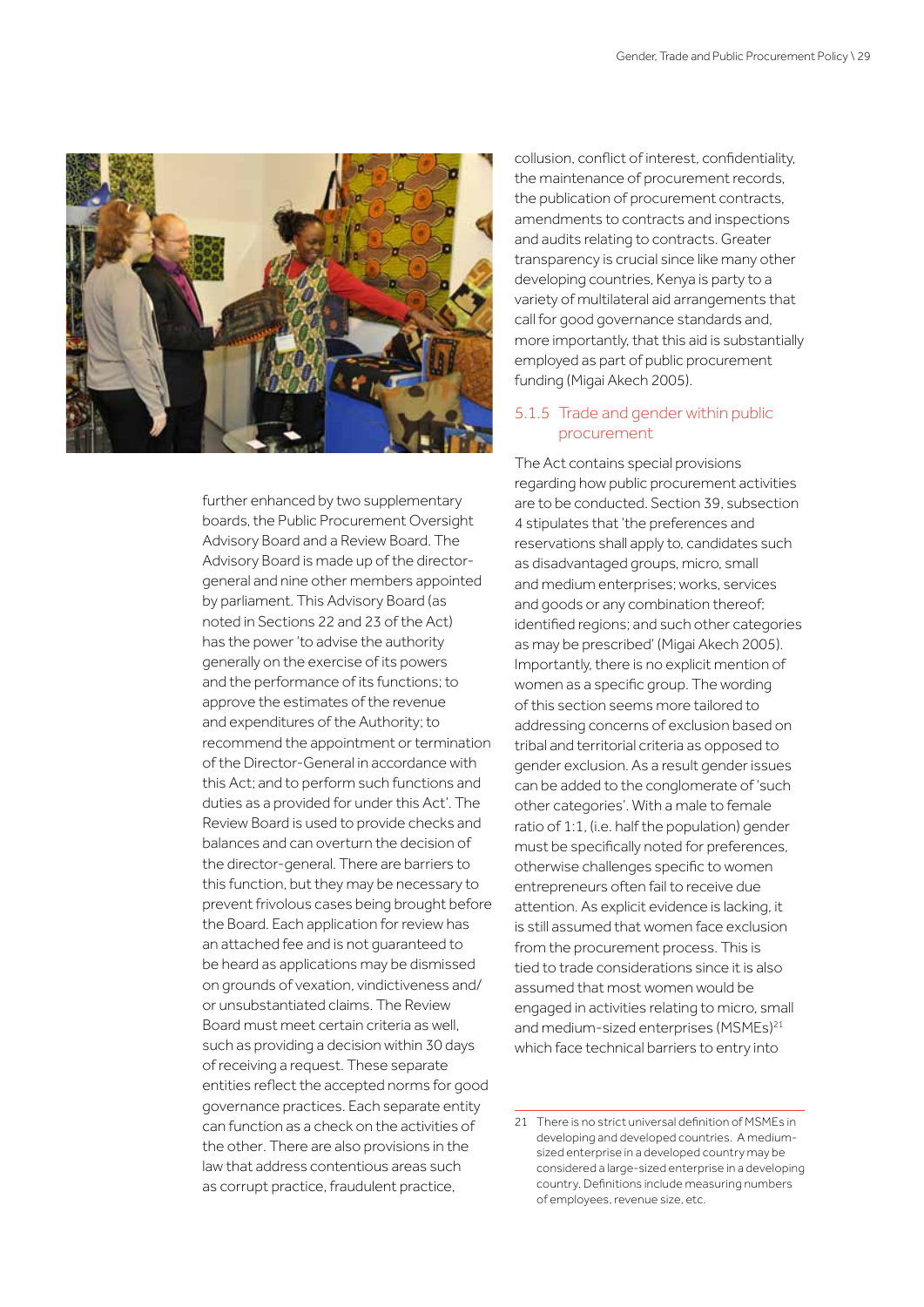further enhanced by two supplementary boards, the Public Procurement Oversight Advisory Board and a Review Board. The Advisory Board is made up of the director-general and nine other members appointed by parliament. This Advisory Board (as noted in Sections 22 and 23 of the Act) has the power 'to advise the authority generally on the exercise of its powers and the performance of its functions; to approve the estimates of the revenue and expenditures of the Authority; to recommend the appointment or termination of the Director-General in accordance with this Act; and to perform such functions and duties as a provided for under this Act'. The Review Board is used to provide checks and balances and can overturn the decision of the director-general. There are barriers to this function, but they may be necessary to prevent frivolous cases being brought before the Board. Each application for review has an attached fee and is not guaranteed to be heard as applications may be dismissed on grounds of vexation, vindictiveness and/or unsubstantiated claims. The Review Board must meet certain criteria as well, such as providing a decision within 30 days of receiving a request. These separate entities reflect the accepted norms for good governance practices. Each separate entity can function as a check on the activities of the other. There are also provisions in the law that address contentious areas such as corrupt practice, fraudulent practice, collusion, conflict of interest, confidentiality, the maintenance of procurement records, the publication of procurement contracts, amendments to contracts and inspections and audits relating to contracts. Greater transparency is crucial since like many other developing countries, Kenya is party to a variety of multilateral aid arrangements that call for good governance standards and, more importantly, that this aid is substantially employed as part of public procurement funding (Migai Akech 2005).

### 5.1.5 Trade and gender within public procurement

The Act contains special provisions regarding how public procurement activities are to be conducted. Section 39, subsection 4 stipulates that 'the preferences and reservations shall apply to, candidates such as disadvantaged groups, micro, small and medium enterprises; works, services and goods or any combination thereof; identified regions; and such other categories as may be prescribed' (Migai Akech 2005). Importantly, there is no explicit mention of women as a specific group. The wording of this section seems more tailored to addressing concerns of exclusion based on tribal and territorial criteria as opposed to gender exclusion. As a result gender issues can be added to the conglomerate of 'such other categories'. With a male to female ratio of 1:1, (i.e. half the population) gender must be specifically noted for preferences, otherwise challenges specific to women entrepreneurs often fail to receive due attention. As explicit evidence is lacking, it is still assumed that women face exclusion from the procurement process. This is tied to trade considerations since it is also assumed that most women would be engaged in activities relating to micro, small and medium-sized enterprises (MSMEs)[21] which face technical barriers to entry into

---

21 There is no strict universal definition of MSMEs in developing and developed countries. A medium-sized enterprise in a developed country may be considered a large-sized enterprise in a developing country. Definitions include measuring numbers of employees, revenue size, etc.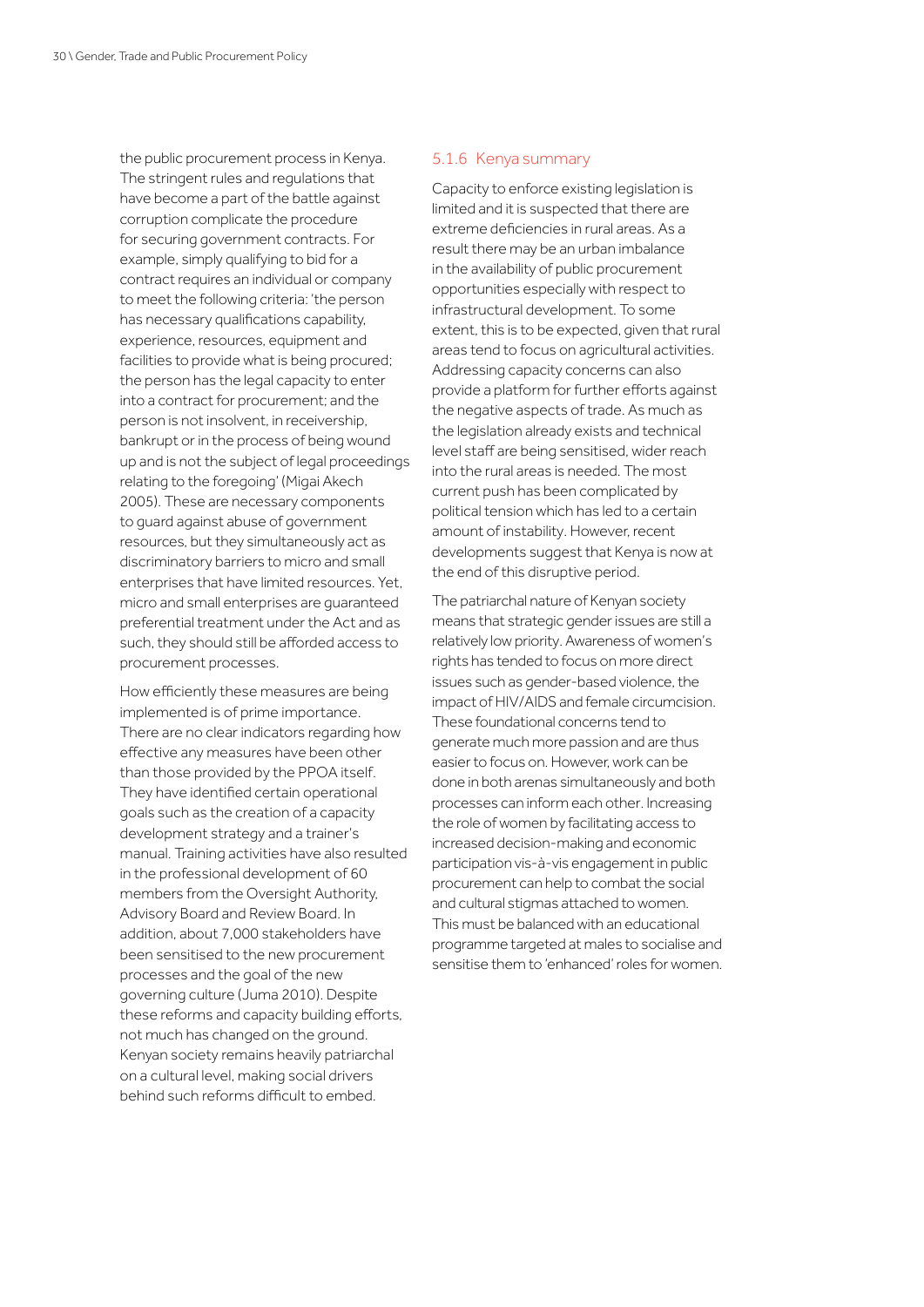the public procurement process in Kenya. The stringent rules and regulations that have become a part of the battle against corruption complicate the procedure for securing government contracts. For example, simply qualifying to bid for a contract requires an individual or company to meet the following criteria: 'the person has necessary qualifications capability, experience, resources, equipment and facilities to provide what is being procured; the person has the legal capacity to enter into a contract for procurement; and the person is not insolvent, in receivership, bankrupt or in the process of being wound up and is not the subject of legal proceedings relating to the foregoing' (Migai Akech 2005). These are necessary components to guard against abuse of government resources, but they simultaneously act as discriminatory barriers to micro and small enterprises that have limited resources. Yet, micro and small enterprises are guaranteed preferential treatment under the Act and as such, they should still be afforded access to procurement processes.

How efficiently these measures are being implemented is of prime importance. There are no clear indicators regarding how effective any measures have been other than those provided by the PPOA itself. They have identified certain operational goals such as the creation of a capacity development strategy and a trainer's manual. Training activities have also resulted in the professional development of 60 members from the Oversight Authority, Advisory Board and Review Board. In addition, about 7,000 stakeholders have been sensitised to the new procurement processes and the goal of the new governing culture (Juma 2010). Despite these reforms and capacity building efforts, not much has changed on the ground. Kenyan society remains heavily patriarchal on a cultural level, making social drivers behind such reforms difficult to embed.

### 5.1.6 Kenya summary

Capacity to enforce existing legislation is limited and it is suspected that there are extreme deficiencies in rural areas. As a result there may be an urban imbalance in the availability of public procurement opportunities especially with respect to infrastructural development. To some extent, this is to be expected, given that rural areas tend to focus on agricultural activities. Addressing capacity concerns can also provide a platform for further efforts against the negative aspects of trade. As much as the legislation already exists and technical level staff are being sensitised, wider reach into the rural areas is needed. The most current push has been complicated by political tension which has led to a certain amount of instability. However, recent developments suggest that Kenya is now at the end of this disruptive period.

The patriarchal nature of Kenyan society means that strategic gender issues are still a relatively low priority. Awareness of women's rights has tended to focus on more direct issues such as gender-based violence, the impact of HIV/AIDS and female circumcision. These foundational concerns tend to generate much more passion and are thus easier to focus on. However, work can be done in both arenas simultaneously and both processes can inform each other. Increasing the role of women by facilitating access to increased decision-making and economic participation vis-à-vis engagement in public procurement can help to combat the social and cultural stigmas attached to women. This must be balanced with an educational programme targeted at males to socialise and sensitise them to 'enhanced' roles for women.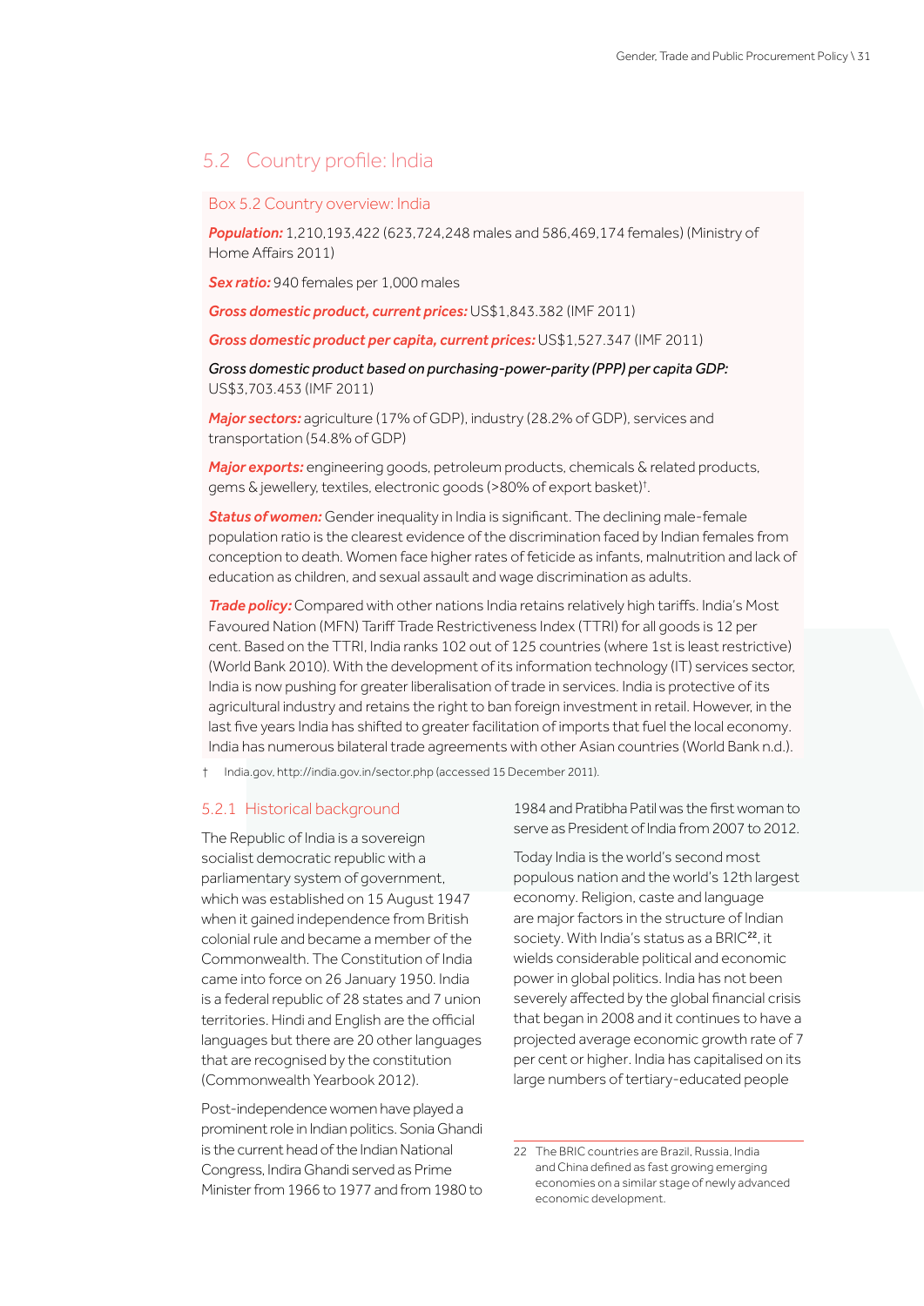## 5.2 Country profile: India

### Box 5.2 Country overview: India

***Population:*** 1,210,193,422 (623,724,248 males and 586,469,174 females) (Ministry of Home Affairs 2011)

***Sex ratio:*** 940 females per 1,000 males

***Gross domestic product, current prices:*** US$1,843.382 (IMF 2011)

***Gross domestic product per capita, current prices:*** US$1,527.347 (IMF 2011)

***Gross domestic product based on purchasing-power-parity (PPP) per capita GDP:*** US$3,703.453 (IMF 2011)

***Major sectors:*** agriculture (17% of GDP), industry (28.2% of GDP), services and transportation (54.8% of GDP)

***Major exports:*** engineering goods, petroleum products, chemicals & related products, gems & jewellery, textiles, electronic goods (>80% of export basket)[†].

***Status of women:*** Gender inequality in India is significant. The declining male-female population ratio is the clearest evidence of the discrimination faced by Indian females from conception to death. Women face higher rates of feticide as infants, malnutrition and lack of education as children, and sexual assault and wage discrimination as adults.

***Trade policy:*** Compared with other nations India retains relatively high tariffs. India's Most Favoured Nation (MFN) Tariff Trade Restrictiveness Index (TTRI) for all goods is 12 per cent. Based on the TTRI, India ranks 102 out of 125 countries (where 1st is least restrictive) (World Bank 2010). With the development of its information technology (IT) services sector, India is now pushing for greater liberalisation of trade in services. India is protective of its agricultural industry and retains the right to ban foreign investment in retail. However, in the last five years India has shifted to greater facilitation of imports that fuel the local economy. India has numerous bilateral trade agreements with other Asian countries (World Bank n.d.).

† India.gov, http://india.gov.in/sector.php (accessed 15 December 2011).

### 5.2.1 Historical background

The Republic of India is a sovereign socialist democratic republic with a parliamentary system of government, which was established on 15 August 1947 when it gained independence from British colonial rule and became a member of the Commonwealth. The Constitution of India came into force on 26 January 1950. India is a federal republic of 28 states and 7 union territories. Hindi and English are the official languages but there are 20 other languages that are recognised by the constitution (Commonwealth Yearbook 2012).

Post-independence women have played a prominent role in Indian politics. Sonia Ghandi is the current head of the Indian National Congress, Indira Ghandi served as Prime Minister from 1966 to 1977 and from 1980 to 1984 and Pratibha Patil was the first woman to serve as President of India from 2007 to 2012.

Today India is the world's second most populous nation and the world's 12th largest economy. Religion, caste and language are major factors in the structure of Indian society. With India's status as a BRIC[22], it wields considerable political and economic power in global politics. India has not been severely affected by the global financial crisis that began in 2008 and it continues to have a projected average economic growth rate of 7 per cent or higher. India has capitalised on its large numbers of tertiary-educated people

22 The BRIC countries are Brazil, Russia, India and China defined as fast growing emerging economies on a similar stage of newly advanced economic development.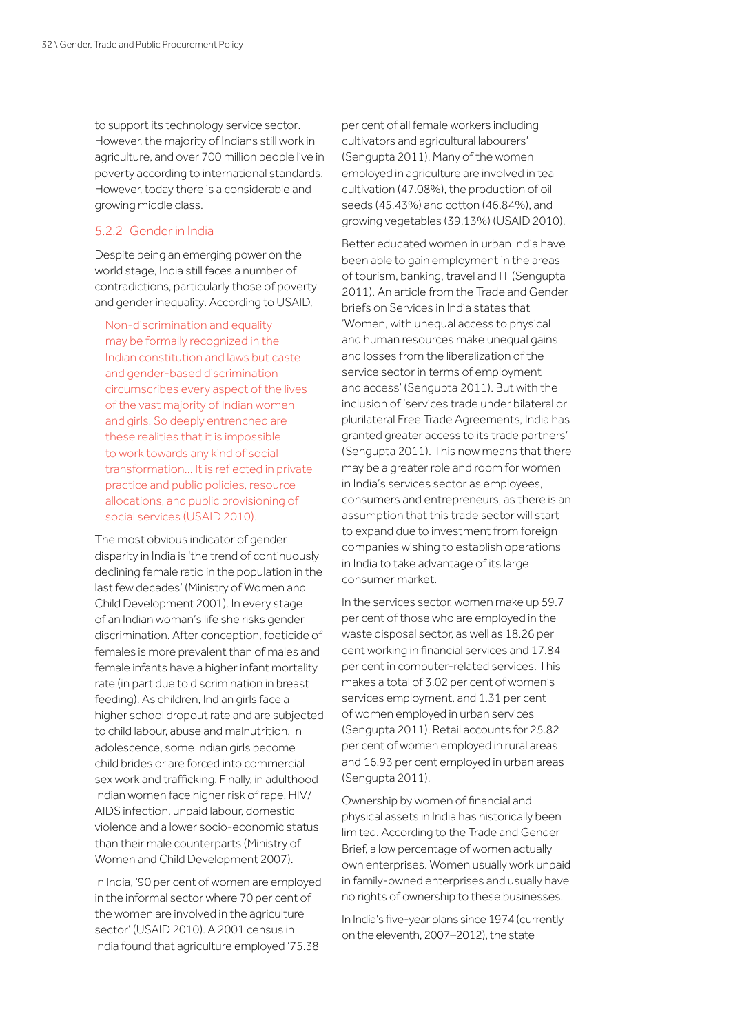to support its technology service sector. However, the majority of Indians still work in agriculture, and over 700 million people live in poverty according to international standards. However, today there is a considerable and growing middle class.

### 5.2.2 Gender in India

Despite being an emerging power on the world stage, India still faces a number of contradictions, particularly those of poverty and gender inequality. According to USAID,

> Non-discrimination and equality may be formally recognized in the Indian constitution and laws but caste and gender-based discrimination circumscribes every aspect of the lives of the vast majority of Indian women and girls. So deeply entrenched are these realities that it is impossible to work towards any kind of social transformation... It is reflected in private practice and public policies, resource allocations, and public provisioning of social services (USAID 2010).

The most obvious indicator of gender disparity in India is 'the trend of continuously declining female ratio in the population in the last few decades' (Ministry of Women and Child Development 2001). In every stage of an Indian woman's life she risks gender discrimination. After conception, foeticide of females is more prevalent than of males and female infants have a higher infant mortality rate (in part due to discrimination in breast feeding). As children, Indian girls face a higher school dropout rate and are subjected to child labour, abuse and malnutrition. In adolescence, some Indian girls become child brides or are forced into commercial sex work and trafficking. Finally, in adulthood Indian women face higher risk of rape, HIV/AIDS infection, unpaid labour, domestic violence and a lower socio-economic status than their male counterparts (Ministry of Women and Child Development 2007).

In India, '90 per cent of women are employed in the informal sector where 70 per cent of the women are involved in the agriculture sector' (USAID 2010). A 2001 census in India found that agriculture employed '75.38 per cent of all female workers including cultivators and agricultural labourers' (Sengupta 2011). Many of the women employed in agriculture are involved in tea cultivation (47.08%), the production of oil seeds (45.43%) and cotton (46.84%), and growing vegetables (39.13%) (USAID 2010).

Better educated women in urban India have been able to gain employment in the areas of tourism, banking, travel and IT (Sengupta 2011). An article from the Trade and Gender briefs on Services in India states that 'Women, with unequal access to physical and human resources make unequal gains and losses from the liberalization of the service sector in terms of employment and access' (Sengupta 2011). But with the inclusion of 'services trade under bilateral or plurilateral Free Trade Agreements, India has granted greater access to its trade partners' (Sengupta 2011). This now means that there may be a greater role and room for women in India's services sector as employees, consumers and entrepreneurs, as there is an assumption that this trade sector will start to expand due to investment from foreign companies wishing to establish operations in India to take advantage of its large consumer market.

In the services sector, women make up 59.7 per cent of those who are employed in the waste disposal sector, as well as 18.26 per cent working in financial services and 17.84 per cent in computer-related services. This makes a total of 3.02 per cent of women's services employment, and 1.31 per cent of women employed in urban services (Sengupta 2011). Retail accounts for 25.82 per cent of women employed in rural areas and 16.93 per cent employed in urban areas (Sengupta 2011).

Ownership by women of financial and physical assets in India has historically been limited. According to the Trade and Gender Brief, a low percentage of women actually own enterprises. Women usually work unpaid in family-owned enterprises and usually have no rights of ownership to these businesses.

In India's five-year plans since 1974 (currently on the eleventh, 2007–2012), the state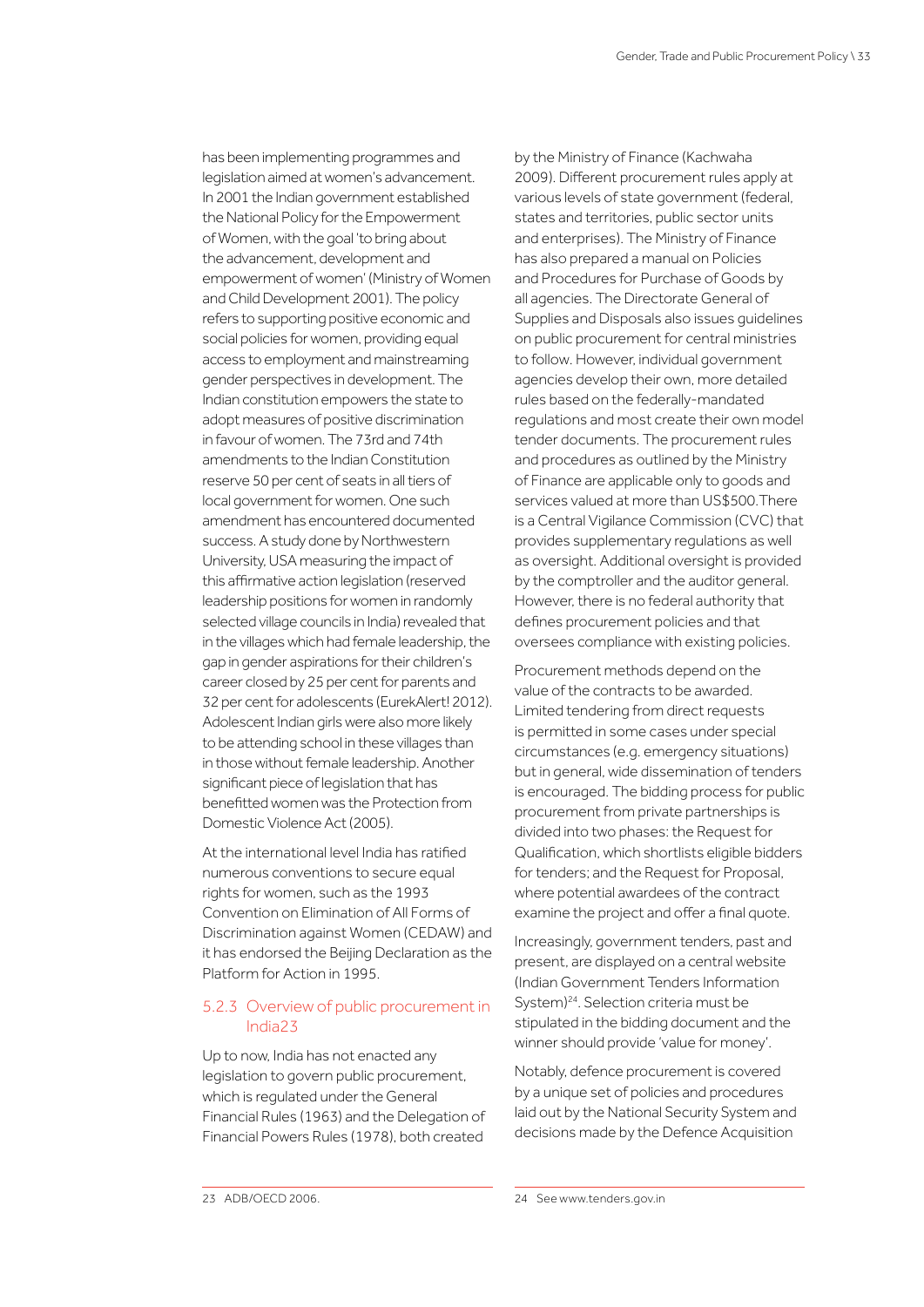has been implementing programmes and legislation aimed at women's advancement. In 2001 the Indian government established the National Policy for the Empowerment of Women, with the goal 'to bring about the advancement, development and empowerment of women' (Ministry of Women and Child Development 2001). The policy refers to supporting positive economic and social policies for women, providing equal access to employment and mainstreaming gender perspectives in development. The Indian constitution empowers the state to adopt measures of positive discrimination in favour of women. The 73rd and 74th amendments to the Indian Constitution reserve 50 per cent of seats in all tiers of local government for women. One such amendment has encountered documented success. A study done by Northwestern University, USA measuring the impact of this affirmative action legislation (reserved leadership positions for women in randomly selected village councils in India) revealed that in the villages which had female leadership, the gap in gender aspirations for their children's career closed by 25 per cent for parents and 32 per cent for adolescents (EurekAlert! 2012). Adolescent Indian girls were also more likely to be attending school in these villages than in those without female leadership. Another significant piece of legislation that has benefitted women was the Protection from Domestic Violence Act (2005).

At the international level India has ratified numerous conventions to secure equal rights for women, such as the 1993 Convention on Elimination of All Forms of Discrimination against Women (CEDAW) and it has endorsed the Beijing Declaration as the Platform for Action in 1995.

### 5.2.3 Overview of public procurement in India23

Up to now, India has not enacted any legislation to govern public procurement, which is regulated under the General Financial Rules (1963) and the Delegation of Financial Powers Rules (1978), both created by the Ministry of Finance (Kachwaha 2009). Different procurement rules apply at various levels of state government (federal, states and territories, public sector units and enterprises). The Ministry of Finance has also prepared a manual on Policies and Procedures for Purchase of Goods by all agencies. The Directorate General of Supplies and Disposals also issues guidelines on public procurement for central ministries to follow. However, individual government agencies develop their own, more detailed rules based on the federally-mandated regulations and most create their own model tender documents. The procurement rules and procedures as outlined by the Ministry of Finance are applicable only to goods and services valued at more than US$500.There is a Central Vigilance Commission (CVC) that provides supplementary regulations as well as oversight. Additional oversight is provided by the comptroller and the auditor general. However, there is no federal authority that defines procurement policies and that oversees compliance with existing policies.

Procurement methods depend on the value of the contracts to be awarded. Limited tendering from direct requests is permitted in some cases under special circumstances (e.g. emergency situations) but in general, wide dissemination of tenders is encouraged. The bidding process for public procurement from private partnerships is divided into two phases: the Request for Qualification, which shortlists eligible bidders for tenders; and the Request for Proposal, where potential awardees of the contract examine the project and offer a final quote.

Increasingly, government tenders, past and present, are displayed on a central website (Indian Government Tenders Information System)[24]. Selection criteria must be stipulated in the bidding document and the winner should provide 'value for money'.

Notably, defence procurement is covered by a unique set of policies and procedures laid out by the National Security System and decisions made by the Defence Acquisition

23 ADB/OECD 2006.

24 See www.tenders.gov.in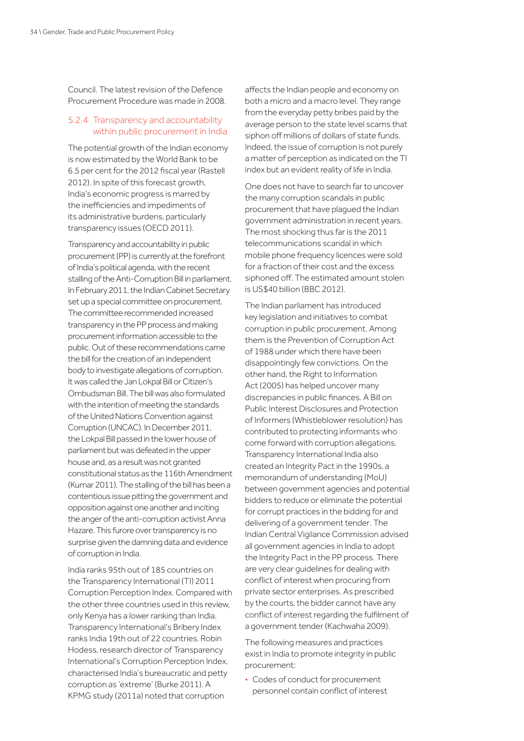Council. The latest revision of the Defence Procurement Procedure was made in 2008.

#### 5.2.4 Transparency and accountability within public procurement in India

The potential growth of the Indian economy is now estimated by the World Bank to be 6.5 per cent for the 2012 fiscal year (Rastell 2012). In spite of this forecast growth, India's economic progress is marred by the inefficiencies and impediments of its administrative burdens, particularly transparency issues (OECD 2011).

Transparency and accountability in public procurement (PP) is currently at the forefront of India's political agenda, with the recent stalling of the Anti-Corruption Bill in parliament. In February 2011, the Indian Cabinet Secretary set up a special committee on procurement. The committee recommended increased transparency in the PP process and making procurement information accessible to the public. Out of these recommendations came the bill for the creation of an independent body to investigate allegations of corruption. It was called the Jan Lokpal Bill or Citizen's Ombudsman Bill. The bill was also formulated with the intention of meeting the standards of the United Nations Convention against Corruption (UNCAC). In December 2011, the Lokpal Bill passed in the lower house of parliament but was defeated in the upper house and, as a result was not granted constitutional status as the 116th Amendment (Kumar 2011). The stalling of the bill has been a contentious issue pitting the government and opposition against one another and inciting the anger of the anti-corruption activist Anna Hazare. This furore over transparency is no surprise given the damning data and evidence of corruption in India.

India ranks 95th out of 185 countries on the Transparency International (TI) 2011 Corruption Perception Index. Compared with the other three countries used in this review, only Kenya has a lower ranking than India. Transparency International's Bribery Index ranks India 19th out of 22 countries. Robin Hodess, research director of Transparency International's Corruption Perception Index, characterised India's bureaucratic and petty corruption as 'extreme' (Burke 2011). A KPMG study (2011a) noted that corruption affects the Indian people and economy on both a micro and a macro level. They range from the everyday petty bribes paid by the average person to the state level scams that siphon off millions of dollars of state funds. Indeed, the issue of corruption is not purely a matter of perception as indicated on the TI index but an evident reality of life in India.

One does not have to search far to uncover the many corruption scandals in public procurement that have plagued the Indian government administration in recent years. The most shocking thus far is the 2011 telecommunications scandal in which mobile phone frequency licences were sold for a fraction of their cost and the excess siphoned off. The estimated amount stolen is US$40 billion (BBC 2012).

The Indian parliament has introduced key legislation and initiatives to combat corruption in public procurement. Among them is the Prevention of Corruption Act of 1988 under which there have been disappointingly few convictions. On the other hand, the Right to Information Act (2005) has helped uncover many discrepancies in public finances. A Bill on Public Interest Disclosures and Protection of Informers (Whistleblower resolution) has contributed to protecting informants who come forward with corruption allegations. Transparency International India also created an Integrity Pact in the 1990s, a memorandum of understanding (MoU) between government agencies and potential bidders to reduce or eliminate the potential for corrupt practices in the bidding for and delivering of a government tender. The Indian Central Vigilance Commission advised all government agencies in India to adopt the Integrity Pact in the PP process. There are very clear guidelines for dealing with conflict of interest when procuring from private sector enterprises. As prescribed by the courts, the bidder cannot have any conflict of interest regarding the fulfilment of a government tender (Kachwaha 2009).

The following measures and practices exist in India to promote integrity in public procurement:

- Codes of conduct for procurement personnel contain conflict of interest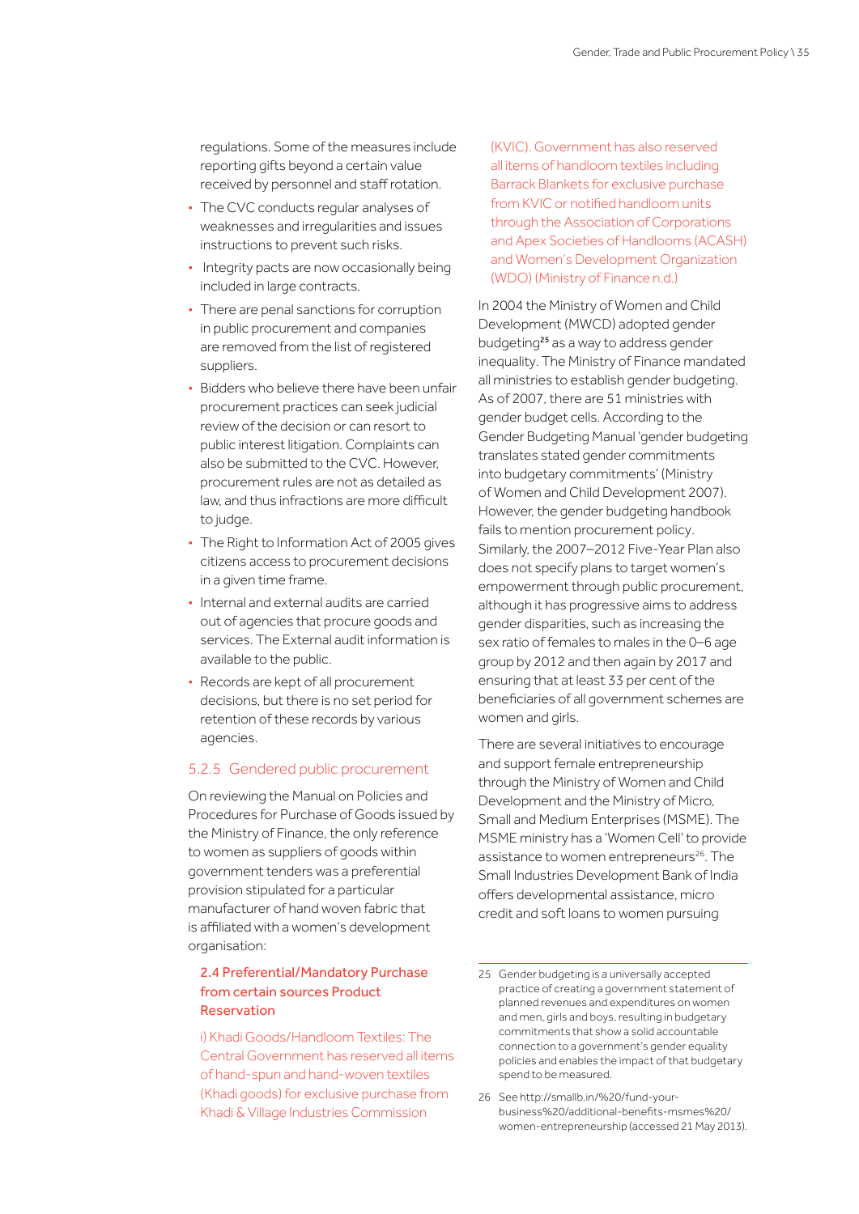regulations. Some of the measures include reporting gifts beyond a certain value received by personnel and staff rotation.

- The CVC conducts regular analyses of weaknesses and irregularities and issues instructions to prevent such risks.
- Integrity pacts are now occasionally being included in large contracts.
- There are penal sanctions for corruption in public procurement and companies are removed from the list of registered suppliers.
- Bidders who believe there have been unfair procurement practices can seek judicial review of the decision or can resort to public interest litigation. Complaints can also be submitted to the CVC. However, procurement rules are not as detailed as law, and thus infractions are more difficult to judge.
- The Right to Information Act of 2005 gives citizens access to procurement decisions in a given time frame.
- Internal and external audits are carried out of agencies that procure goods and services. The External audit information is available to the public.
- Records are kept of all procurement decisions, but there is no set period for retention of these records by various agencies.

### 5.2.5 Gendered public procurement

On reviewing the Manual on Policies and Procedures for Purchase of Goods issued by the Ministry of Finance, the only reference to women as suppliers of goods within government tenders was a preferential provision stipulated for a particular manufacturer of hand woven fabric that is affiliated with a women's development organisation:

> **2.4 Preferential/Mandatory Purchase from certain sources Product Reservation**
>
> i) Khadi Goods/Handloom Textiles: The Central Government has reserved all items of hand-spun and hand-woven textiles (Khadi goods) for exclusive purchase from Khadi & Village Industries Commission (KVIC). Government has also reserved all items of handloom textiles including Barrack Blankets for exclusive purchase from KVIC or notified handloom units through the Association of Corporations and Apex Societies of Handlooms (ACASH) and Women's Development Organization (WDO) (Ministry of Finance n.d.)

In 2004 the Ministry of Women and Child Development (MWCD) adopted gender budgeting[25] as a way to address gender inequality. The Ministry of Finance mandated all ministries to establish gender budgeting. As of 2007, there are 51 ministries with gender budget cells. According to the Gender Budgeting Manual 'gender budgeting translates stated gender commitments into budgetary commitments' (Ministry of Women and Child Development 2007). However, the gender budgeting handbook fails to mention procurement policy. Similarly, the 2007–2012 Five-Year Plan also does not specify plans to target women's empowerment through public procurement, although it has progressive aims to address gender disparities, such as increasing the sex ratio of females to males in the 0–6 age group by 2012 and then again by 2017 and ensuring that at least 33 per cent of the beneficiaries of all government schemes are women and girls.

There are several initiatives to encourage and support female entrepreneurship through the Ministry of Women and Child Development and the Ministry of Micro, Small and Medium Enterprises (MSME). The MSME ministry has a 'Women Cell' to provide assistance to women entrepreneurs[26]. The Small Industries Development Bank of India offers developmental assistance, micro credit and soft loans to women pursuing

---

25 Gender budgeting is a universally accepted practice of creating a government statement of planned revenues and expenditures on women and men, girls and boys, resulting in budgetary commitments that show a solid accountable connection to a government's gender equality policies and enables the impact of that budgetary spend to be measured.

26 See http://smallb.in/%20/fund-your-business%20/additional-benefits-msmes%20/women-entrepreneurship (accessed 21 May 2013).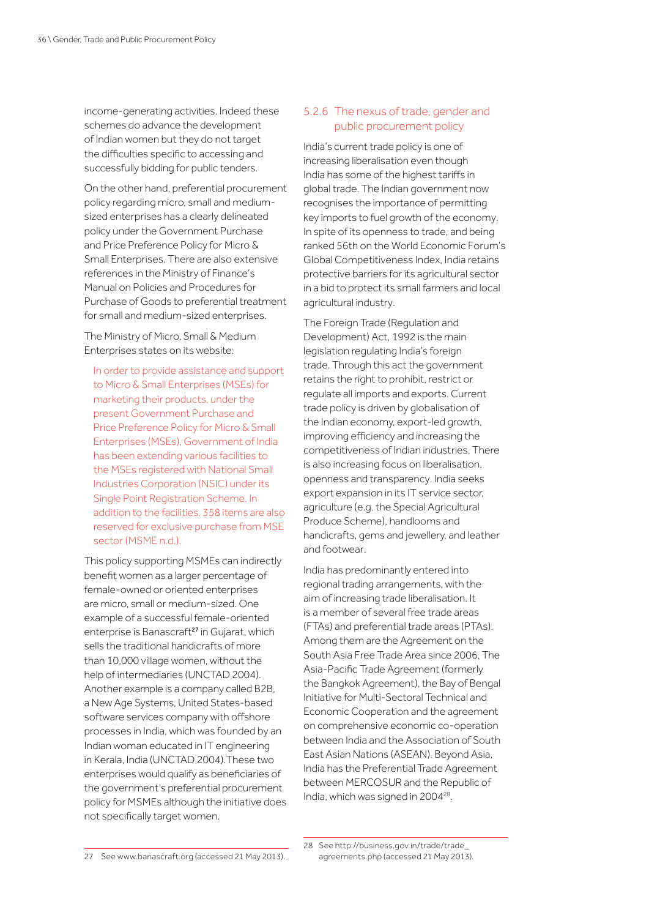income-generating activities. Indeed these schemes do advance the development of Indian women but they do not target the difficulties specific to accessing and successfully bidding for public tenders.

On the other hand, preferential procurement policy regarding micro, small and medium-sized enterprises has a clearly delineated policy under the Government Purchase and Price Preference Policy for Micro & Small Enterprises. There are also extensive references in the Ministry of Finance's Manual on Policies and Procedures for Purchase of Goods to preferential treatment for small and medium-sized enterprises.

The Ministry of Micro, Small & Medium Enterprises states on its website:

> In order to provide assistance and support to Micro & Small Enterprises (MSEs) for marketing their products, under the present Government Purchase and Price Preference Policy for Micro & Small Enterprises (MSEs), Government of India has been extending various facilities to the MSEs registered with National Small Industries Corporation (NSIC) under its Single Point Registration Scheme. In addition to the facilities, 358 items are also reserved for exclusive purchase from MSE sector (MSME n.d.).

This policy supporting MSMEs can indirectly benefit women as a larger percentage of female-owned or oriented enterprises are micro, small or medium-sized. One example of a successful female-oriented enterprise is Banascraft[27] in Gujarat, which sells the traditional handicrafts of more than 10,000 village women, without the help of intermediaries (UNCTAD 2004). Another example is a company called B2B, a New Age Systems, United States-based software services company with offshore processes in India, which was founded by an Indian woman educated in IT engineering in Kerala, India (UNCTAD 2004).These two enterprises would qualify as beneficiaries of the government's preferential procurement policy for MSMEs although the initiative does not specifically target women.

### 5.2.6 The nexus of trade, gender and public procurement policy

India's current trade policy is one of increasing liberalisation even though India has some of the highest tariffs in global trade. The Indian government now recognises the importance of permitting key imports to fuel growth of the economy. In spite of its openness to trade, and being ranked 56th on the World Economic Forum's Global Competitiveness Index, India retains protective barriers for its agricultural sector in a bid to protect its small farmers and local agricultural industry.

The Foreign Trade (Regulation and Development) Act, 1992 is the main legislation regulating India's foreign trade. Through this act the government retains the right to prohibit, restrict or regulate all imports and exports. Current trade policy is driven by globalisation of the Indian economy, export-led growth, improving efficiency and increasing the competitiveness of Indian industries. There is also increasing focus on liberalisation, openness and transparency. India seeks export expansion in its IT service sector, agriculture (e.g. the Special Agricultural Produce Scheme), handlooms and handicrafts, gems and jewellery, and leather and footwear.

India has predominantly entered into regional trading arrangements, with the aim of increasing trade liberalisation. It is a member of several free trade areas (FTAs) and preferential trade areas (PTAs). Among them are the Agreement on the South Asia Free Trade Area since 2006, The Asia-Pacific Trade Agreement (formerly the Bangkok Agreement), the Bay of Bengal Initiative for Multi-Sectoral Technical and Economic Cooperation and the agreement on comprehensive economic co-operation between India and the Association of South East Asian Nations (ASEAN). Beyond Asia, India has the Preferential Trade Agreement between MERCOSUR and the Republic of India, which was signed in 2004[28].

---

27 See www.banascraft.org (accessed 21 May 2013).

28 See http://business.gov.in/trade/trade_agreements.php (accessed 21 May 2013).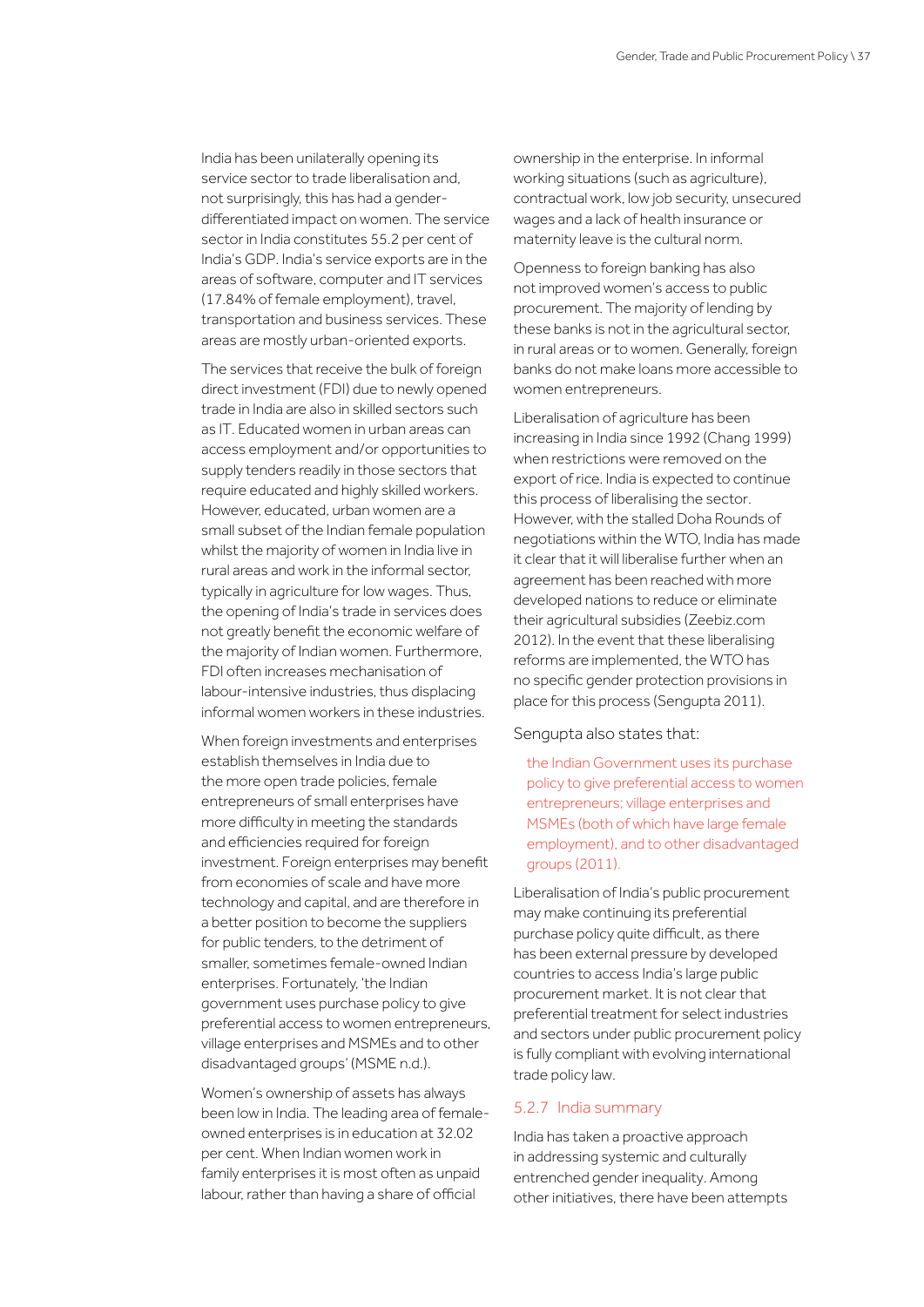India has been unilaterally opening its service sector to trade liberalisation and, not surprisingly, this has had a gender-differentiated impact on women. The service sector in India constitutes 55.2 per cent of India's GDP. India's service exports are in the areas of software, computer and IT services (17.84% of female employment), travel, transportation and business services. These areas are mostly urban-oriented exports.

The services that receive the bulk of foreign direct investment (FDI) due to newly opened trade in India are also in skilled sectors such as IT. Educated women in urban areas can access employment and/or opportunities to supply tenders readily in those sectors that require educated and highly skilled workers. However, educated, urban women are a small subset of the Indian female population whilst the majority of women in India live in rural areas and work in the informal sector, typically in agriculture for low wages. Thus, the opening of India's trade in services does not greatly benefit the economic welfare of the majority of Indian women. Furthermore, FDI often increases mechanisation of labour-intensive industries, thus displacing informal women workers in these industries.

When foreign investments and enterprises establish themselves in India due to the more open trade policies, female entrepreneurs of small enterprises have more difficulty in meeting the standards and efficiencies required for foreign investment. Foreign enterprises may benefit from economies of scale and have more technology and capital, and are therefore in a better position to become the suppliers for public tenders, to the detriment of smaller, sometimes female-owned Indian enterprises. Fortunately, 'the Indian government uses purchase policy to give preferential access to women entrepreneurs, village enterprises and MSMEs and to other disadvantaged groups' (MSME n.d.).

Women's ownership of assets has always been low in India. The leading area of female-owned enterprises is in education at 32.02 per cent. When Indian women work in family enterprises it is most often as unpaid labour, rather than having a share of official ownership in the enterprise. In informal working situations (such as agriculture), contractual work, low job security, unsecured wages and a lack of health insurance or maternity leave is the cultural norm.

Openness to foreign banking has also not improved women's access to public procurement. The majority of lending by these banks is not in the agricultural sector, in rural areas or to women. Generally, foreign banks do not make loans more accessible to women entrepreneurs.

Liberalisation of agriculture has been increasing in India since 1992 (Chang 1999) when restrictions were removed on the export of rice. India is expected to continue this process of liberalising the sector. However, with the stalled Doha Rounds of negotiations within the WTO, India has made it clear that it will liberalise further when an agreement has been reached with more developed nations to reduce or eliminate their agricultural subsidies (Zeebiz.com 2012). In the event that these liberalising reforms are implemented, the WTO has no specific gender protection provisions in place for this process (Sengupta 2011).

Sengupta also states that:

> the Indian Government uses its purchase policy to give preferential access to women entrepreneurs; village enterprises and MSMEs (both of which have large female employment), and to other disadvantaged groups (2011).

Liberalisation of India's public procurement may make continuing its preferential purchase policy quite difficult, as there has been external pressure by developed countries to access India's large public procurement market. It is not clear that preferential treatment for select industries and sectors under public procurement policy is fully compliant with evolving international trade policy law.

### 5.2.7 India summary

India has taken a proactive approach in addressing systemic and culturally entrenched gender inequality. Among other initiatives, there have been attempts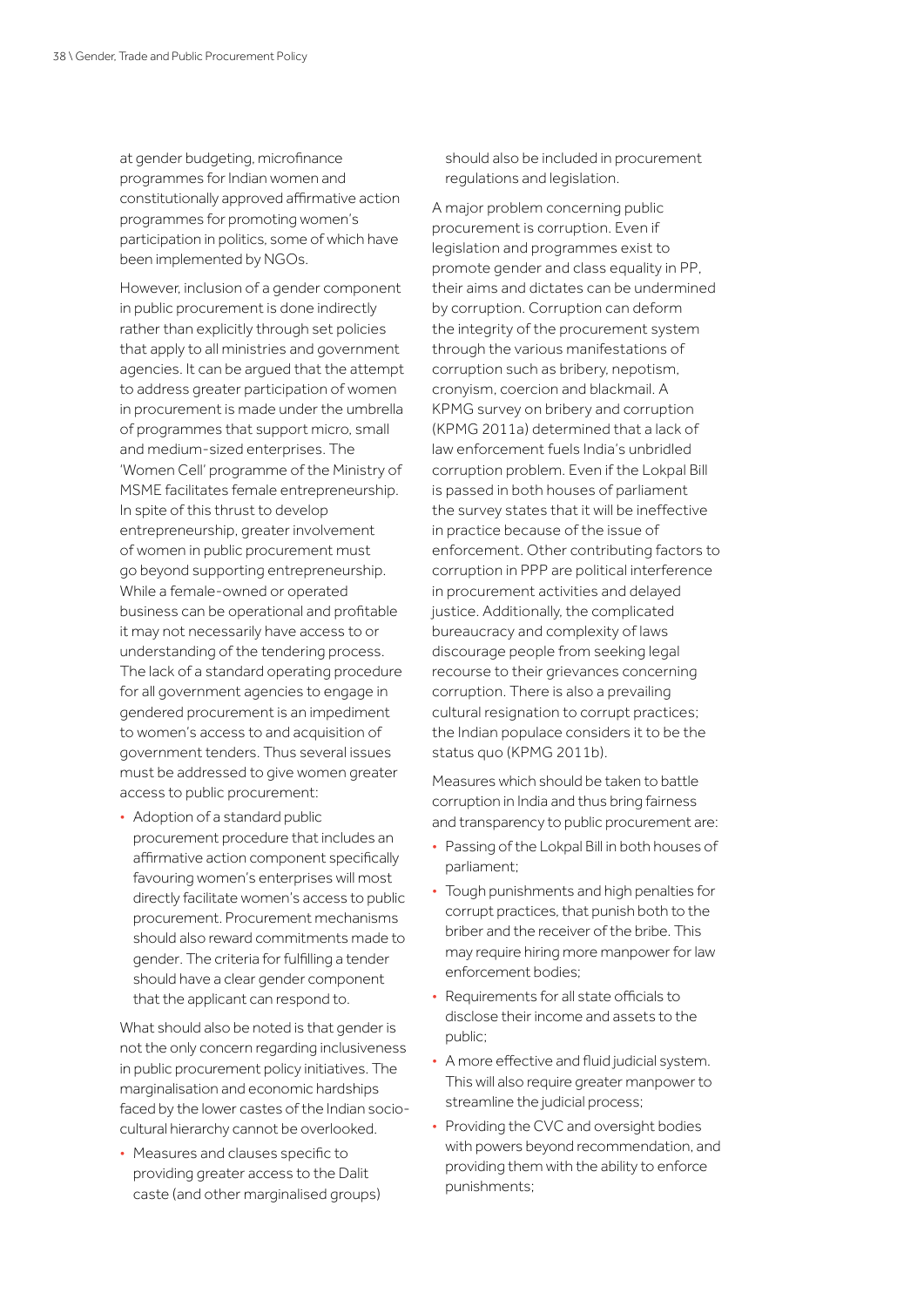at gender budgeting, microfinance programmes for Indian women and constitutionally approved affirmative action programmes for promoting women's participation in politics, some of which have been implemented by NGOs.

However, inclusion of a gender component in public procurement is done indirectly rather than explicitly through set policies that apply to all ministries and government agencies. It can be argued that the attempt to address greater participation of women in procurement is made under the umbrella of programmes that support micro, small and medium-sized enterprises. The 'Women Cell' programme of the Ministry of MSME facilitates female entrepreneurship. In spite of this thrust to develop entrepreneurship, greater involvement of women in public procurement must go beyond supporting entrepreneurship. While a female-owned or operated business can be operational and profitable it may not necessarily have access to or understanding of the tendering process. The lack of a standard operating procedure for all government agencies to engage in gendered procurement is an impediment to women's access to and acquisition of government tenders. Thus several issues must be addressed to give women greater access to public procurement:

- Adoption of a standard public procurement procedure that includes an affirmative action component specifically favouring women's enterprises will most directly facilitate women's access to public procurement. Procurement mechanisms should also reward commitments made to gender. The criteria for fulfilling a tender should have a clear gender component that the applicant can respond to.

What should also be noted is that gender is not the only concern regarding inclusiveness in public procurement policy initiatives. The marginalisation and economic hardships faced by the lower castes of the Indian socio-cultural hierarchy cannot be overlooked.

- Measures and clauses specific to providing greater access to the Dalit caste (and other marginalised groups) should also be included in procurement regulations and legislation.

A major problem concerning public procurement is corruption. Even if legislation and programmes exist to promote gender and class equality in PP, their aims and dictates can be undermined by corruption. Corruption can deform the integrity of the procurement system through the various manifestations of corruption such as bribery, nepotism, cronyism, coercion and blackmail. A KPMG survey on bribery and corruption (KPMG 2011a) determined that a lack of law enforcement fuels India's unbridled corruption problem. Even if the Lokpal Bill is passed in both houses of parliament the survey states that it will be ineffective in practice because of the issue of enforcement. Other contributing factors to corruption in PPP are political interference in procurement activities and delayed justice. Additionally, the complicated bureaucracy and complexity of laws discourage people from seeking legal recourse to their grievances concerning corruption. There is also a prevailing cultural resignation to corrupt practices; the Indian populace considers it to be the status quo (KPMG 2011b).

Measures which should be taken to battle corruption in India and thus bring fairness and transparency to public procurement are:

- Passing of the Lokpal Bill in both houses of parliament;
- Tough punishments and high penalties for corrupt practices, that punish both to the briber and the receiver of the bribe. This may require hiring more manpower for law enforcement bodies;
- Requirements for all state officials to disclose their income and assets to the public;
- A more effective and fluid judicial system. This will also require greater manpower to streamline the judicial process;
- Providing the CVC and oversight bodies with powers beyond recommendation, and providing them with the ability to enforce punishments;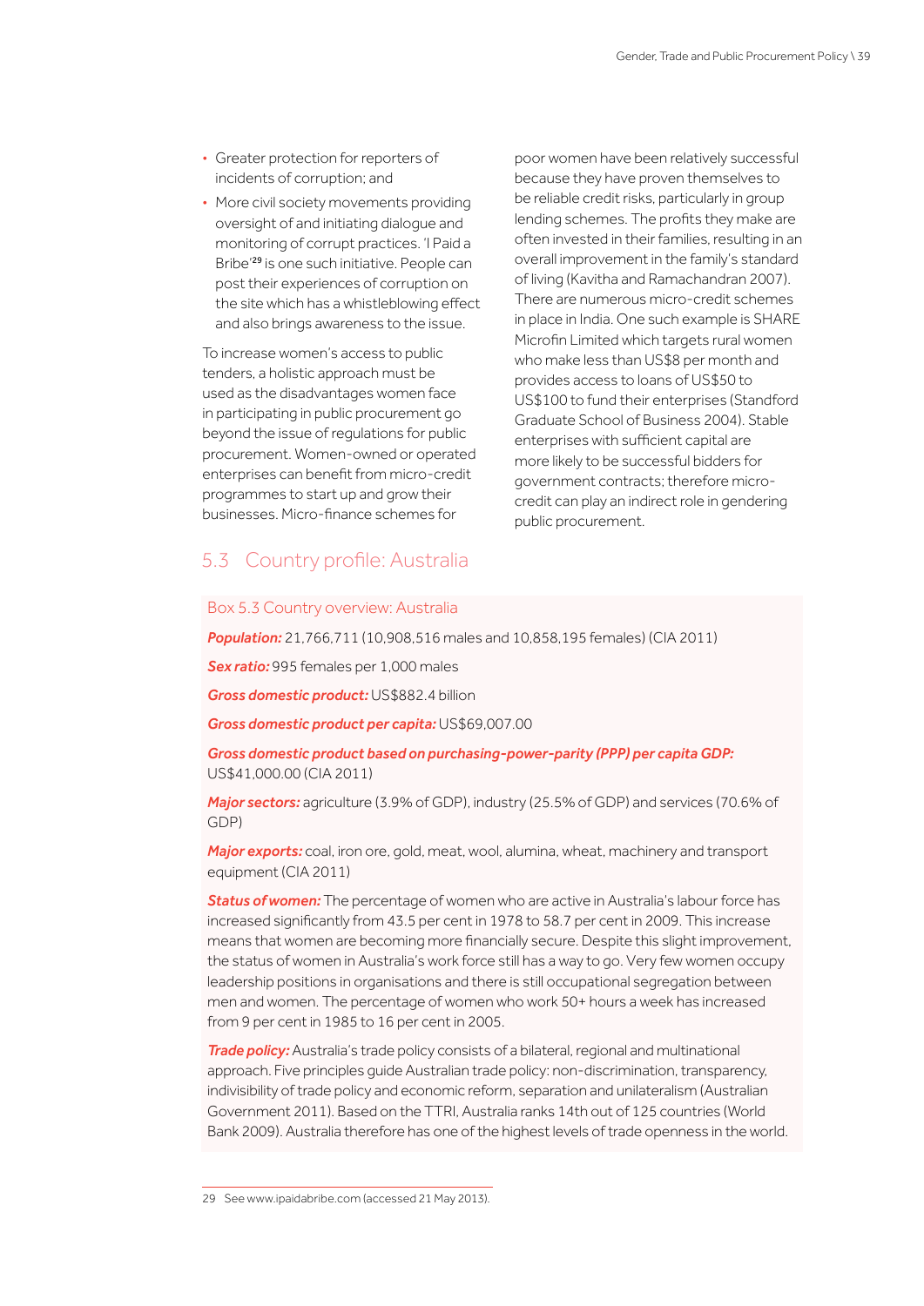- Greater protection for reporters of incidents of corruption; and
- More civil society movements providing oversight of and initiating dialogue and monitoring of corrupt practices. 'I Paid a Bribe'[29] is one such initiative. People can post their experiences of corruption on the site which has a whistleblowing effect and also brings awareness to the issue.

To increase women's access to public tenders, a holistic approach must be used as the disadvantages women face in participating in public procurement go beyond the issue of regulations for public procurement. Women-owned or operated enterprises can benefit from micro-credit programmes to start up and grow their businesses. Micro-finance schemes for poor women have been relatively successful because they have proven themselves to be reliable credit risks, particularly in group lending schemes. The profits they make are often invested in their families, resulting in an overall improvement in the family's standard of living (Kavitha and Ramachandran 2007). There are numerous micro-credit schemes in place in India. One such example is SHARE Microfin Limited which targets rural women who make less than US$8 per month and provides access to loans of US$50 to US$100 to fund their enterprises (Standford Graduate School of Business 2004). Stable enterprises with sufficient capital are more likely to be successful bidders for government contracts; therefore micro-credit can play an indirect role in gendering public procurement.

## 5.3 Country profile: Australia

### Box 5.3 Country overview: Australia

***Population:*** 21,766,711 (10,908,516 males and 10,858,195 females) (CIA 2011)

***Sex ratio:*** 995 females per 1,000 males

***Gross domestic product:*** US$882.4 billion

***Gross domestic product per capita:*** US$69,007.00

***Gross domestic product based on purchasing-power-parity (PPP) per capita GDP:*** US$41,000.00 (CIA 2011)

***Major sectors:*** agriculture (3.9% of GDP), industry (25.5% of GDP) and services (70.6% of GDP)

***Major exports:*** coal, iron ore, gold, meat, wool, alumina, wheat, machinery and transport equipment (CIA 2011)

***Status of women:*** The percentage of women who are active in Australia's labour force has increased significantly from 43.5 per cent in 1978 to 58.7 per cent in 2009. This increase means that women are becoming more financially secure. Despite this slight improvement, the status of women in Australia's work force still has a way to go. Very few women occupy leadership positions in organisations and there is still occupational segregation between men and women. The percentage of women who work 50+ hours a week has increased from 9 per cent in 1985 to 16 per cent in 2005.

***Trade policy:*** Australia's trade policy consists of a bilateral, regional and multinational approach. Five principles guide Australian trade policy: non-discrimination, transparency, indivisibility of trade policy and economic reform, separation and unilateralism (Australian Government 2011). Based on the TTRI, Australia ranks 14th out of 125 countries (World Bank 2009). Australia therefore has one of the highest levels of trade openness in the world.

---

29 See www.ipaidabribe.com (accessed 21 May 2013).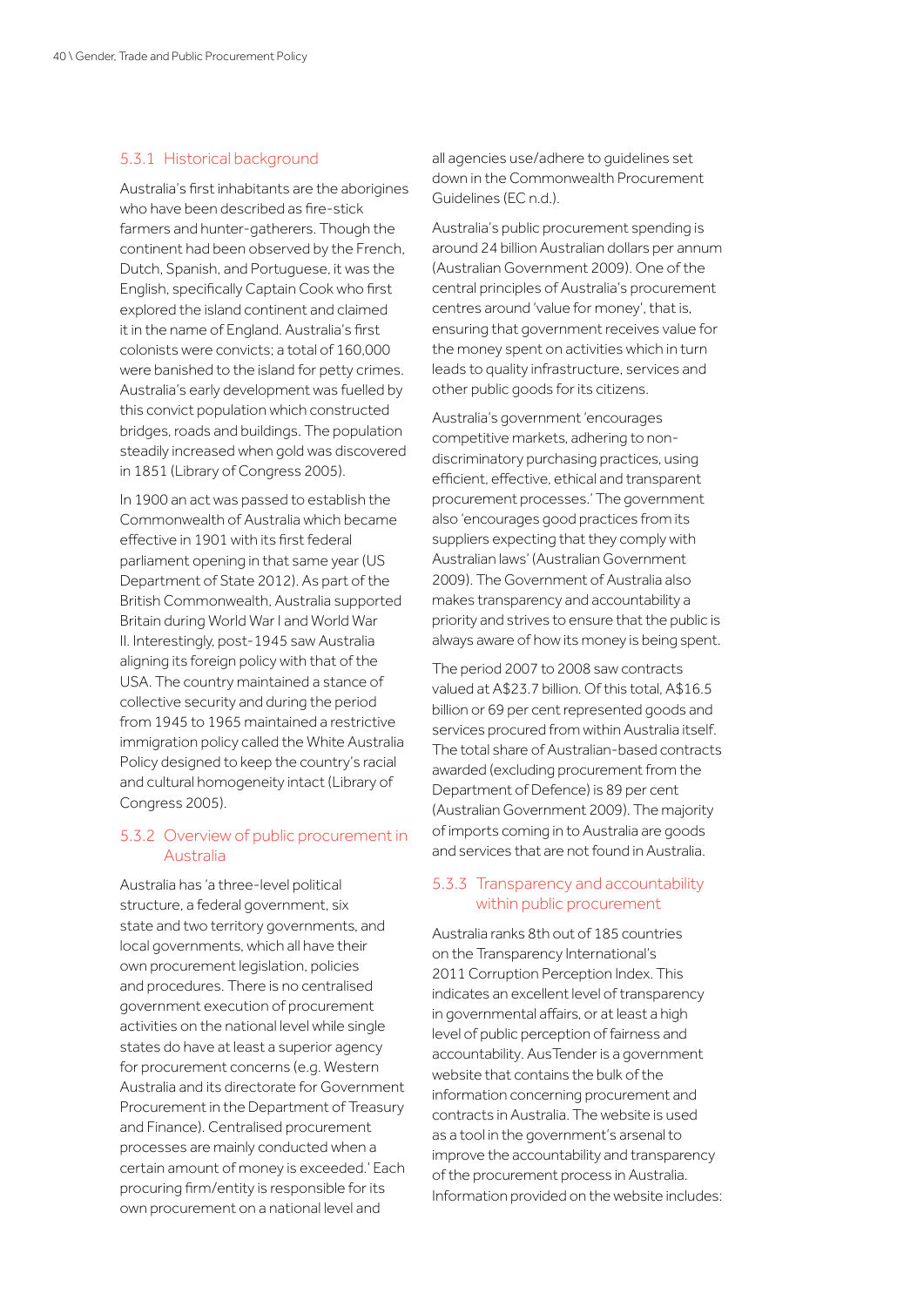### 5.3.1 Historical background

Australia's first inhabitants are the aborigines who have been described as fire-stick farmers and hunter-gatherers. Though the continent had been observed by the French, Dutch, Spanish, and Portuguese, it was the English, specifically Captain Cook who first explored the island continent and claimed it in the name of England. Australia's first colonists were convicts; a total of 160,000 were banished to the island for petty crimes. Australia's early development was fuelled by this convict population which constructed bridges, roads and buildings. The population steadily increased when gold was discovered in 1851 (Library of Congress 2005).

In 1900 an act was passed to establish the Commonwealth of Australia which became effective in 1901 with its first federal parliament opening in that same year (US Department of State 2012). As part of the British Commonwealth, Australia supported Britain during World War I and World War II. Interestingly, post-1945 saw Australia aligning its foreign policy with that of the USA. The country maintained a stance of collective security and during the period from 1945 to 1965 maintained a restrictive immigration policy called the White Australia Policy designed to keep the country's racial and cultural homogeneity intact (Library of Congress 2005).

### 5.3.2 Overview of public procurement in Australia

Australia has 'a three-level political structure, a federal government, six state and two territory governments, and local governments, which all have their own procurement legislation, policies and procedures. There is no centralised government execution of procurement activities on the national level while single states do have at least a superior agency for procurement concerns (e.g. Western Australia and its directorate for Government Procurement in the Department of Treasury and Finance). Centralised procurement processes are mainly conducted when a certain amount of money is exceeded.' Each procuring firm/entity is responsible for its own procurement on a national level and all agencies use/adhere to guidelines set down in the Commonwealth Procurement Guidelines (EC n.d.).

Australia's public procurement spending is around 24 billion Australian dollars per annum (Australian Government 2009). One of the central principles of Australia's procurement centres around 'value for money', that is, ensuring that government receives value for the money spent on activities which in turn leads to quality infrastructure, services and other public goods for its citizens.

Australia's government 'encourages competitive markets, adhering to non-discriminatory purchasing practices, using efficient, effective, ethical and transparent procurement processes.' The government also 'encourages good practices from its suppliers expecting that they comply with Australian laws' (Australian Government 2009). The Government of Australia also makes transparency and accountability a priority and strives to ensure that the public is always aware of how its money is being spent.

The period 2007 to 2008 saw contracts valued at A$23.7 billion. Of this total, A$16.5 billion or 69 per cent represented goods and services procured from within Australia itself. The total share of Australian-based contracts awarded (excluding procurement from the Department of Defence) is 89 per cent (Australian Government 2009). The majority of imports coming in to Australia are goods and services that are not found in Australia.

### 5.3.3 Transparency and accountability within public procurement

Australia ranks 8th out of 185 countries on the Transparency International's 2011 Corruption Perception Index. This indicates an excellent level of transparency in governmental affairs, or at least a high level of public perception of fairness and accountability. AusTender is a government website that contains the bulk of the information concerning procurement and contracts in Australia. The website is used as a tool in the government's arsenal to improve the accountability and transparency of the procurement process in Australia. Information provided on the website includes: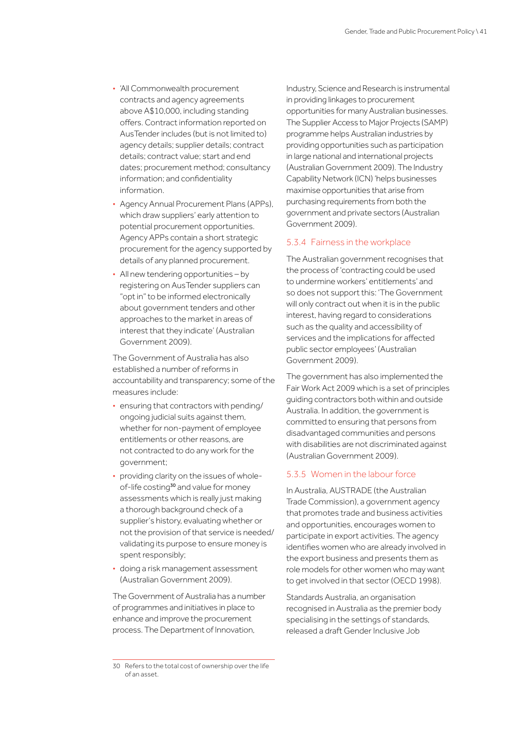- 'All Commonwealth procurement contracts and agency agreements above A$10,000, including standing offers. Contract information reported on AusTender includes (but is not limited to) agency details; supplier details; contract details; contract value; start and end dates; procurement method; consultancy information; and confidentiality information.
- Agency Annual Procurement Plans (APPs), which draw suppliers' early attention to potential procurement opportunities. Agency APPs contain a short strategic procurement for the agency supported by details of any planned procurement.
- All new tendering opportunities – by registering on AusTender suppliers can "opt in" to be informed electronically about government tenders and other approaches to the market in areas of interest that they indicate' (Australian Government 2009).

The Government of Australia has also established a number of reforms in accountability and transparency; some of the measures include:

- ensuring that contractors with pending/ongoing judicial suits against them, whether for non-payment of employee entitlements or other reasons, are not contracted to do any work for the government;
- providing clarity on the issues of whole-of-life costing[30] and value for money assessments which is really just making a thorough background check of a supplier's history, evaluating whether or not the provision of that service is needed/validating its purpose to ensure money is spent responsibly;
- doing a risk management assessment (Australian Government 2009).

The Government of Australia has a number of programmes and initiatives in place to enhance and improve the procurement process. The Department of Innovation, Industry, Science and Research is instrumental in providing linkages to procurement opportunities for many Australian businesses. The Supplier Access to Major Projects (SAMP) programme helps Australian industries by providing opportunities such as participation in large national and international projects (Australian Government 2009). The Industry Capability Network (ICN) 'helps businesses maximise opportunities that arise from purchasing requirements from both the government and private sectors (Australian Government 2009).

### 5.3.4 Fairness in the workplace

The Australian government recognises that the process of 'contracting could be used to undermine workers' entitlements' and so does not support this: 'The Government will only contract out when it is in the public interest, having regard to considerations such as the quality and accessibility of services and the implications for affected public sector employees' (Australian Government 2009).

The government has also implemented the Fair Work Act 2009 which is a set of principles guiding contractors both within and outside Australia. In addition, the government is committed to ensuring that persons from disadvantaged communities and persons with disabilities are not discriminated against (Australian Government 2009).

### 5.3.5 Women in the labour force

In Australia, AUSTRADE (the Australian Trade Commission), a government agency that promotes trade and business activities and opportunities, encourages women to participate in export activities. The agency identifies women who are already involved in the export business and presents them as role models for other women who may want to get involved in that sector (OECD 1998).

Standards Australia, an organisation recognised in Australia as the premier body specialising in the settings of standards, released a draft Gender Inclusive Job

30 Refers to the total cost of ownership over the life of an asset.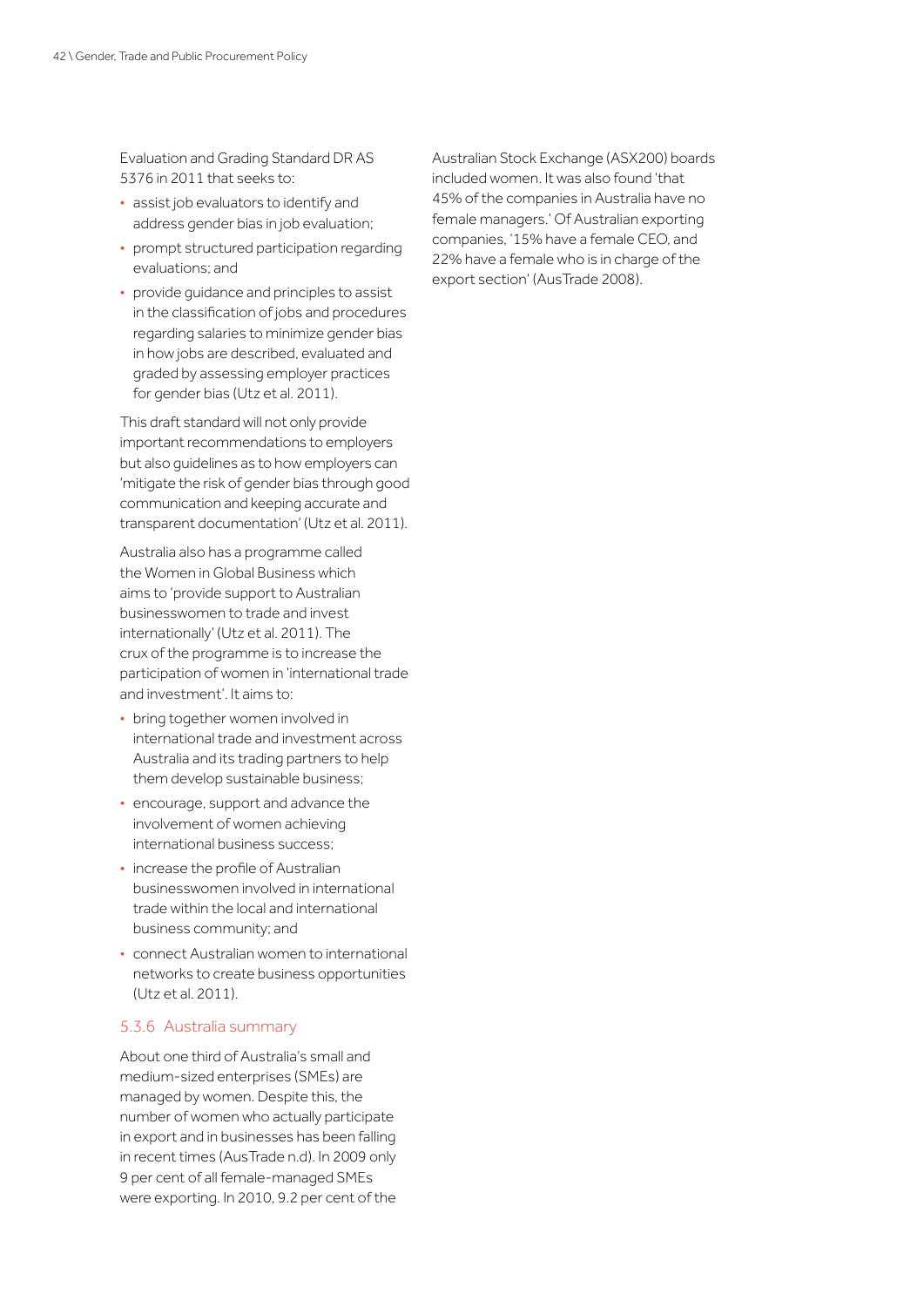Evaluation and Grading Standard DR AS 5376 in 2011 that seeks to:

- assist job evaluators to identify and address gender bias in job evaluation;
- prompt structured participation regarding evaluations; and
- provide guidance and principles to assist in the classification of jobs and procedures regarding salaries to minimize gender bias in how jobs are described, evaluated and graded by assessing employer practices for gender bias (Utz et al. 2011).

This draft standard will not only provide important recommendations to employers but also guidelines as to how employers can 'mitigate the risk of gender bias through good communication and keeping accurate and transparent documentation' (Utz et al. 2011).

Australia also has a programme called the Women in Global Business which aims to 'provide support to Australian businesswomen to trade and invest internationally' (Utz et al. 2011). The crux of the programme is to increase the participation of women in 'international trade and investment'. It aims to:

- bring together women involved in international trade and investment across Australia and its trading partners to help them develop sustainable business;
- encourage, support and advance the involvement of women achieving international business success;
- increase the profile of Australian businesswomen involved in international trade within the local and international business community; and
- connect Australian women to international networks to create business opportunities (Utz et al. 2011).

### 5.3.6 Australia summary

About one third of Australia's small and medium-sized enterprises (SMEs) are managed by women. Despite this, the number of women who actually participate in export and in businesses has been falling in recent times (AusTrade n.d). In 2009 only 9 per cent of all female-managed SMEs were exporting. In 2010, 9.2 per cent of the Australian Stock Exchange (ASX200) boards included women. It was also found 'that 45% of the companies in Australia have no female managers.' Of Australian exporting companies, '15% have a female CEO, and 22% have a female who is in charge of the export section' (AusTrade 2008).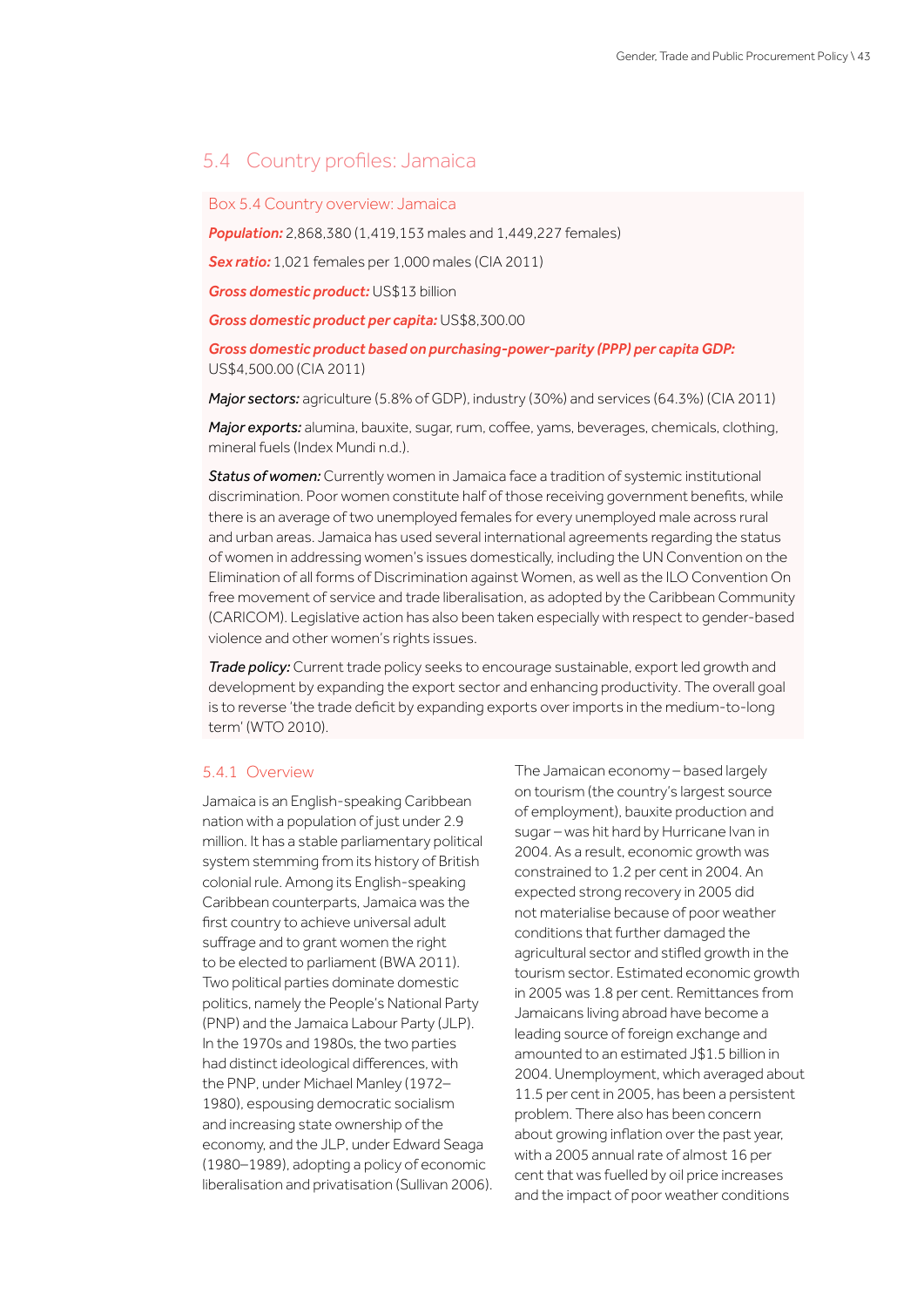## 5.4 Country profiles: Jamaica

### Box 5.4 Country overview: Jamaica

***Population:*** 2,868,380 (1,419,153 males and 1,449,227 females)

***Sex ratio:*** 1,021 females per 1,000 males (CIA 2011)

***Gross domestic product:*** US$13 billion

***Gross domestic product per capita:*** US$8,300.00

***Gross domestic product based on purchasing-power-parity (PPP) per capita GDP:*** US$4,500.00 (CIA 2011)

***Major sectors:*** agriculture (5.8% of GDP), industry (30%) and services (64.3%) (CIA 2011)

***Major exports:*** alumina, bauxite, sugar, rum, coffee, yams, beverages, chemicals, clothing, mineral fuels (Index Mundi n.d.).

***Status of women:*** Currently women in Jamaica face a tradition of systemic institutional discrimination. Poor women constitute half of those receiving government benefits, while there is an average of two unemployed females for every unemployed male across rural and urban areas. Jamaica has used several international agreements regarding the status of women in addressing women's issues domestically, including the UN Convention on the Elimination of all forms of Discrimination against Women, as well as the ILO Convention On free movement of service and trade liberalisation, as adopted by the Caribbean Community (CARICOM). Legislative action has also been taken especially with respect to gender-based violence and other women's rights issues.

***Trade policy:*** Current trade policy seeks to encourage sustainable, export led growth and development by expanding the export sector and enhancing productivity. The overall goal is to reverse 'the trade deficit by expanding exports over imports in the medium-to-long term' (WTO 2010).

### 5.4.1 Overview

Jamaica is an English-speaking Caribbean nation with a population of just under 2.9 million. It has a stable parliamentary political system stemming from its history of British colonial rule. Among its English-speaking Caribbean counterparts, Jamaica was the first country to achieve universal adult suffrage and to grant women the right to be elected to parliament (BWA 2011). Two political parties dominate domestic politics, namely the People's National Party (PNP) and the Jamaica Labour Party (JLP). In the 1970s and 1980s, the two parties had distinct ideological differences, with the PNP, under Michael Manley (1972–1980), espousing democratic socialism and increasing state ownership of the economy, and the JLP, under Edward Seaga (1980–1989), adopting a policy of economic liberalisation and privatisation (Sullivan 2006).

The Jamaican economy – based largely on tourism (the country's largest source of employment), bauxite production and sugar – was hit hard by Hurricane Ivan in 2004. As a result, economic growth was constrained to 1.2 per cent in 2004. An expected strong recovery in 2005 did not materialise because of poor weather conditions that further damaged the agricultural sector and stifled growth in the tourism sector. Estimated economic growth in 2005 was 1.8 per cent. Remittances from Jamaicans living abroad have become a leading source of foreign exchange and amounted to an estimated J$1.5 billion in 2004. Unemployment, which averaged about 11.5 per cent in 2005, has been a persistent problem. There also has been concern about growing inflation over the past year, with a 2005 annual rate of almost 16 per cent that was fuelled by oil price increases and the impact of poor weather conditions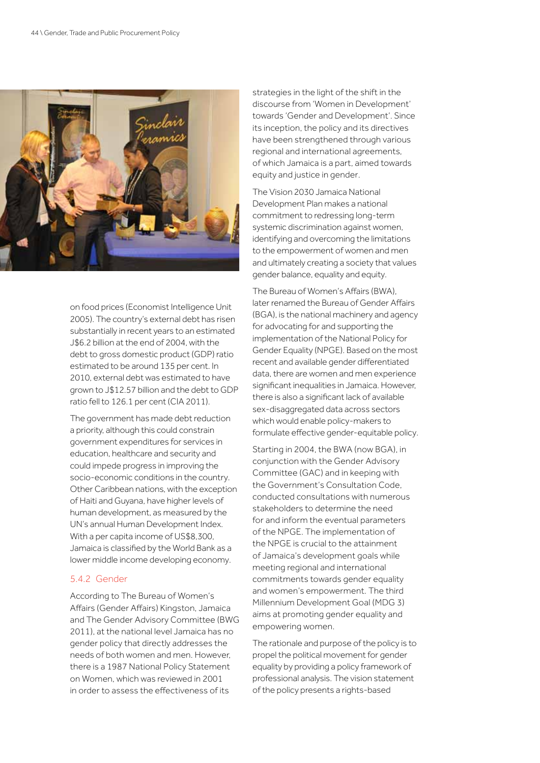on food prices (Economist Intelligence Unit 2005). The country's external debt has risen substantially in recent years to an estimated J$6.2 billion at the end of 2004, with the debt to gross domestic product (GDP) ratio estimated to be around 135 per cent. In 2010, external debt was estimated to have grown to J$12.57 billion and the debt to GDP ratio fell to 126.1 per cent (CIA 2011).

The government has made debt reduction a priority, although this could constrain government expenditures for services in education, healthcare and security and could impede progress in improving the socio-economic conditions in the country. Other Caribbean nations, with the exception of Haiti and Guyana, have higher levels of human development, as measured by the UN's annual Human Development Index. With a per capita income of US$8,300, Jamaica is classified by the World Bank as a lower middle income developing economy.

### 5.4.2 Gender

According to The Bureau of Women's Affairs (Gender Affairs) Kingston, Jamaica and The Gender Advisory Committee (BWG 2011), at the national level Jamaica has no gender policy that directly addresses the needs of both women and men. However, there is a 1987 National Policy Statement on Women, which was reviewed in 2001 in order to assess the effectiveness of its strategies in the light of the shift in the discourse from 'Women in Development' towards 'Gender and Development'. Since its inception, the policy and its directives have been strengthened through various regional and international agreements, of which Jamaica is a part, aimed towards equity and justice in gender.

The Vision 2030 Jamaica National Development Plan makes a national commitment to redressing long-term systemic discrimination against women, identifying and overcoming the limitations to the empowerment of women and men and ultimately creating a society that values gender balance, equality and equity.

The Bureau of Women's Affairs (BWA), later renamed the Bureau of Gender Affairs (BGA), is the national machinery and agency for advocating for and supporting the implementation of the National Policy for Gender Equality (NPGE). Based on the most recent and available gender differentiated data, there are women and men experience significant inequalities in Jamaica. However, there is also a significant lack of available sex-disaggregated data across sectors which would enable policy-makers to formulate effective gender-equitable policy.

Starting in 2004, the BWA (now BGA), in conjunction with the Gender Advisory Committee (GAC) and in keeping with the Government's Consultation Code, conducted consultations with numerous stakeholders to determine the need for and inform the eventual parameters of the NPGE. The implementation of the NPGE is crucial to the attainment of Jamaica's development goals while meeting regional and international commitments towards gender equality and women's empowerment. The third Millennium Development Goal (MDG 3) aims at promoting gender equality and empowering women.

The rationale and purpose of the policy is to propel the political movement for gender equality by providing a policy framework of professional analysis. The vision statement of the policy presents a rights-based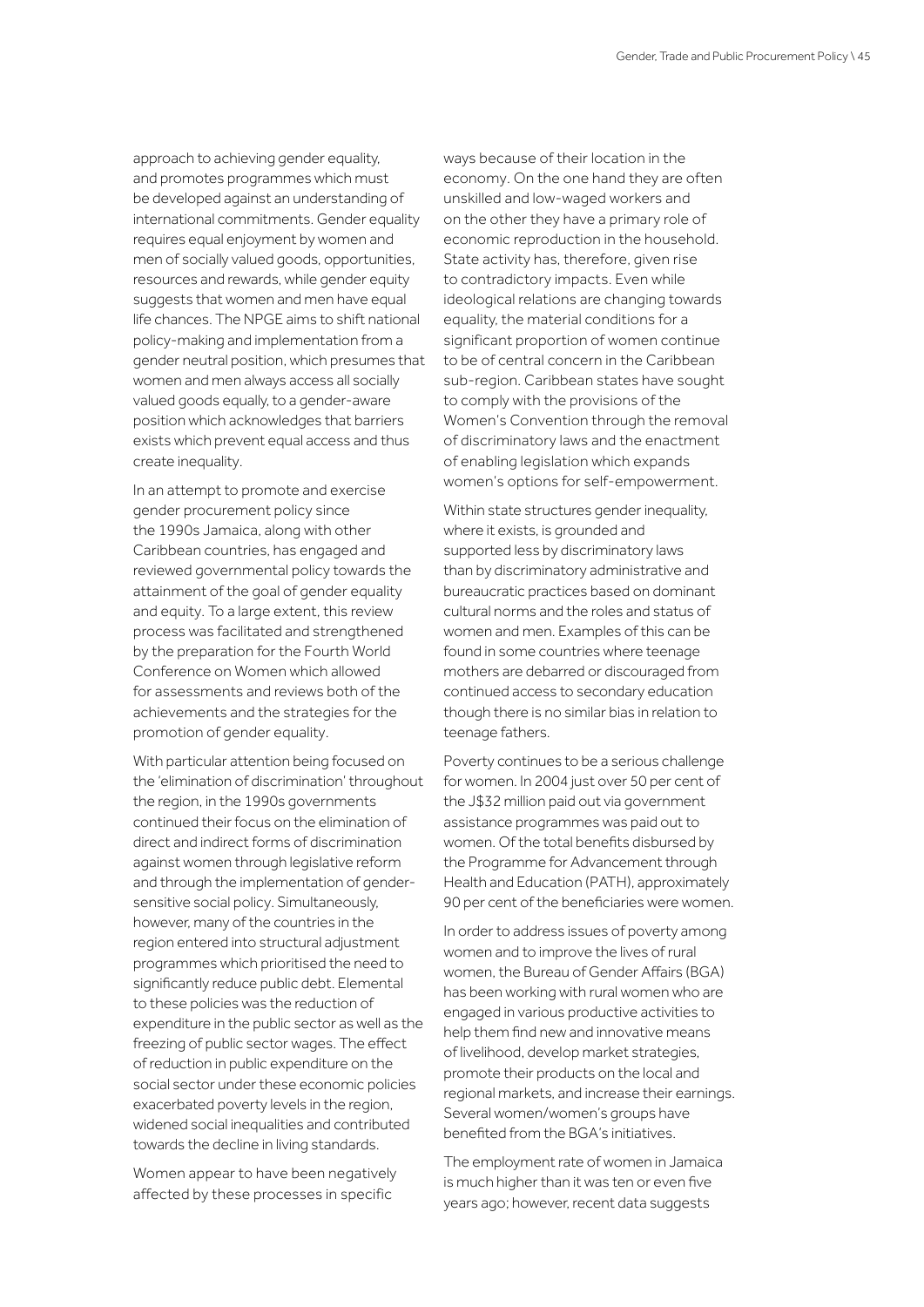approach to achieving gender equality, and promotes programmes which must be developed against an understanding of international commitments. Gender equality requires equal enjoyment by women and men of socially valued goods, opportunities, resources and rewards, while gender equity suggests that women and men have equal life chances. The NPGE aims to shift national policy-making and implementation from a gender neutral position, which presumes that women and men always access all socially valued goods equally, to a gender-aware position which acknowledges that barriers exists which prevent equal access and thus create inequality.

In an attempt to promote and exercise gender procurement policy since the 1990s Jamaica, along with other Caribbean countries, has engaged and reviewed governmental policy towards the attainment of the goal of gender equality and equity. To a large extent, this review process was facilitated and strengthened by the preparation for the Fourth World Conference on Women which allowed for assessments and reviews both of the achievements and the strategies for the promotion of gender equality.

With particular attention being focused on the 'elimination of discrimination' throughout the region, in the 1990s governments continued their focus on the elimination of direct and indirect forms of discrimination against women through legislative reform and through the implementation of gender-sensitive social policy. Simultaneously, however, many of the countries in the region entered into structural adjustment programmes which prioritised the need to significantly reduce public debt. Elemental to these policies was the reduction of expenditure in the public sector as well as the freezing of public sector wages. The effect of reduction in public expenditure on the social sector under these economic policies exacerbated poverty levels in the region, widened social inequalities and contributed towards the decline in living standards.

Women appear to have been negatively affected by these processes in specific ways because of their location in the economy. On the one hand they are often unskilled and low-waged workers and on the other they have a primary role of economic reproduction in the household. State activity has, therefore, given rise to contradictory impacts. Even while ideological relations are changing towards equality, the material conditions for a significant proportion of women continue to be of central concern in the Caribbean sub-region. Caribbean states have sought to comply with the provisions of the Women's Convention through the removal of discriminatory laws and the enactment of enabling legislation which expands women's options for self-empowerment.

Within state structures gender inequality, where it exists, is grounded and supported less by discriminatory laws than by discriminatory administrative and bureaucratic practices based on dominant cultural norms and the roles and status of women and men. Examples of this can be found in some countries where teenage mothers are debarred or discouraged from continued access to secondary education though there is no similar bias in relation to teenage fathers.

Poverty continues to be a serious challenge for women. In 2004 just over 50 per cent of the J$32 million paid out via government assistance programmes was paid out to women. Of the total benefits disbursed by the Programme for Advancement through Health and Education (PATH), approximately 90 per cent of the beneficiaries were women.

In order to address issues of poverty among women and to improve the lives of rural women, the Bureau of Gender Affairs (BGA) has been working with rural women who are engaged in various productive activities to help them find new and innovative means of livelihood, develop market strategies, promote their products on the local and regional markets, and increase their earnings. Several women/women's groups have benefited from the BGA's initiatives.

The employment rate of women in Jamaica is much higher than it was ten or even five years ago; however, recent data suggests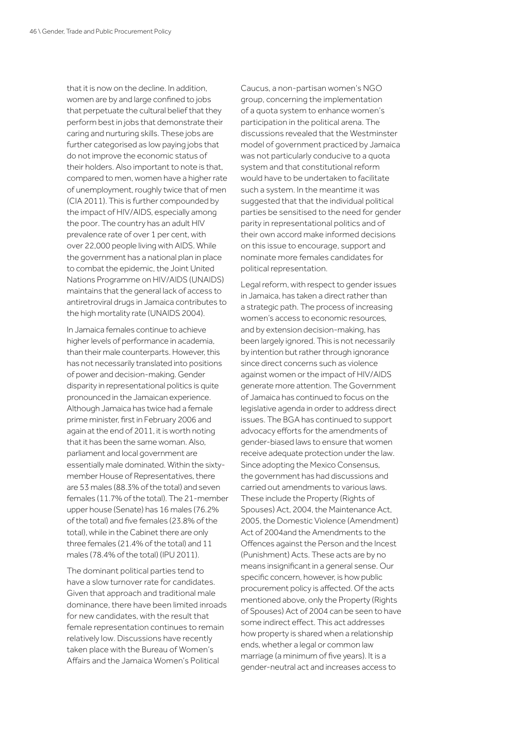that it is now on the decline. In addition, women are by and large confined to jobs that perpetuate the cultural belief that they perform best in jobs that demonstrate their caring and nurturing skills. These jobs are further categorised as low paying jobs that do not improve the economic status of their holders. Also important to note is that, compared to men, women have a higher rate of unemployment, roughly twice that of men (CIA 2011). This is further compounded by the impact of HIV/AIDS, especially among the poor. The country has an adult HIV prevalence rate of over 1 per cent, with over 22,000 people living with AIDS. While the government has a national plan in place to combat the epidemic, the Joint United Nations Programme on HIV/AIDS (UNAIDS) maintains that the general lack of access to antiretroviral drugs in Jamaica contributes to the high mortality rate (UNAIDS 2004).

In Jamaica females continue to achieve higher levels of performance in academia, than their male counterparts. However, this has not necessarily translated into positions of power and decision-making. Gender disparity in representational politics is quite pronounced in the Jamaican experience. Although Jamaica has twice had a female prime minister, first in February 2006 and again at the end of 2011, it is worth noting that it has been the same woman. Also, parliament and local government are essentially male dominated. Within the sixty-member House of Representatives, there are 53 males (88.3% of the total) and seven females (11.7% of the total). The 21-member upper house (Senate) has 16 males (76.2% of the total) and five females (23.8% of the total), while in the Cabinet there are only three females (21.4% of the total) and 11 males (78.4% of the total) (IPU 2011).

The dominant political parties tend to have a slow turnover rate for candidates. Given that approach and traditional male dominance, there have been limited inroads for new candidates, with the result that female representation continues to remain relatively low. Discussions have recently taken place with the Bureau of Women's Affairs and the Jamaica Women's Political Caucus, a non-partisan women's NGO group, concerning the implementation of a quota system to enhance women's participation in the political arena. The discussions revealed that the Westminster model of government practiced by Jamaica was not particularly conducive to a quota system and that constitutional reform would have to be undertaken to facilitate such a system. In the meantime it was suggested that that the individual political parties be sensitised to the need for gender parity in representational politics and of their own accord make informed decisions on this issue to encourage, support and nominate more females candidates for political representation.

Legal reform, with respect to gender issues in Jamaica, has taken a direct rather than a strategic path. The process of increasing women's access to economic resources, and by extension decision-making, has been largely ignored. This is not necessarily by intention but rather through ignorance since direct concerns such as violence against women or the impact of HIV/AIDS generate more attention. The Government of Jamaica has continued to focus on the legislative agenda in order to address direct issues. The BGA has continued to support advocacy efforts for the amendments of gender-biased laws to ensure that women receive adequate protection under the law. Since adopting the Mexico Consensus, the government has had discussions and carried out amendments to various laws. These include the Property (Rights of Spouses) Act, 2004, the Maintenance Act, 2005, the Domestic Violence (Amendment) Act of 2004and the Amendments to the Offences against the Person and the Incest (Punishment) Acts. These acts are by no means insignificant in a general sense. Our specific concern, however, is how public procurement policy is affected. Of the acts mentioned above, only the Property (Rights of Spouses) Act of 2004 can be seen to have some indirect effect. This act addresses how property is shared when a relationship ends, whether a legal or common law marriage (a minimum of five years). It is a gender-neutral act and increases access to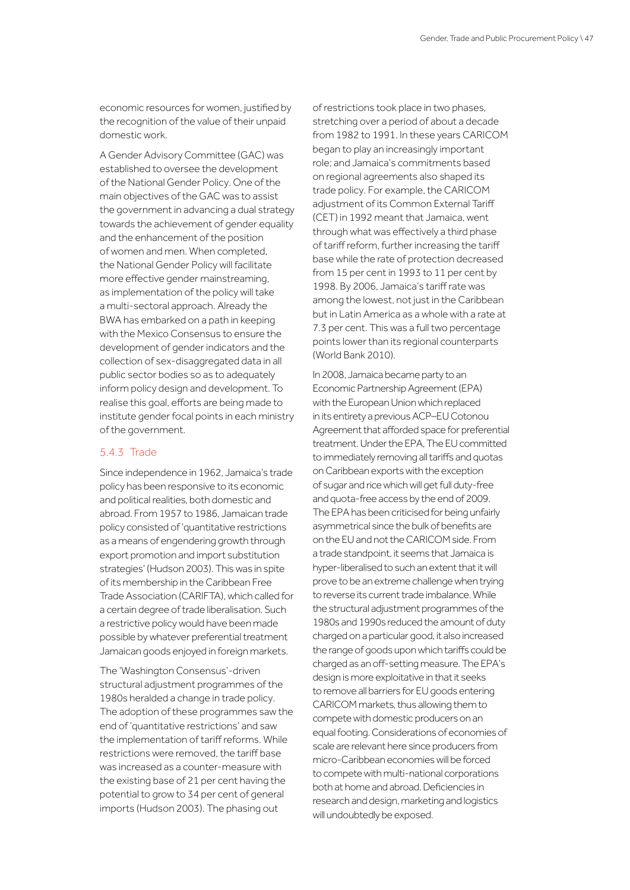economic resources for women, justified by the recognition of the value of their unpaid domestic work.

A Gender Advisory Committee (GAC) was established to oversee the development of the National Gender Policy. One of the main objectives of the GAC was to assist the government in advancing a dual strategy towards the achievement of gender equality and the enhancement of the position of women and men. When completed, the National Gender Policy will facilitate more effective gender mainstreaming, as implementation of the policy will take a multi-sectoral approach. Already the BWA has embarked on a path in keeping with the Mexico Consensus to ensure the development of gender indicators and the collection of sex-disaggregated data in all public sector bodies so as to adequately inform policy design and development. To realise this goal, efforts are being made to institute gender focal points in each ministry of the government.

### 5.4.3 Trade

Since independence in 1962, Jamaica's trade policy has been responsive to its economic and political realities, both domestic and abroad. From 1957 to 1986, Jamaican trade policy consisted of 'quantitative restrictions as a means of engendering growth through export promotion and import substitution strategies' (Hudson 2003). This was in spite of its membership in the Caribbean Free Trade Association (CARIFTA), which called for a certain degree of trade liberalisation. Such a restrictive policy would have been made possible by whatever preferential treatment Jamaican goods enjoyed in foreign markets.

The 'Washington Consensus'-driven structural adjustment programmes of the 1980s heralded a change in trade policy. The adoption of these programmes saw the end of 'quantitative restrictions' and saw the implementation of tariff reforms. While restrictions were removed, the tariff base was increased as a counter-measure with the existing base of 21 per cent having the potential to grow to 34 per cent of general imports (Hudson 2003). The phasing out of restrictions took place in two phases, stretching over a period of about a decade from 1982 to 1991. In these years CARICOM began to play an increasingly important role; and Jamaica's commitments based on regional agreements also shaped its trade policy. For example, the CARICOM adjustment of its Common External Tariff (CET) in 1992 meant that Jamaica, went through what was effectively a third phase of tariff reform, further increasing the tariff base while the rate of protection decreased from 15 per cent in 1993 to 11 per cent by 1998. By 2006, Jamaica's tariff rate was among the lowest, not just in the Caribbean but in Latin America as a whole with a rate at 7.3 per cent. This was a full two percentage points lower than its regional counterparts (World Bank 2010).

In 2008, Jamaica became party to an Economic Partnership Agreement (EPA) with the European Union which replaced in its entirety a previous ACP–EU Cotonou Agreement that afforded space for preferential treatment. Under the EPA, The EU committed to immediately removing all tariffs and quotas on Caribbean exports with the exception of sugar and rice which will get full duty-free and quota-free access by the end of 2009. The EPA has been criticised for being unfairly asymmetrical since the bulk of benefits are on the EU and not the CARICOM side. From a trade standpoint, it seems that Jamaica is hyper-liberalised to such an extent that it will prove to be an extreme challenge when trying to reverse its current trade imbalance. While the structural adjustment programmes of the 1980s and 1990s reduced the amount of duty charged on a particular good, it also increased the range of goods upon which tariffs could be charged as an off-setting measure. The EPA's design is more exploitative in that it seeks to remove all barriers for EU goods entering CARICOM markets, thus allowing them to compete with domestic producers on an equal footing. Considerations of economies of scale are relevant here since producers from micro-Caribbean economies will be forced to compete with multi-national corporations both at home and abroad. Deficiencies in research and design, marketing and logistics will undoubtedly be exposed.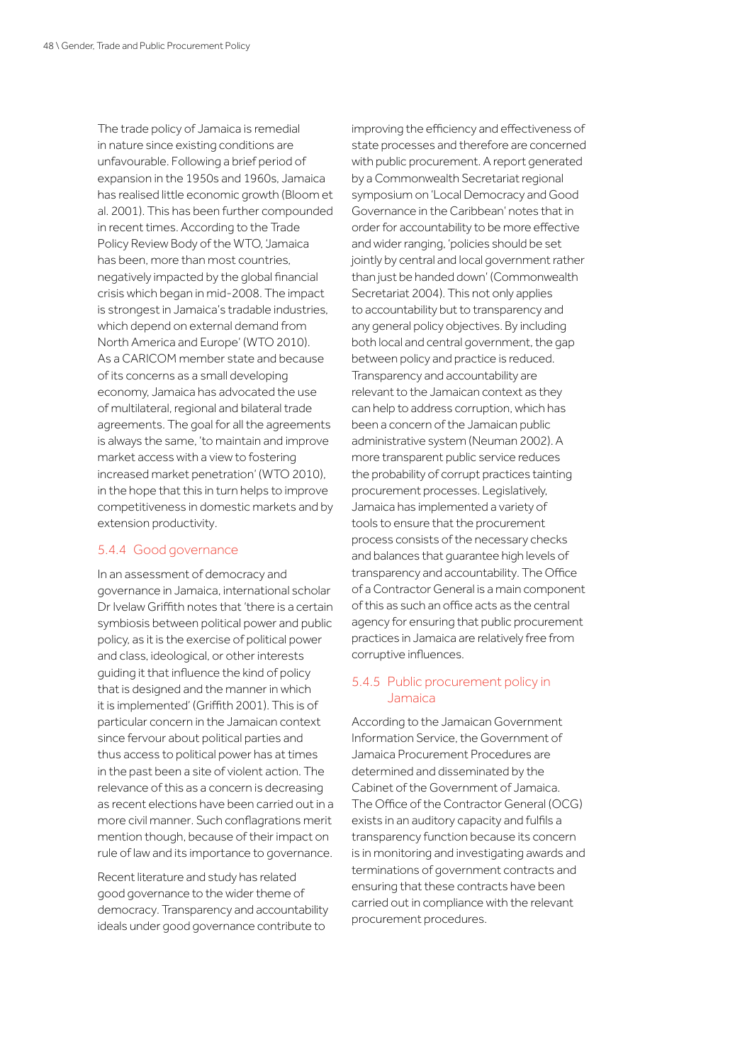The trade policy of Jamaica is remedial in nature since existing conditions are unfavourable. Following a brief period of expansion in the 1950s and 1960s, Jamaica has realised little economic growth (Bloom et al. 2001). This has been further compounded in recent times. According to the Trade Policy Review Body of the WTO, 'Jamaica has been, more than most countries, negatively impacted by the global financial crisis which began in mid-2008. The impact is strongest in Jamaica's tradable industries, which depend on external demand from North America and Europe' (WTO 2010). As a CARICOM member state and because of its concerns as a small developing economy, Jamaica has advocated the use of multilateral, regional and bilateral trade agreements. The goal for all the agreements is always the same, 'to maintain and improve market access with a view to fostering increased market penetration' (WTO 2010), in the hope that this in turn helps to improve competitiveness in domestic markets and by extension productivity.

### 5.4.4 Good governance

In an assessment of democracy and governance in Jamaica, international scholar Dr Ivelaw Griffith notes that 'there is a certain symbiosis between political power and public policy, as it is the exercise of political power and class, ideological, or other interests guiding it that influence the kind of policy that is designed and the manner in which it is implemented' (Griffith 2001). This is of particular concern in the Jamaican context since fervour about political parties and thus access to political power has at times in the past been a site of violent action. The relevance of this as a concern is decreasing as recent elections have been carried out in a more civil manner. Such conflagrations merit mention though, because of their impact on rule of law and its importance to governance.

Recent literature and study has related good governance to the wider theme of democracy. Transparency and accountability ideals under good governance contribute to improving the efficiency and effectiveness of state processes and therefore are concerned with public procurement. A report generated by a Commonwealth Secretariat regional symposium on 'Local Democracy and Good Governance in the Caribbean' notes that in order for accountability to be more effective and wider ranging, 'policies should be set jointly by central and local government rather than just be handed down' (Commonwealth Secretariat 2004). This not only applies to accountability but to transparency and any general policy objectives. By including both local and central government, the gap between policy and practice is reduced. Transparency and accountability are relevant to the Jamaican context as they can help to address corruption, which has been a concern of the Jamaican public administrative system (Neuman 2002). A more transparent public service reduces the probability of corrupt practices tainting procurement processes. Legislatively, Jamaica has implemented a variety of tools to ensure that the procurement process consists of the necessary checks and balances that guarantee high levels of transparency and accountability. The Office of a Contractor General is a main component of this as such an office acts as the central agency for ensuring that public procurement practices in Jamaica are relatively free from corruptive influences.

### 5.4.5 Public procurement policy in Jamaica

According to the Jamaican Government Information Service, the Government of Jamaica Procurement Procedures are determined and disseminated by the Cabinet of the Government of Jamaica. The Office of the Contractor General (OCG) exists in an auditory capacity and fulfils a transparency function because its concern is in monitoring and investigating awards and terminations of government contracts and ensuring that these contracts have been carried out in compliance with the relevant procurement procedures.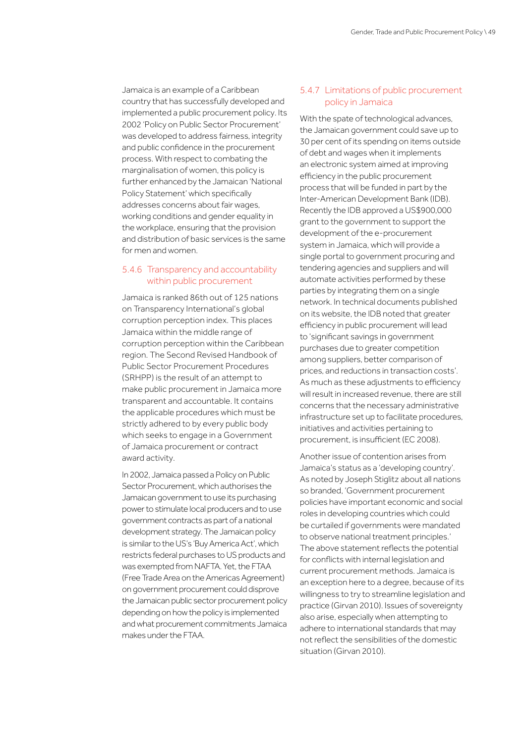Jamaica is an example of a Caribbean country that has successfully developed and implemented a public procurement policy. Its 2002 'Policy on Public Sector Procurement' was developed to address fairness, integrity and public confidence in the procurement process. With respect to combating the marginalisation of women, this policy is further enhanced by the Jamaican 'National Policy Statement' which specifically addresses concerns about fair wages, working conditions and gender equality in the workplace, ensuring that the provision and distribution of basic services is the same for men and women.

### 5.4.6 Transparency and accountability within public procurement

Jamaica is ranked 86th out of 125 nations on Transparency International's global corruption perception index. This places Jamaica within the middle range of corruption perception within the Caribbean region. The Second Revised Handbook of Public Sector Procurement Procedures (SRHPP) is the result of an attempt to make public procurement in Jamaica more transparent and accountable. It contains the applicable procedures which must be strictly adhered to by every public body which seeks to engage in a Government of Jamaica procurement or contract award activity.

In 2002, Jamaica passed a Policy on Public Sector Procurement, which authorises the Jamaican government to use its purchasing power to stimulate local producers and to use government contracts as part of a national development strategy. The Jamaican policy is similar to the US's 'Buy America Act', which restricts federal purchases to US products and was exempted from NAFTA. Yet, the FTAA (Free Trade Area on the Americas Agreement) on government procurement could disprove the Jamaican public sector procurement policy depending on how the policy is implemented and what procurement commitments Jamaica makes under the FTAA.

### 5.4.7 Limitations of public procurement policy in Jamaica

With the spate of technological advances, the Jamaican government could save up to 30 per cent of its spending on items outside of debt and wages when it implements an electronic system aimed at improving efficiency in the public procurement process that will be funded in part by the Inter-American Development Bank (IDB). Recently the IDB approved a US$900,000 grant to the government to support the development of the e-procurement system in Jamaica, which will provide a single portal to government procuring and tendering agencies and suppliers and will automate activities performed by these parties by integrating them on a single network. In technical documents published on its website, the IDB noted that greater efficiency in public procurement will lead to 'significant savings in government purchases due to greater competition among suppliers, better comparison of prices, and reductions in transaction costs'. As much as these adjustments to efficiency will result in increased revenue, there are still concerns that the necessary administrative infrastructure set up to facilitate procedures, initiatives and activities pertaining to procurement, is insufficient (EC 2008).

Another issue of contention arises from Jamaica's status as a 'developing country'. As noted by Joseph Stiglitz about all nations so branded, 'Government procurement policies have important economic and social roles in developing countries which could be curtailed if governments were mandated to observe national treatment principles.' The above statement reflects the potential for conflicts with internal legislation and current procurement methods. Jamaica is an exception here to a degree, because of its willingness to try to streamline legislation and practice (Girvan 2010). Issues of sovereignty also arise, especially when attempting to adhere to international standards that may not reflect the sensibilities of the domestic situation (Girvan 2010).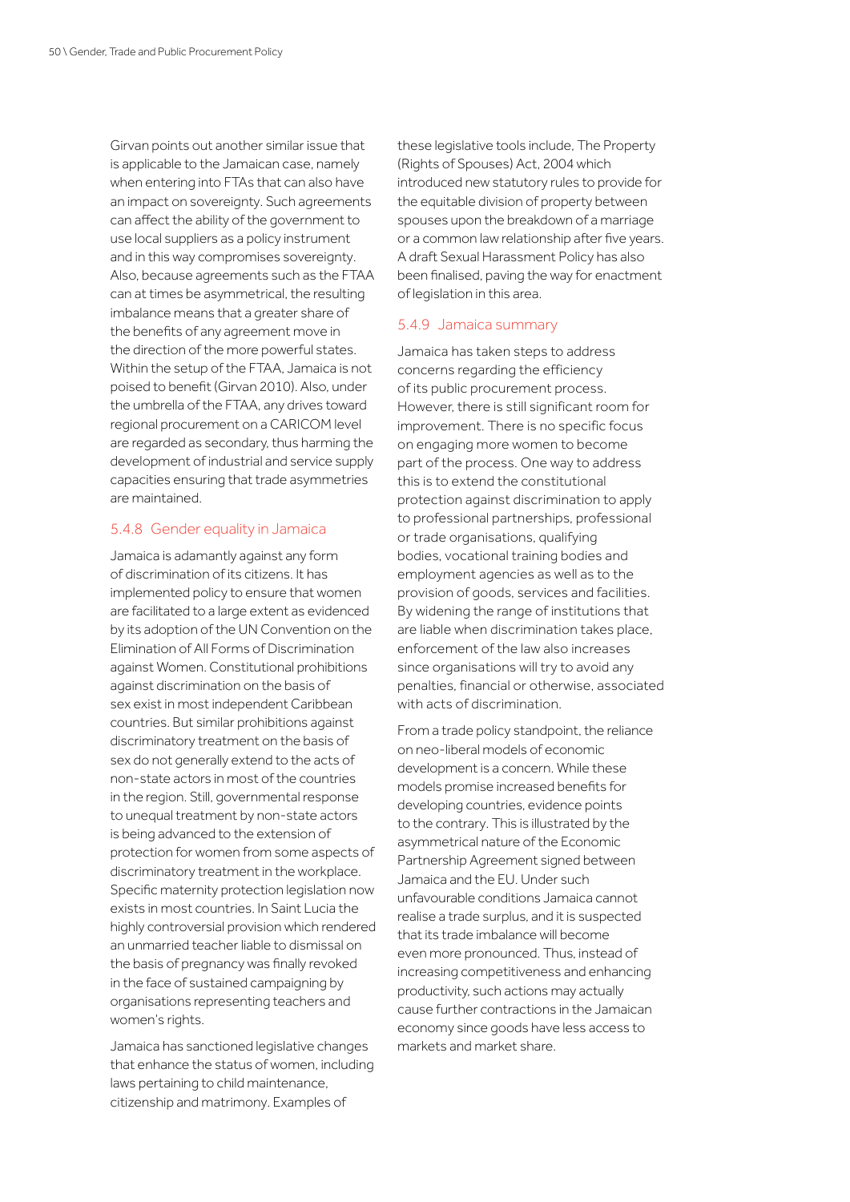Girvan points out another similar issue that is applicable to the Jamaican case, namely when entering into FTAs that can also have an impact on sovereignty. Such agreements can affect the ability of the government to use local suppliers as a policy instrument and in this way compromises sovereignty. Also, because agreements such as the FTAA can at times be asymmetrical, the resulting imbalance means that a greater share of the benefits of any agreement move in the direction of the more powerful states. Within the setup of the FTAA, Jamaica is not poised to benefit (Girvan 2010). Also, under the umbrella of the FTAA, any drives toward regional procurement on a CARICOM level are regarded as secondary, thus harming the development of industrial and service supply capacities ensuring that trade asymmetries are maintained.

### 5.4.8 Gender equality in Jamaica

Jamaica is adamantly against any form of discrimination of its citizens. It has implemented policy to ensure that women are facilitated to a large extent as evidenced by its adoption of the UN Convention on the Elimination of All Forms of Discrimination against Women. Constitutional prohibitions against discrimination on the basis of sex exist in most independent Caribbean countries. But similar prohibitions against discriminatory treatment on the basis of sex do not generally extend to the acts of non-state actors in most of the countries in the region. Still, governmental response to unequal treatment by non-state actors is being advanced to the extension of protection for women from some aspects of discriminatory treatment in the workplace. Specific maternity protection legislation now exists in most countries. In Saint Lucia the highly controversial provision which rendered an unmarried teacher liable to dismissal on the basis of pregnancy was finally revoked in the face of sustained campaigning by organisations representing teachers and women's rights.

Jamaica has sanctioned legislative changes that enhance the status of women, including laws pertaining to child maintenance, citizenship and matrimony. Examples of these legislative tools include, The Property (Rights of Spouses) Act, 2004 which introduced new statutory rules to provide for the equitable division of property between spouses upon the breakdown of a marriage or a common law relationship after five years. A draft Sexual Harassment Policy has also been finalised, paving the way for enactment of legislation in this area.

### 5.4.9 Jamaica summary

Jamaica has taken steps to address concerns regarding the efficiency of its public procurement process. However, there is still significant room for improvement. There is no specific focus on engaging more women to become part of the process. One way to address this is to extend the constitutional protection against discrimination to apply to professional partnerships, professional or trade organisations, qualifying bodies, vocational training bodies and employment agencies as well as to the provision of goods, services and facilities. By widening the range of institutions that are liable when discrimination takes place, enforcement of the law also increases since organisations will try to avoid any penalties, financial or otherwise, associated with acts of discrimination.

From a trade policy standpoint, the reliance on neo-liberal models of economic development is a concern. While these models promise increased benefits for developing countries, evidence points to the contrary. This is illustrated by the asymmetrical nature of the Economic Partnership Agreement signed between Jamaica and the EU. Under such unfavourable conditions Jamaica cannot realise a trade surplus, and it is suspected that its trade imbalance will become even more pronounced. Thus, instead of increasing competitiveness and enhancing productivity, such actions may actually cause further contractions in the Jamaican economy since goods have less access to markets and market share.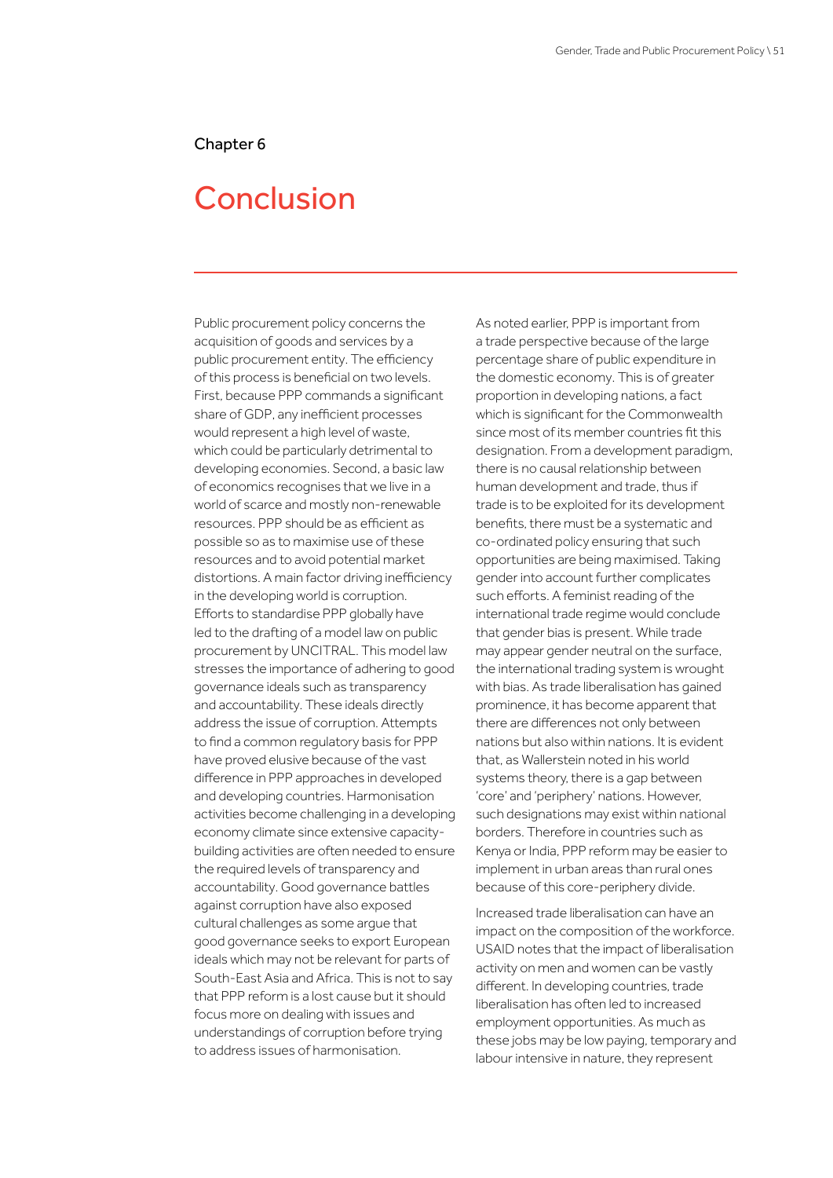Chapter 6

# Conclusion

Public procurement policy concerns the acquisition of goods and services by a public procurement entity. The efficiency of this process is beneficial on two levels. First, because PPP commands a significant share of GDP, any inefficient processes would represent a high level of waste, which could be particularly detrimental to developing economies. Second, a basic law of economics recognises that we live in a world of scarce and mostly non-renewable resources. PPP should be as efficient as possible so as to maximise use of these resources and to avoid potential market distortions. A main factor driving inefficiency in the developing world is corruption. Efforts to standardise PPP globally have led to the drafting of a model law on public procurement by UNCITRAL. This model law stresses the importance of adhering to good governance ideals such as transparency and accountability. These ideals directly address the issue of corruption. Attempts to find a common regulatory basis for PPP have proved elusive because of the vast difference in PPP approaches in developed and developing countries. Harmonisation activities become challenging in a developing economy climate since extensive capacity-building activities are often needed to ensure the required levels of transparency and accountability. Good governance battles against corruption have also exposed cultural challenges as some argue that good governance seeks to export European ideals which may not be relevant for parts of South-East Asia and Africa. This is not to say that PPP reform is a lost cause but it should focus more on dealing with issues and understandings of corruption before trying to address issues of harmonisation.

As noted earlier, PPP is important from a trade perspective because of the large percentage share of public expenditure in the domestic economy. This is of greater proportion in developing nations, a fact which is significant for the Commonwealth since most of its member countries fit this designation. From a development paradigm, there is no causal relationship between human development and trade, thus if trade is to be exploited for its development benefits, there must be a systematic and co-ordinated policy ensuring that such opportunities are being maximised. Taking gender into account further complicates such efforts. A feminist reading of the international trade regime would conclude that gender bias is present. While trade may appear gender neutral on the surface, the international trading system is wrought with bias. As trade liberalisation has gained prominence, it has become apparent that there are differences not only between nations but also within nations. It is evident that, as Wallerstein noted in his world systems theory, there is a gap between 'core' and 'periphery' nations. However, such designations may exist within national borders. Therefore in countries such as Kenya or India, PPP reform may be easier to implement in urban areas than rural ones because of this core-periphery divide.

Increased trade liberalisation can have an impact on the composition of the workforce. USAID notes that the impact of liberalisation activity on men and women can be vastly different. In developing countries, trade liberalisation has often led to increased employment opportunities. As much as these jobs may be low paying, temporary and labour intensive in nature, they represent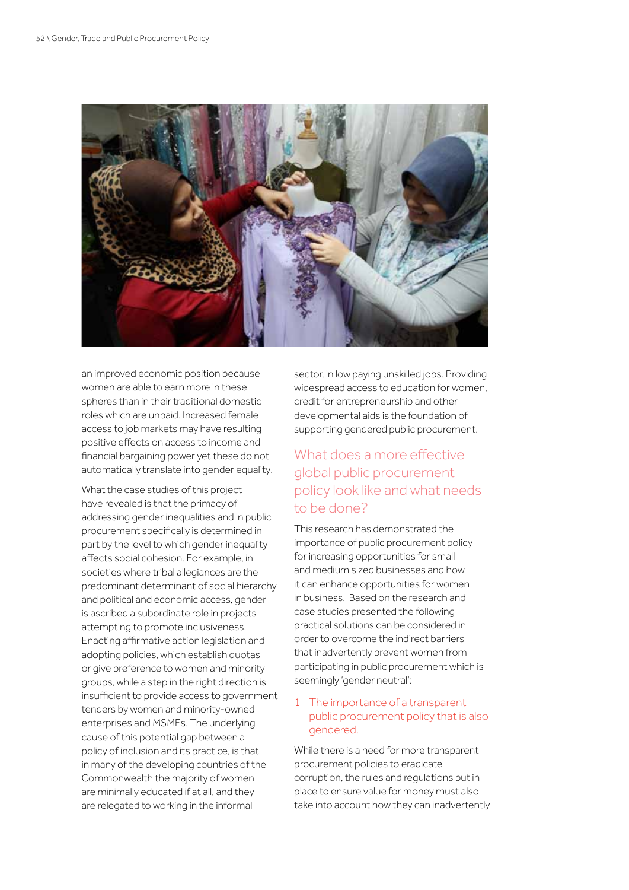an improved economic position because women are able to earn more in these spheres than in their traditional domestic roles which are unpaid. Increased female access to job markets may have resulting positive effects on access to income and financial bargaining power yet these do not automatically translate into gender equality.

What the case studies of this project have revealed is that the primacy of addressing gender inequalities and in public procurement specifically is determined in part by the level to which gender inequality affects social cohesion. For example, in societies where tribal allegiances are the predominant determinant of social hierarchy and political and economic access, gender is ascribed a subordinate role in projects attempting to promote inclusiveness. Enacting affirmative action legislation and adopting policies, which establish quotas or give preference to women and minority groups, while a step in the right direction is insufficient to provide access to government tenders by women and minority-owned enterprises and MSMEs. The underlying cause of this potential gap between a policy of inclusion and its practice, is that in many of the developing countries of the Commonwealth the majority of women are minimally educated if at all, and they are relegated to working in the informal sector, in low paying unskilled jobs. Providing widespread access to education for women, credit for entrepreneurship and other developmental aids is the foundation of supporting gendered public procurement.

## What does a more effective global public procurement policy look like and what needs to be done?

This research has demonstrated the importance of public procurement policy for increasing opportunities for small and medium sized businesses and how it can enhance opportunities for women in business. Based on the research and case studies presented the following practical solutions can be considered in order to overcome the indirect barriers that inadvertently prevent women from participating in public procurement which is seemingly 'gender neutral':

### 1 The importance of a transparent public procurement policy that is also gendered.

While there is a need for more transparent procurement policies to eradicate corruption, the rules and regulations put in place to ensure value for money must also take into account how they can inadvertently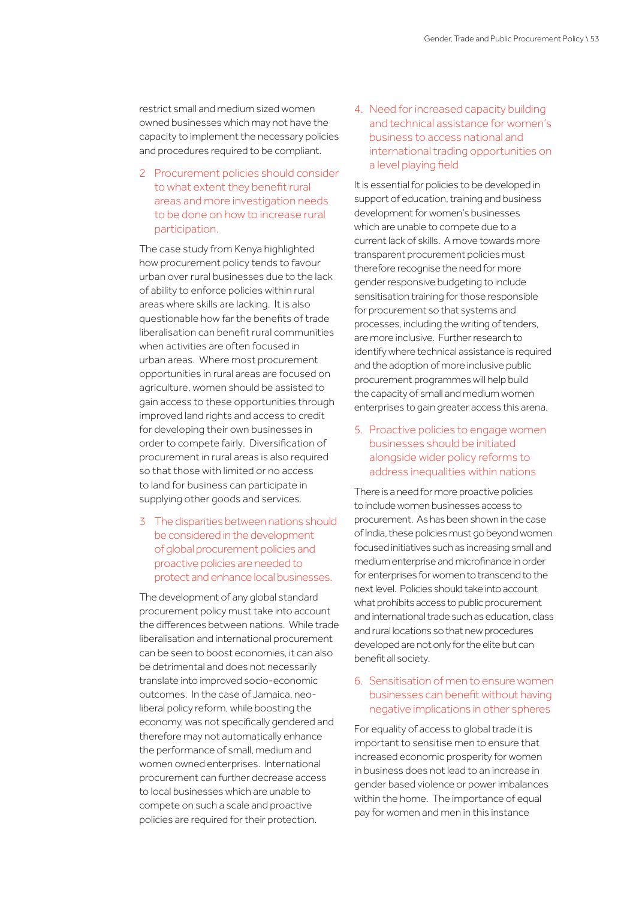restrict small and medium sized women owned businesses which may not have the capacity to implement the necessary policies and procedures required to be compliant.

### 2 Procurement policies should consider to what extent they benefit rural areas and more investigation needs to be done on how to increase rural participation.

The case study from Kenya highlighted how procurement policy tends to favour urban over rural businesses due to the lack of ability to enforce policies within rural areas where skills are lacking. It is also questionable how far the benefits of trade liberalisation can benefit rural communities when activities are often focused in urban areas. Where most procurement opportunities in rural areas are focused on agriculture, women should be assisted to gain access to these opportunities through improved land rights and access to credit for developing their own businesses in order to compete fairly. Diversification of procurement in rural areas is also required so that those with limited or no access to land for business can participate in supplying other goods and services.

### 3 The disparities between nations should be considered in the development of global procurement policies and proactive policies are needed to protect and enhance local businesses.

The development of any global standard procurement policy must take into account the differences between nations. While trade liberalisation and international procurement can be seen to boost economies, it can also be detrimental and does not necessarily translate into improved socio-economic outcomes. In the case of Jamaica, neo-liberal policy reform, while boosting the economy, was not specifically gendered and therefore may not automatically enhance the performance of small, medium and women owned enterprises. International procurement can further decrease access to local businesses which are unable to compete on such a scale and proactive policies are required for their protection.

### 4. Need for increased capacity building and technical assistance for women's business to access national and international trading opportunities on a level playing field

It is essential for policies to be developed in support of education, training and business development for women's businesses which are unable to compete due to a current lack of skills. A move towards more transparent procurement policies must therefore recognise the need for more gender responsive budgeting to include sensitisation training for those responsible for procurement so that systems and processes, including the writing of tenders, are more inclusive. Further research to identify where technical assistance is required and the adoption of more inclusive public procurement programmes will help build the capacity of small and medium women enterprises to gain greater access this arena.

### 5. Proactive policies to engage women businesses should be initiated alongside wider policy reforms to address inequalities within nations

There is a need for more proactive policies to include women businesses access to procurement. As has been shown in the case of India, these policies must go beyond women focused initiatives such as increasing small and medium enterprise and microfinance in order for enterprises for women to transcend to the next level. Policies should take into account what prohibits access to public procurement and international trade such as education, class and rural locations so that new procedures developed are not only for the elite but can benefit all society.

### 6. Sensitisation of men to ensure women businesses can benefit without having negative implications in other spheres

For equality of access to global trade it is important to sensitise men to ensure that increased economic prosperity for women in business does not lead to an increase in gender based violence or power imbalances within the home. The importance of equal pay for women and men in this instance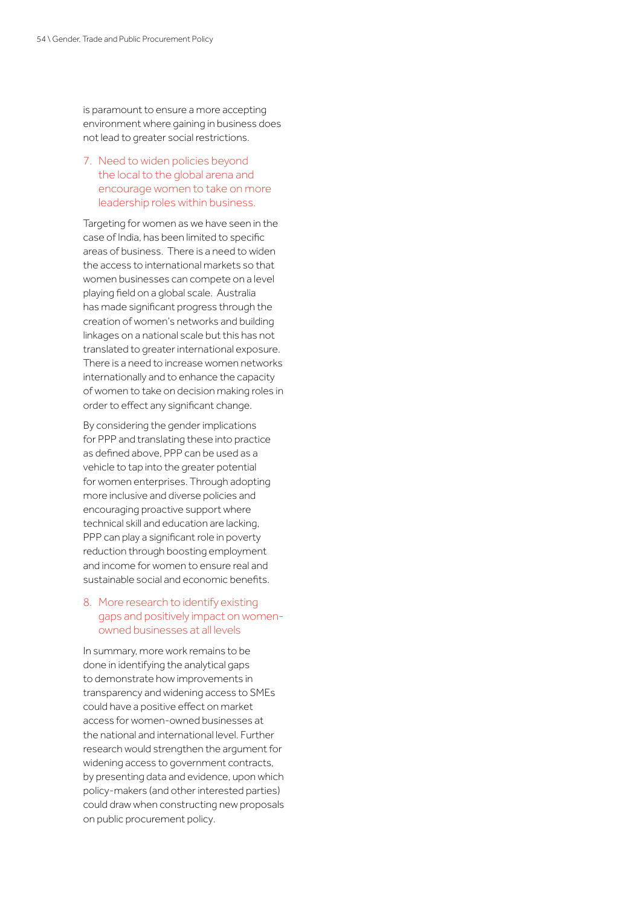is paramount to ensure a more accepting environment where gaining in business does not lead to greater social restrictions.

### 7. Need to widen policies beyond the local to the global arena and encourage women to take on more leadership roles within business.

Targeting for women as we have seen in the case of India, has been limited to specific areas of business. There is a need to widen the access to international markets so that women businesses can compete on a level playing field on a global scale. Australia has made significant progress through the creation of women's networks and building linkages on a national scale but this has not translated to greater international exposure. There is a need to increase women networks internationally and to enhance the capacity of women to take on decision making roles in order to effect any significant change.

By considering the gender implications for PPP and translating these into practice as defined above, PPP can be used as a vehicle to tap into the greater potential for women enterprises. Through adopting more inclusive and diverse policies and encouraging proactive support where technical skill and education are lacking, PPP can play a significant role in poverty reduction through boosting employment and income for women to ensure real and sustainable social and economic benefits.

### 8. More research to identify existing gaps and positively impact on women-owned businesses at all levels

In summary, more work remains to be done in identifying the analytical gaps to demonstrate how improvements in transparency and widening access to SMEs could have a positive effect on market access for women-owned businesses at the national and international level. Further research would strengthen the argument for widening access to government contracts, by presenting data and evidence, upon which policy-makers (and other interested parties) could draw when constructing new proposals on public procurement policy.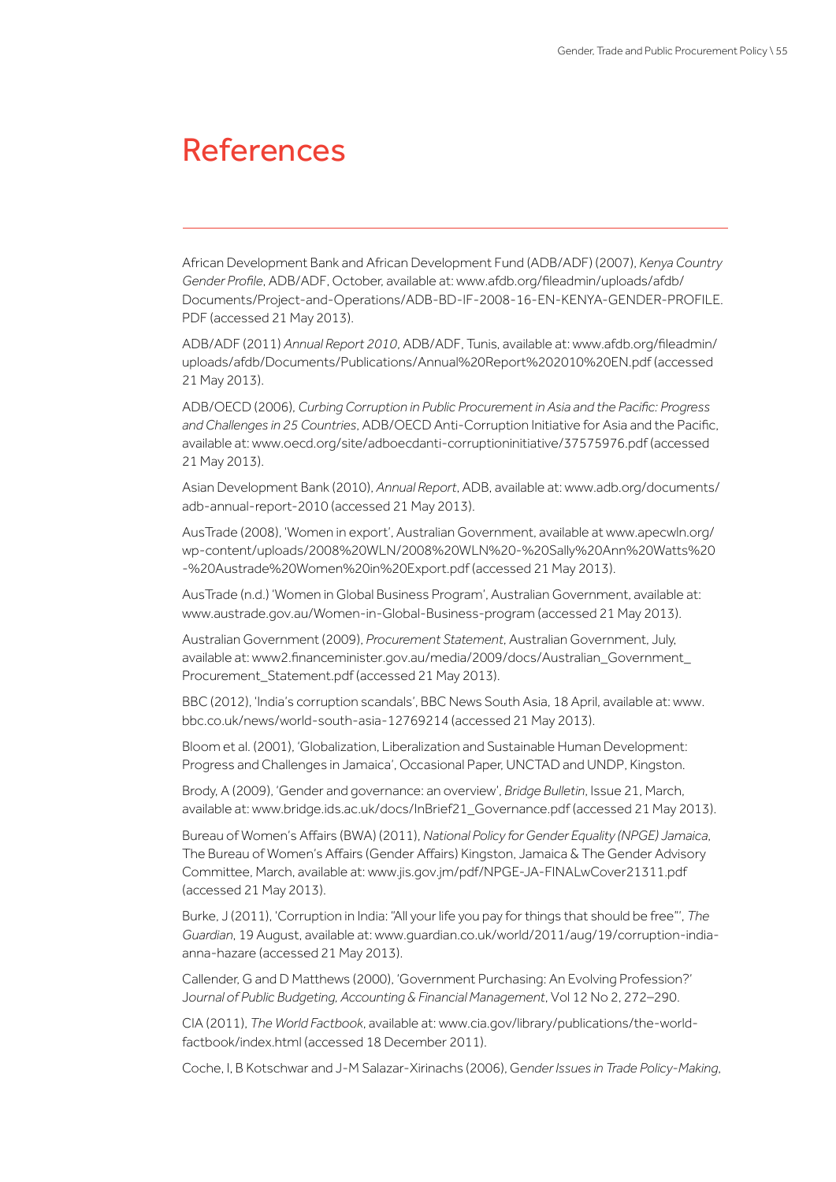# References

African Development Bank and African Development Fund (ADB/ADF) (2007), *Kenya Country Gender Profile*, ADB/ADF, October, available at: www.afdb.org/fileadmin/uploads/afdb/Documents/Project-and-Operations/ADB-BD-IF-2008-16-EN-KENYA-GENDER-PROFILE.PDF (accessed 21 May 2013).

ADB/ADF (2011) *Annual Report 2010*, ADB/ADF, Tunis, available at: www.afdb.org/fileadmin/uploads/afdb/Documents/Publications/Annual%20Report%202010%20EN.pdf (accessed 21 May 2013).

ADB/OECD (2006), *Curbing Corruption in Public Procurement in Asia and the Pacific: Progress and Challenges in 25 Countries*, ADB/OECD Anti-Corruption Initiative for Asia and the Pacific, available at: www.oecd.org/site/adboecdanti-corruptioninitiative/37575976.pdf (accessed 21 May 2013).

Asian Development Bank (2010), *Annual Report*, ADB, available at: www.adb.org/documents/adb-annual-report-2010 (accessed 21 May 2013).

AusTrade (2008), 'Women in export', Australian Government, available at www.apecwln.org/wp-content/uploads/2008%20WLN/2008%20WLN%20-%20Sally%20Ann%20Watts%20-%20Austrade%20Women%20in%20Export.pdf (accessed 21 May 2013).

AusTrade (n.d.) 'Women in Global Business Program', Australian Government, available at: www.austrade.gov.au/Women-in-Global-Business-program (accessed 21 May 2013).

Australian Government (2009), *Procurement Statement*, Australian Government, July, available at: www2.financeminister.gov.au/media/2009/docs/Australian_Government_Procurement_Statement.pdf (accessed 21 May 2013).

BBC (2012), 'India's corruption scandals', BBC News South Asia, 18 April, available at: www.bbc.co.uk/news/world-south-asia-12769214 (accessed 21 May 2013).

Bloom et al. (2001), 'Globalization, Liberalization and Sustainable Human Development: Progress and Challenges in Jamaica', Occasional Paper, UNCTAD and UNDP, Kingston.

Brody, A (2009), 'Gender and governance: an overview', *Bridge Bulletin*, Issue 21, March, available at: www.bridge.ids.ac.uk/docs/InBrief21_Governance.pdf (accessed 21 May 2013).

Bureau of Women's Affairs (BWA) (2011), *National Policy for Gender Equality (NPGE) Jamaica*, The Bureau of Women's Affairs (Gender Affairs) Kingston, Jamaica & The Gender Advisory Committee, March, available at: www.jis.gov.jm/pdf/NPGE-JA-FINALwCover21311.pdf (accessed 21 May 2013).

Burke, J (2011), 'Corruption in India: "All your life you pay for things that should be free"', *The Guardian*, 19 August, available at: www.guardian.co.uk/world/2011/aug/19/corruption-india-anna-hazare (accessed 21 May 2013).

Callender, G and D Matthews (2000), 'Government Purchasing: An Evolving Profession?' *Journal of Public Budgeting, Accounting & Financial Management*, Vol 12 No 2, 272–290.

CIA (2011), *The World Factbook*, available at: www.cia.gov/library/publications/the-world-factbook/index.html (accessed 18 December 2011).

Coche, I, B Kotschwar and J-M Salazar-Xirinachs (2006), *Gender Issues in Trade Policy-Making*,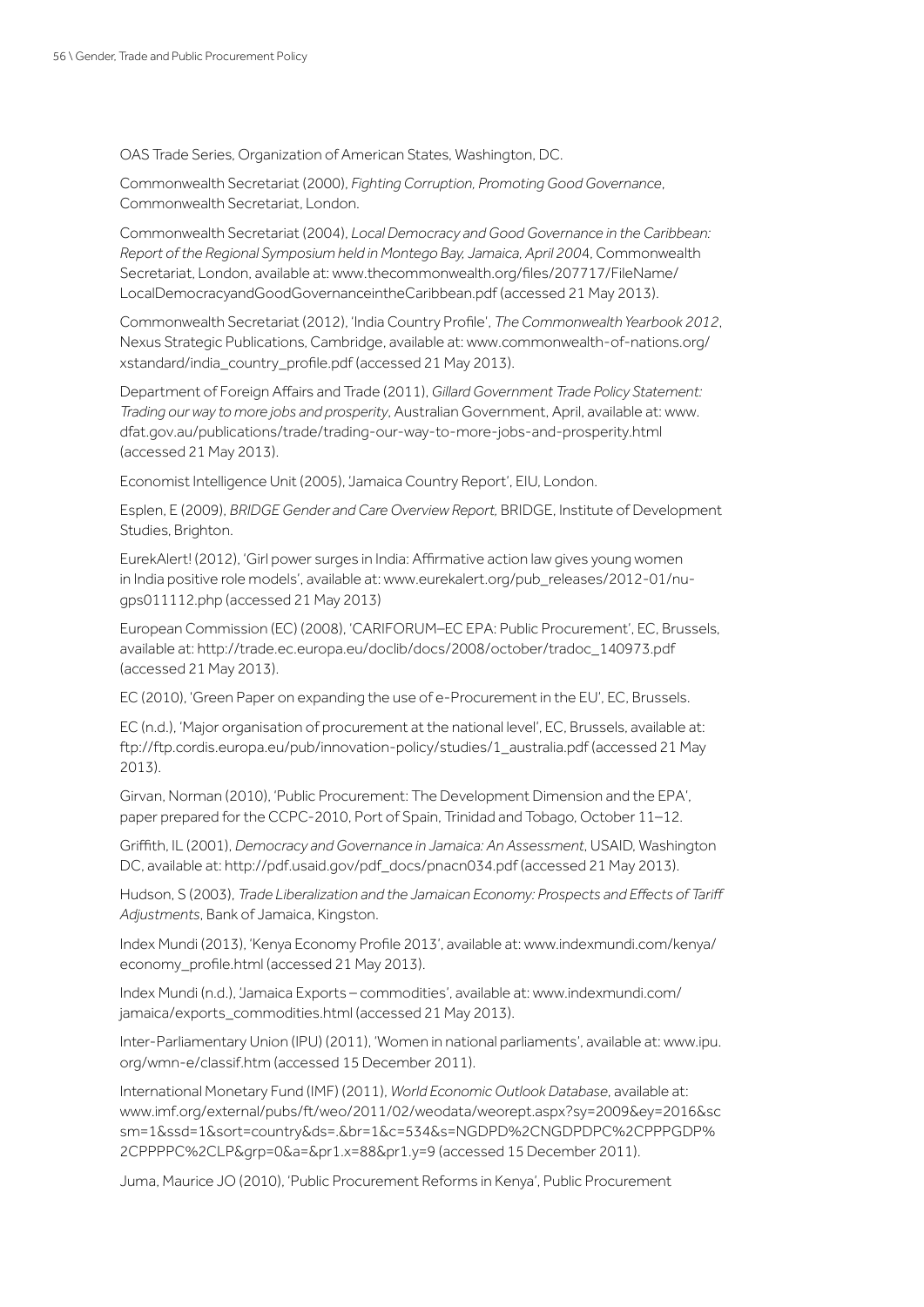OAS Trade Series, Organization of American States, Washington, DC.

Commonwealth Secretariat (2000), *Fighting Corruption, Promoting Good Governance*, Commonwealth Secretariat, London.

Commonwealth Secretariat (2004), *Local Democracy and Good Governance in the Caribbean: Report of the Regional Symposium held in Montego Bay, Jamaica, April 2004*, Commonwealth Secretariat, London, available at: www.thecommonwealth.org/files/207717/FileName/LocalDemocracyandGoodGovernanceintheCaribbean.pdf (accessed 21 May 2013).

Commonwealth Secretariat (2012), 'India Country Profile', *The Commonwealth Yearbook 2012*, Nexus Strategic Publications, Cambridge, available at: www.commonwealth-of-nations.org/xstandard/india_country_profile.pdf (accessed 21 May 2013).

Department of Foreign Affairs and Trade (2011), *Gillard Government Trade Policy Statement: Trading our way to more jobs and prosperity*, Australian Government, April, available at: www.dfat.gov.au/publications/trade/trading-our-way-to-more-jobs-and-prosperity.html (accessed 21 May 2013).

Economist Intelligence Unit (2005), 'Jamaica Country Report', EIU, London.

Esplen, E (2009), *BRIDGE Gender and Care Overview Report*, BRIDGE, Institute of Development Studies, Brighton.

EurekAlert! (2012), 'Girl power surges in India: Affirmative action law gives young women in India positive role models', available at: www.eurekalert.org/pub_releases/2012-01/nu-gps011112.php (accessed 21 May 2013)

European Commission (EC) (2008), 'CARIFORUM–EC EPA: Public Procurement', EC, Brussels, available at: http://trade.ec.europa.eu/doclib/docs/2008/october/tradoc_140973.pdf (accessed 21 May 2013).

EC (2010), 'Green Paper on expanding the use of e-Procurement in the EU', EC, Brussels.

EC (n.d.), 'Major organisation of procurement at the national level', EC, Brussels, available at: ftp://ftp.cordis.europa.eu/pub/innovation-policy/studies/1_australia.pdf (accessed 21 May 2013).

Girvan, Norman (2010), 'Public Procurement: The Development Dimension and the EPA', paper prepared for the CCPC-2010, Port of Spain, Trinidad and Tobago, October 11–12.

Griffith, IL (2001), *Democracy and Governance in Jamaica: An Assessment*, USAID, Washington DC, available at: http://pdf.usaid.gov/pdf_docs/pnacn034.pdf (accessed 21 May 2013).

Hudson, S (2003), *Trade Liberalization and the Jamaican Economy: Prospects and Effects of Tariff Adjustments*, Bank of Jamaica, Kingston.

Index Mundi (2013), 'Kenya Economy Profile 2013', available at: www.indexmundi.com/kenya/economy_profile.html (accessed 21 May 2013).

Index Mundi (n.d.), 'Jamaica Exports – commodities', available at: www.indexmundi.com/jamaica/exports_commodities.html (accessed 21 May 2013).

Inter-Parliamentary Union (IPU) (2011), 'Women in national parliaments', available at: www.ipu.org/wmn-e/classif.htm (accessed 15 December 2011).

International Monetary Fund (IMF) (2011), *World Economic Outlook Database*, available at: www.imf.org/external/pubs/ft/weo/2011/02/weodata/weorept.aspx?sy=2009&ey=2016&scsm=1&ssd=1&sort=country&ds=.&br=1&c=534&s=NGDPD%2CNGDPDPC%2CPPPGDP%2CPPPPC%2CLP&grp=0&a=&pr1.x=88&pr1.y=9 (accessed 15 December 2011).

Juma, Maurice JO (2010), 'Public Procurement Reforms in Kenya', Public Procurement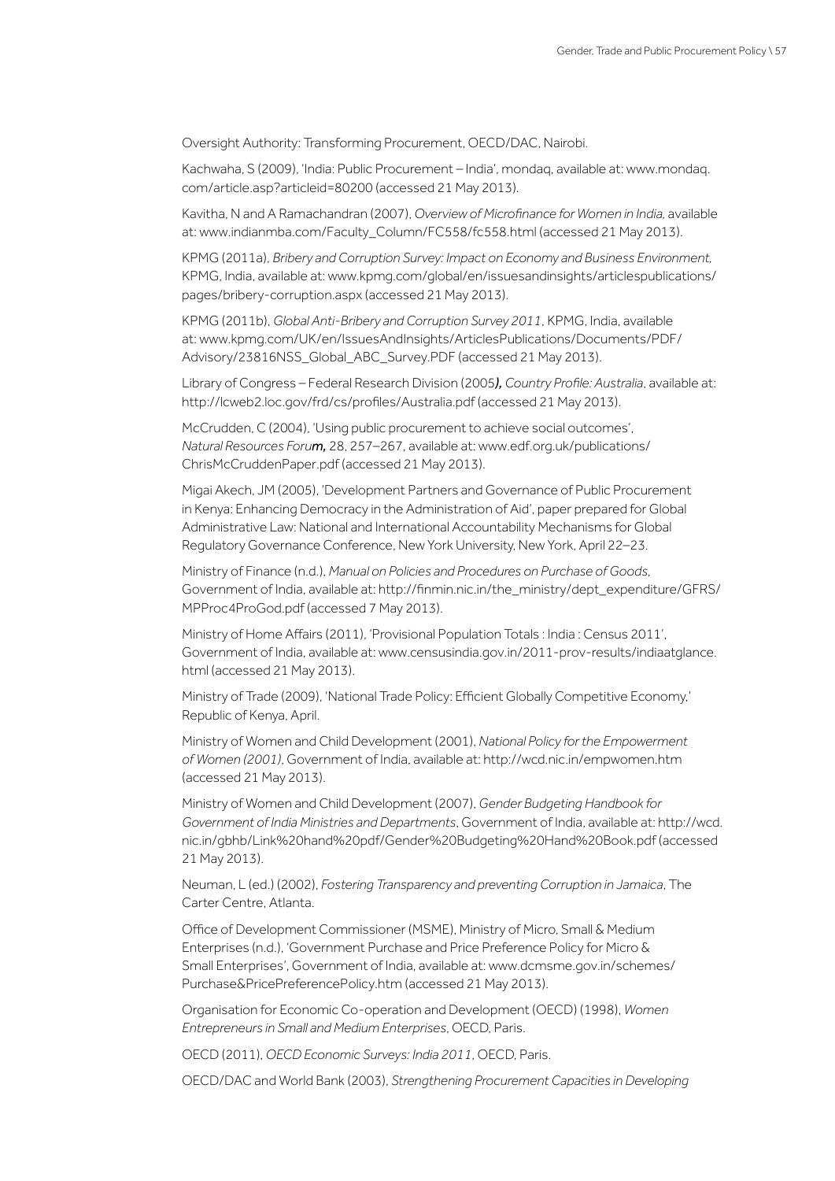Oversight Authority: Transforming Procurement, OECD/DAC, Nairobi.

Kachwaha, S (2009), 'India: Public Procurement – India', mondaq, available at: www.mondaq.com/article.asp?articleid=80200 (accessed 21 May 2013).

Kavitha, N and A Ramachandran (2007), *Overview of Microfinance for Women in India,* available at: www.indianmba.com/Faculty_Column/FC558/fc558.html (accessed 21 May 2013).

KPMG (2011a), *Bribery and Corruption Survey: Impact on Economy and Business Environment*, KPMG, India, available at: www.kpmg.com/global/en/issuesandinsights/articlespublications/pages/bribery-corruption.aspx (accessed 21 May 2013).

KPMG (2011b), *Global Anti-Bribery and Corruption Survey 2011*, KPMG, India, available at: www.kpmg.com/UK/en/IssuesAndInsights/ArticlesPublications/Documents/PDF/Advisory/23816NSS_Global_ABC_Survey.PDF (accessed 21 May 2013).

Library of Congress – Federal Research Division (2005***),*** *Country Profile: Australia*, available at: http://lcweb2.loc.gov/frd/cs/profiles/Australia.pdf (accessed 21 May 2013).

McCrudden, C (2004), 'Using public procurement to achieve social outcomes', *Natural Resources Foru**m,*** 28, 257–267, available at: www.edf.org.uk/publications/ChrisMcCruddenPaper.pdf (accessed 21 May 2013).

Migai Akech, JM (2005), 'Development Partners and Governance of Public Procurement in Kenya: Enhancing Democracy in the Administration of Aid', paper prepared for Global Administrative Law: National and International Accountability Mechanisms for Global Regulatory Governance Conference, New York University, New York, April 22–23.

Ministry of Finance (n.d.), *Manual on Policies and Procedures on Purchase of Goods*, Government of India, available at: http://finmin.nic.in/the_ministry/dept_expenditure/GFRS/MPProc4ProGod.pdf (accessed 7 May 2013).

Ministry of Home Affairs (2011), 'Provisional Population Totals : India : Census 2011', Government of India, available at: www.censusindia.gov.in/2011-prov-results/indiaatglance.html (accessed 21 May 2013).

Ministry of Trade (2009), 'National Trade Policy: Efficient Globally Competitive Economy,' Republic of Kenya, April.

Ministry of Women and Child Development (2001), *National Policy for the Empowerment of Women (2001)*, Government of India, available at: http://wcd.nic.in/empwomen.htm (accessed 21 May 2013).

Ministry of Women and Child Development (2007), *Gender Budgeting Handbook for Government of India Ministries and Departments*, Government of India, available at: http://wcd.nic.in/gbhb/Link%20hand%20pdf/Gender%20Budgeting%20Hand%20Book.pdf (accessed 21 May 2013).

Neuman, L (ed.) (2002), *Fostering Transparency and preventing Corruption in Jamaica*, The Carter Centre, Atlanta.

Office of Development Commissioner (MSME), Ministry of Micro, Small & Medium Enterprises (n.d.), 'Government Purchase and Price Preference Policy for Micro & Small Enterprises', Government of India, available at: www.dcmsme.gov.in/schemes/Purchase&PricePreferencePolicy.htm (accessed 21 May 2013).

Organisation for Economic Co-operation and Development (OECD) (1998), *Women Entrepreneurs in Small and Medium Enterprises*, OECD, Paris.

OECD (2011), *OECD Economic Surveys: India 2011*, OECD, Paris.

OECD/DAC and World Bank (2003), *Strengthening Procurement Capacities in Developing*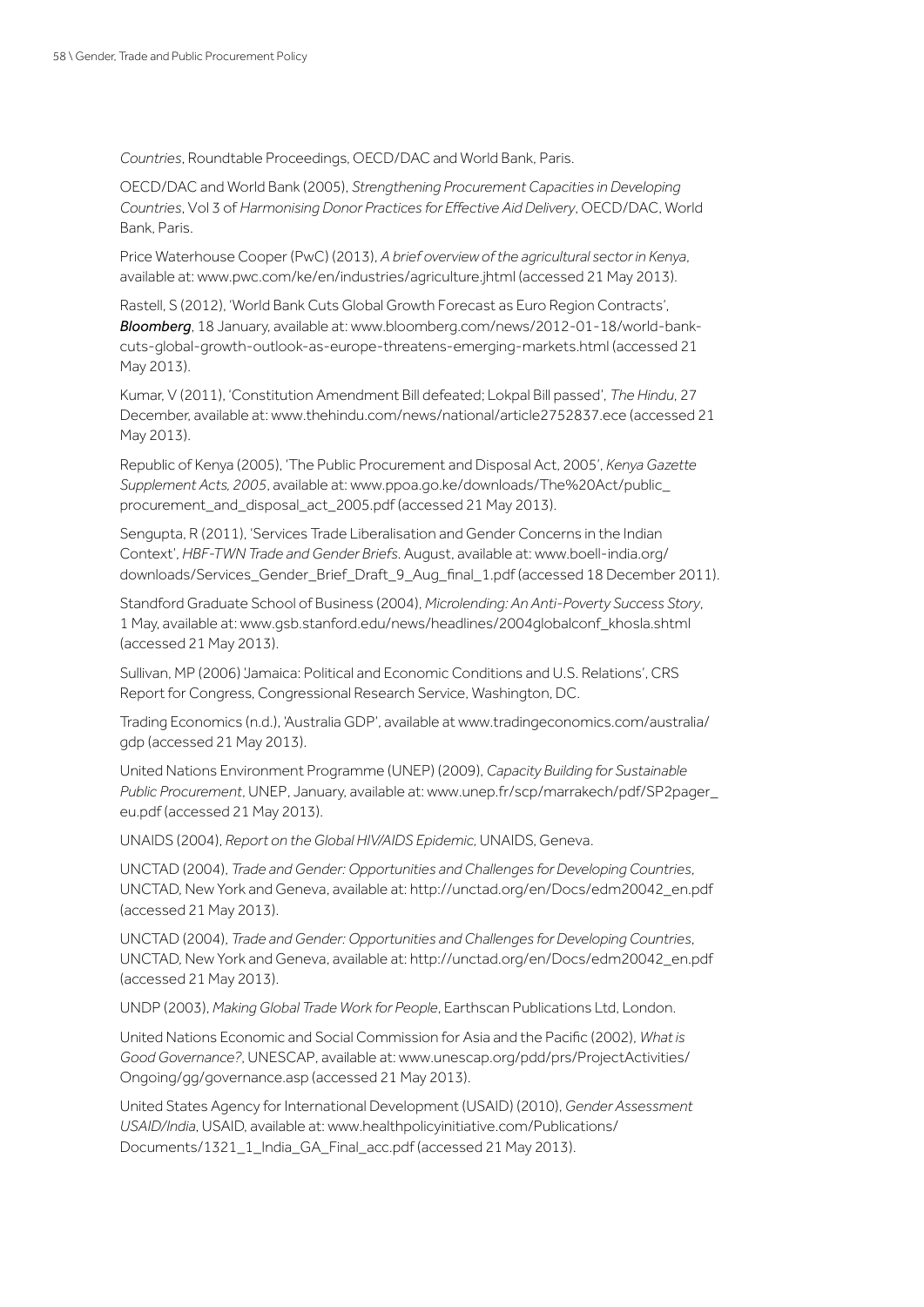*Countries*, Roundtable Proceedings, OECD/DAC and World Bank, Paris.

OECD/DAC and World Bank (2005), *Strengthening Procurement Capacities in Developing Countries*, Vol 3 of *Harmonising Donor Practices for Effective Aid Delivery*, OECD/DAC, World Bank, Paris.

Price Waterhouse Cooper (PwC) (2013), *A brief overview of the agricultural sector in Kenya*, available at: www.pwc.com/ke/en/industries/agriculture.jhtml (accessed 21 May 2013).

Rastell, S (2012), 'World Bank Cuts Global Growth Forecast as Euro Region Contracts', ***Bloomberg***, 18 January, available at: www.bloomberg.com/news/2012-01-18/world-bank-cuts-global-growth-outlook-as-europe-threatens-emerging-markets.html (accessed 21 May 2013).

Kumar, V (2011), 'Constitution Amendment Bill defeated; Lokpal Bill passed', *The Hindu*, 27 December, available at: www.thehindu.com/news/national/article2752837.ece (accessed 21 May 2013).

Republic of Kenya (2005), 'The Public Procurement and Disposal Act, 2005', *Kenya Gazette Supplement Acts, 2005*, available at: www.ppoa.go.ke/downloads/The%20Act/public_procurement_and_disposal_act_2005.pdf (accessed 21 May 2013).

Sengupta, R (2011), 'Services Trade Liberalisation and Gender Concerns in the Indian Context', *HBF-TWN Trade and Gender Briefs*. August, available at: www.boell-india.org/downloads/Services_Gender_Brief_Draft_9_Aug_final_1.pdf (accessed 18 December 2011).

Standford Graduate School of Business (2004), *Microlending: An Anti-Poverty Success Story*, 1 May, available at: www.gsb.stanford.edu/news/headlines/2004globalconf_khosla.shtml (accessed 21 May 2013).

Sullivan, MP (2006) 'Jamaica: Political and Economic Conditions and U.S. Relations', CRS Report for Congress, Congressional Research Service, Washington, DC.

Trading Economics (n.d.), 'Australia GDP', available at www.tradingeconomics.com/australia/gdp (accessed 21 May 2013).

United Nations Environment Programme (UNEP) (2009), *Capacity Building for Sustainable Public Procurement*, UNEP, January, available at: www.unep.fr/scp/marrakech/pdf/SP2pager_eu.pdf (accessed 21 May 2013).

UNAIDS (2004), *Report on the Global HIV/AIDS Epidemic*, UNAIDS, Geneva.

UNCTAD (2004), *Trade and Gender: Opportunities and Challenges for Developing Countries*, UNCTAD, New York and Geneva, available at: http://unctad.org/en/Docs/edm20042_en.pdf (accessed 21 May 2013).

UNCTAD (2004), *Trade and Gender: Opportunities and Challenges for Developing Countries*, UNCTAD, New York and Geneva, available at: http://unctad.org/en/Docs/edm20042_en.pdf (accessed 21 May 2013).

UNDP (2003), *Making Global Trade Work for People*, Earthscan Publications Ltd, London.

United Nations Economic and Social Commission for Asia and the Pacific (2002), *What is Good Governance?*, UNESCAP, available at: www.unescap.org/pdd/prs/ProjectActivities/Ongoing/gg/governance.asp (accessed 21 May 2013).

United States Agency for International Development (USAID) (2010), *Gender Assessment USAID/India*, USAID, available at: www.healthpolicyinitiative.com/Publications/Documents/1321_1_India_GA_Final_acc.pdf (accessed 21 May 2013).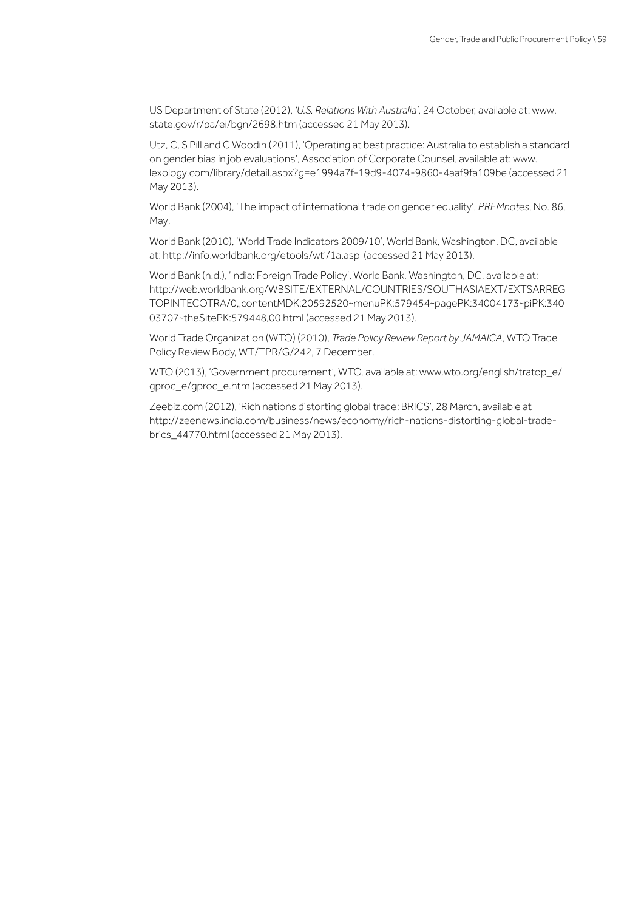US Department of State (2012), *'U.S. Relations With Australia'*, 24 October, available at: www.state.gov/r/pa/ei/bgn/2698.htm (accessed 21 May 2013).

Utz, C, S Pill and C Woodin (2011), 'Operating at best practice: Australia to establish a standard on gender bias in job evaluations', Association of Corporate Counsel, available at: www.lexology.com/library/detail.aspx?g=e1994a7f-19d9-4074-9860-4aaf9fa109be (accessed 21 May 2013).

World Bank (2004), 'The impact of international trade on gender equality', *PREMnotes*, No. 86, May.

World Bank (2010), 'World Trade Indicators 2009/10', World Bank, Washington, DC, available at: http://info.worldbank.org/etools/wti/1a.asp (accessed 21 May 2013).

World Bank (n.d.), 'India: Foreign Trade Policy', World Bank, Washington, DC, available at: http://web.worldbank.org/WBSITE/EXTERNAL/COUNTRIES/SOUTHASIAEXT/EXTSARREGTOPINTECOTRA/0,,contentMDK:20592520~menuPK:579454~pagePK:34004173~piPK:34003707~theSitePK:579448,00.html (accessed 21 May 2013).

World Trade Organization (WTO) (2010), *Trade Policy Review Report by JAMAICA*, WTO Trade Policy Review Body, WT/TPR/G/242, 7 December.

WTO (2013), 'Government procurement', WTO, available at: www.wto.org/english/tratop_e/gproc_e/gproc_e.htm (accessed 21 May 2013).

Zeebiz.com (2012), 'Rich nations distorting global trade: BRICS', 28 March, available at http://zeenews.india.com/business/news/economy/rich-nations-distorting-global-trade-brics_44770.html (accessed 21 May 2013).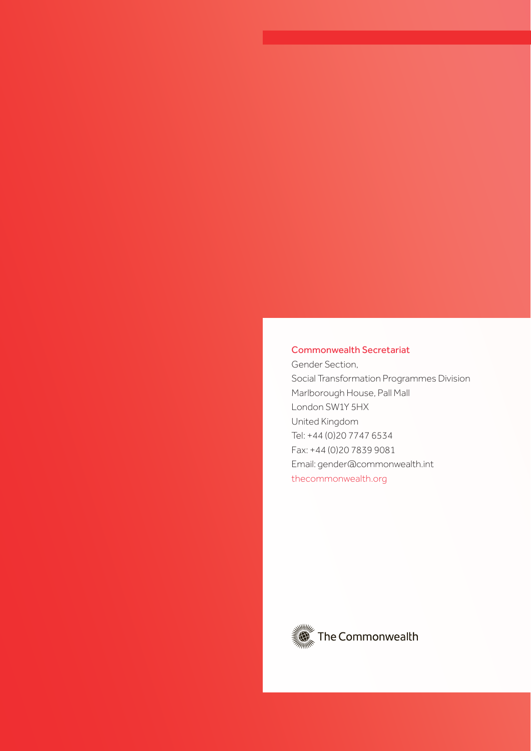Commonwealth Secretariat

Gender Section,
Social Transformation Programmes Division
Marlborough House, Pall Mall
London SW1Y 5HX
United Kingdom
Tel: +44 (0)20 7747 6534
Fax: +44 (0)20 7839 9081
Email: gender@commonwealth.int
thecommonwealth.org

The Commonwealth